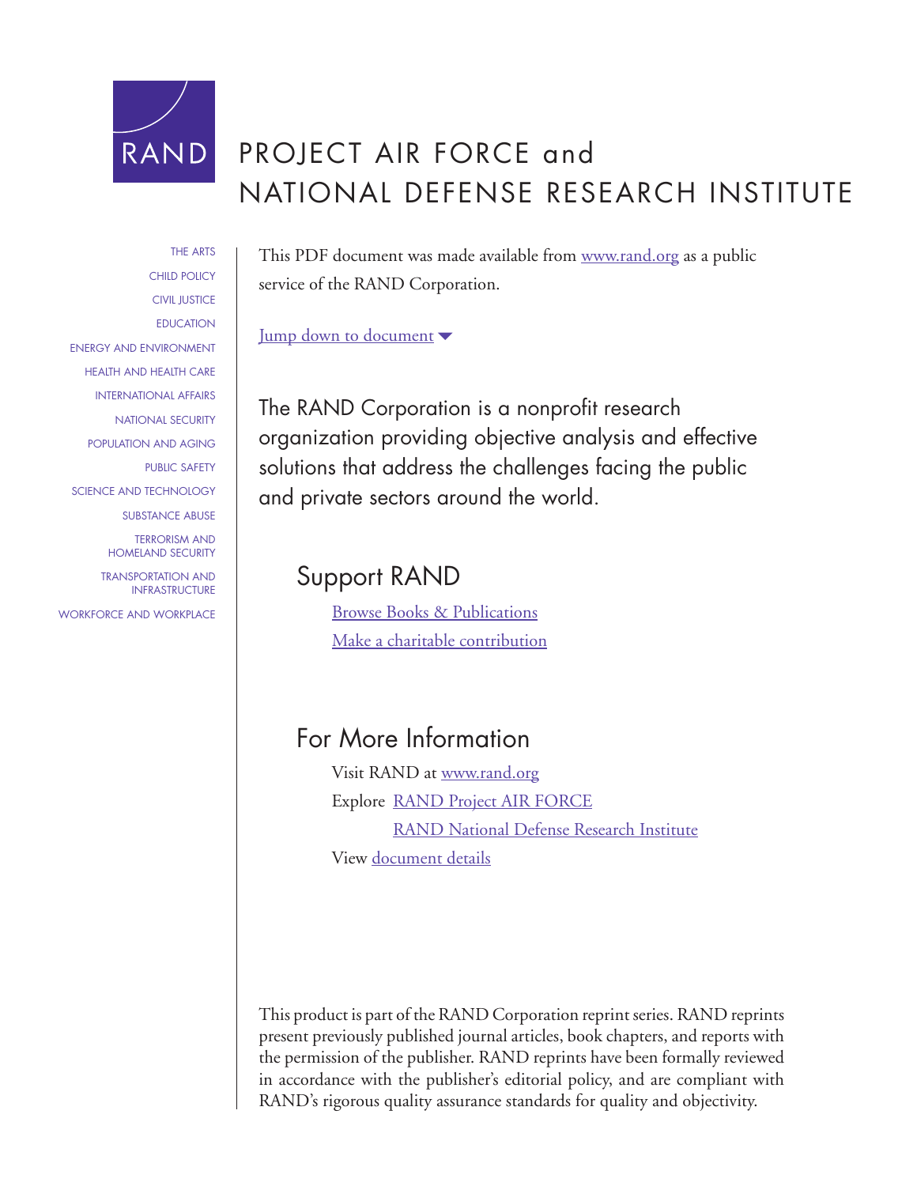RAND

# PROJECT AIR FORCE and NATIONAL DEFENSE RESEARCH INSTITUTE

THE ARTS
CHILD POLICY
CIVIL JUSTICE
EDUCATION
ENERGY AND ENVIRONMENT
HEALTH AND HEALTH CARE
INTERNATIONAL AFFAIRS
NATIONAL SECURITY
POPULATION AND AGING
PUBLIC SAFETY
SCIENCE AND TECHNOLOGY
SUBSTANCE ABUSE
TERRORISM AND HOMELAND SECURITY
TRANSPORTATION AND INFRASTRUCTURE
WORKFORCE AND WORKPLACE

This PDF document was made available from www.rand.org as a public service of the RAND Corporation.

Jump down to document

The RAND Corporation is a nonprofit research organization providing objective analysis and effective solutions that address the challenges facing the public and private sectors around the world.

## Support RAND

Browse Books & Publications

Make a charitable contribution

## For More Information

Visit RAND at www.rand.org

Explore RAND Project AIR FORCE

RAND National Defense Research Institute

View document details

This product is part of the RAND Corporation reprint series. RAND reprints present previously published journal articles, book chapters, and reports with the permission of the publisher. RAND reprints have been formally reviewed in accordance with the publisher's editorial policy, and are compliant with RAND's rigorous quality assurance standards for quality and objectivity.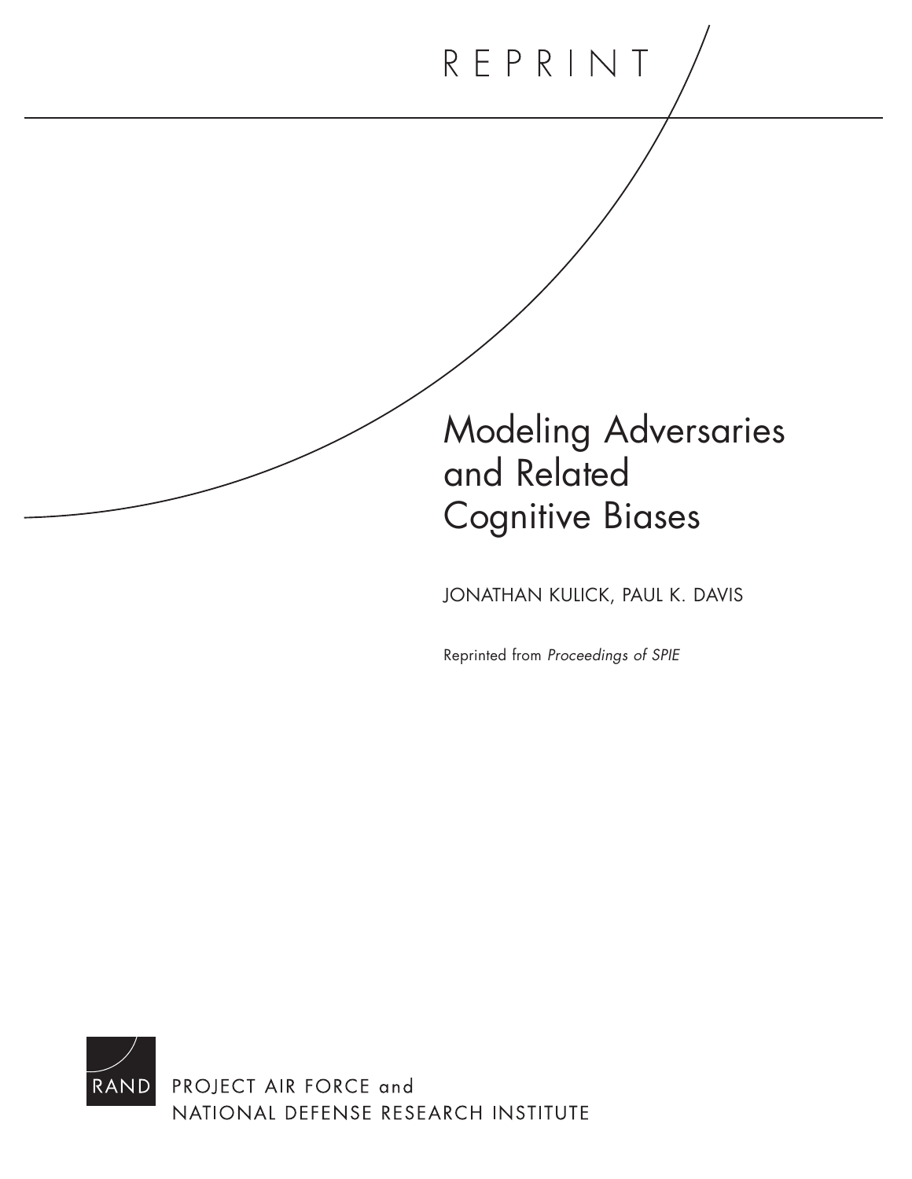REPRINT

# Modeling Adversaries and Related Cognitive Biases

JONATHAN KULICK, PAUL K. DAVIS

Reprinted from *Proceedings of SPIE*

RAND

PROJECT AIR FORCE and
NATIONAL DEFENSE RESEARCH INSTITUTE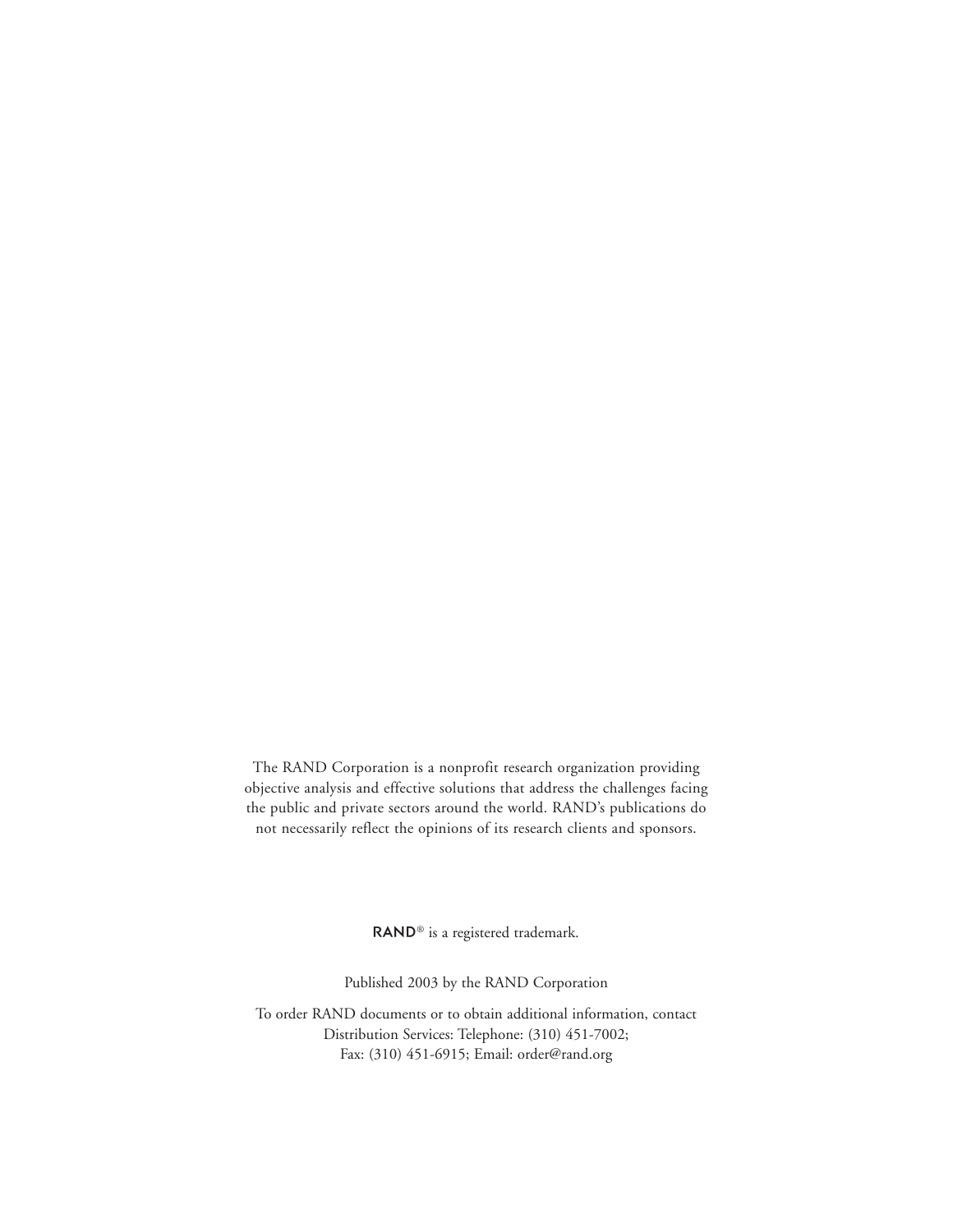The RAND Corporation is a nonprofit research organization providing objective analysis and effective solutions that address the challenges facing the public and private sectors around the world. RAND's publications do not necessarily reflect the opinions of its research clients and sponsors.

RAND® is a registered trademark.

Published 2003 by the RAND Corporation

To order RAND documents or to obtain additional information, contact Distribution Services: Telephone: (310) 451-7002; Fax: (310) 451-6915; Email: order@rand.org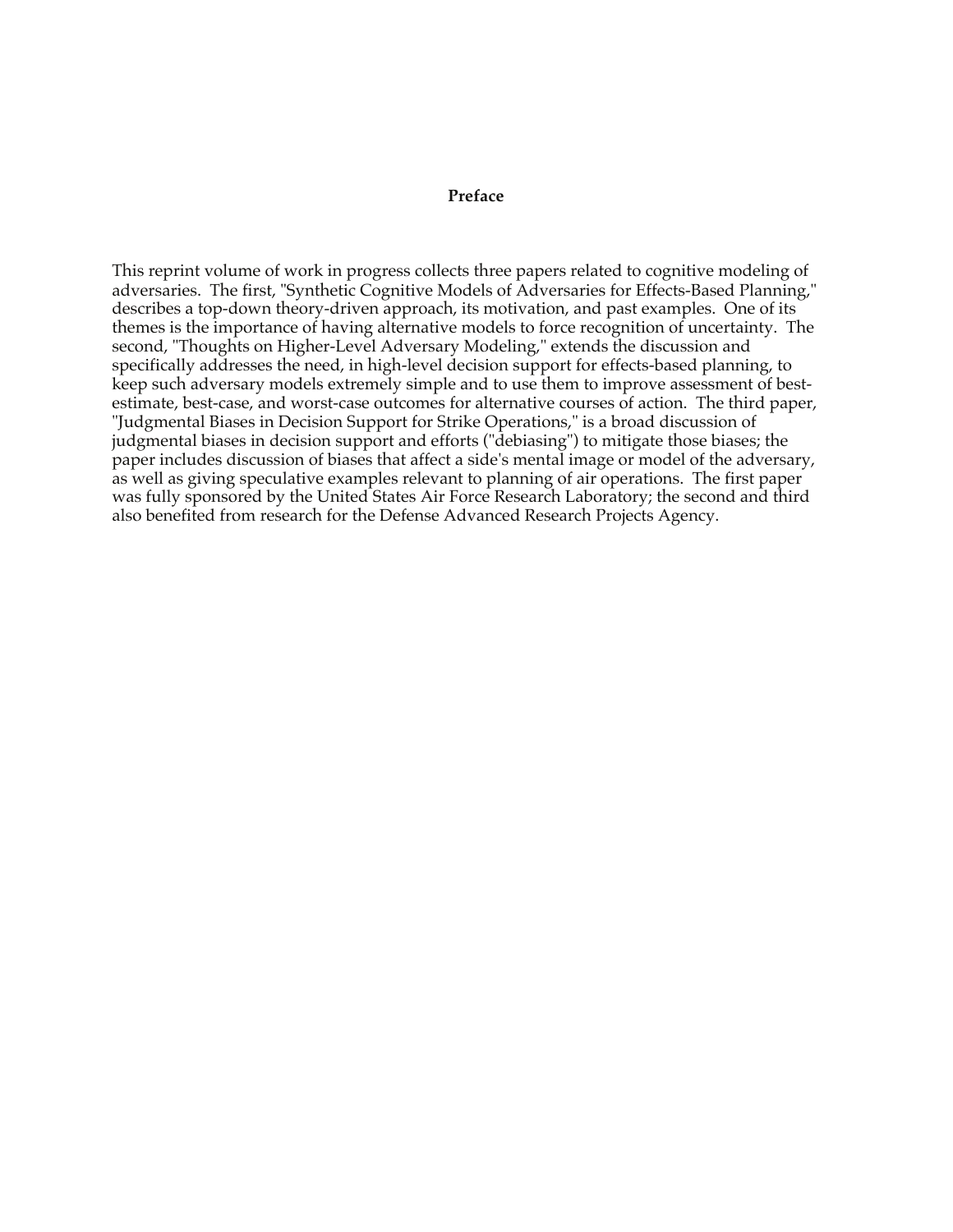# Preface

This reprint volume of work in progress collects three papers related to cognitive modeling of adversaries. The first, "Synthetic Cognitive Models of Adversaries for Effects-Based Planning," describes a top-down theory-driven approach, its motivation, and past examples. One of its themes is the importance of having alternative models to force recognition of uncertainty. The second, "Thoughts on Higher-Level Adversary Modeling," extends the discussion and specifically addresses the need, in high-level decision support for effects-based planning, to keep such adversary models extremely simple and to use them to improve assessment of best-estimate, best-case, and worst-case outcomes for alternative courses of action. The third paper, "Judgmental Biases in Decision Support for Strike Operations," is a broad discussion of judgmental biases in decision support and efforts ("debiasing") to mitigate those biases; the paper includes discussion of biases that affect a side's mental image or model of the adversary, as well as giving speculative examples relevant to planning of air operations. The first paper was fully sponsored by the United States Air Force Research Laboratory; the second and third also benefited from research for the Defense Advanced Research Projects Agency.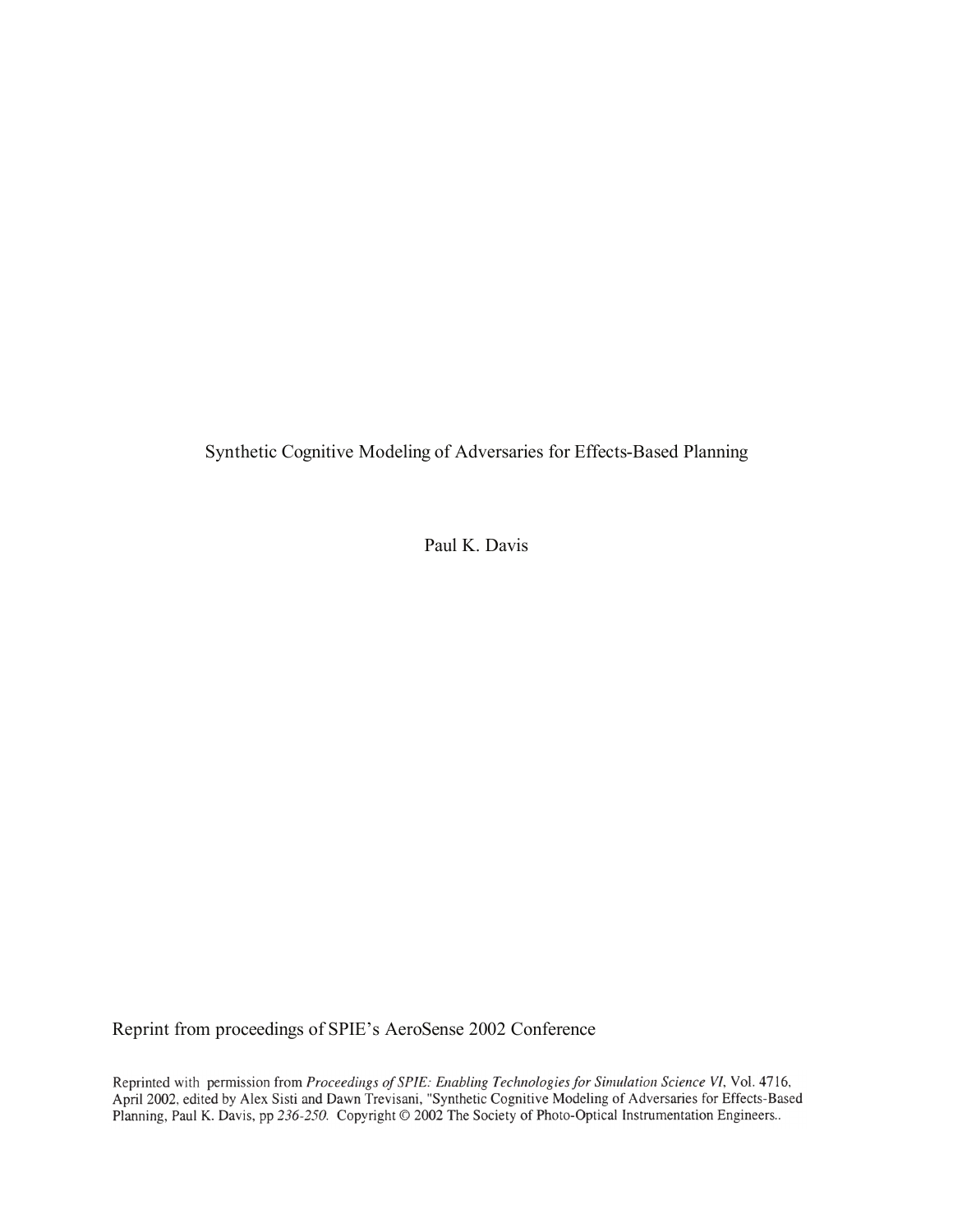# Synthetic Cognitive Modeling of Adversaries for Effects-Based Planning

Paul K. Davis

Reprint from proceedings of SPIE's AeroSense 2002 Conference

Reprinted with permission from *Proceedings of SPIE: Enabling Technologies for Simulation Science VI*, Vol. 4716, April 2002, edited by Alex Sisti and Dawn Trevisani, "Synthetic Cognitive Modeling of Adversaries for Effects-Based Planning, Paul K. Davis, pp *236-250*. Copyright © 2002 The Society of Photo-Optical Instrumentation Engineers..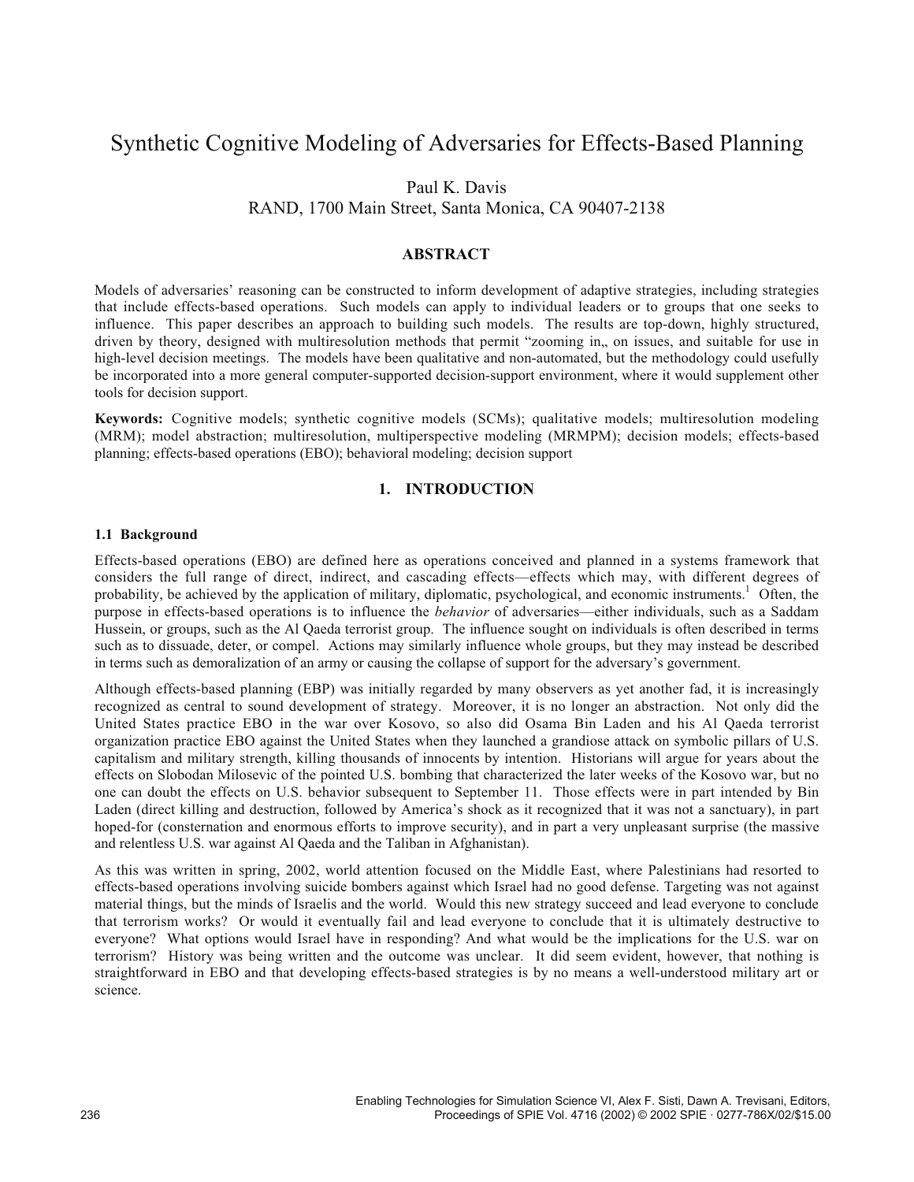# Synthetic Cognitive Modeling of Adversaries for Effects-Based Planning

Paul K. Davis
RAND, 1700 Main Street, Santa Monica, CA 90407-2138

## ABSTRACT

Models of adversaries' reasoning can be constructed to inform development of adaptive strategies, including strategies that include effects-based operations. Such models can apply to individual leaders or to groups that one seeks to influence. This paper describes an approach to building such models. The results are top-down, highly structured, driven by theory, designed with multiresolution methods that permit "zooming in„ on issues, and suitable for use in high-level decision meetings. The models have been qualitative and non-automated, but the methodology could usefully be incorporated into a more general computer-supported decision-support environment, where it would supplement other tools for decision support.

**Keywords:** Cognitive models; synthetic cognitive models (SCMs); qualitative models; multiresolution modeling (MRM); model abstraction; multiresolution, multiperspective modeling (MRMPM); decision models; effects-based planning; effects-based operations (EBO); behavioral modeling; decision support

## 1. INTRODUCTION

### 1.1 Background

Effects-based operations (EBO) are defined here as operations conceived and planned in a systems framework that considers the full range of direct, indirect, and cascading effects—effects which may, with different degrees of probability, be achieved by the application of military, diplomatic, psychological, and economic instruments.[1] Often, the purpose in effects-based operations is to influence the *behavior* of adversaries—either individuals, such as a Saddam Hussein, or groups, such as the Al Qaeda terrorist group. The influence sought on individuals is often described in terms such as to dissuade, deter, or compel. Actions may similarly influence whole groups, but they may instead be described in terms such as demoralization of an army or causing the collapse of support for the adversary's government.

Although effects-based planning (EBP) was initially regarded by many observers as yet another fad, it is increasingly recognized as central to sound development of strategy. Moreover, it is no longer an abstraction. Not only did the United States practice EBO in the war over Kosovo, so also did Osama Bin Laden and his Al Qaeda terrorist organization practice EBO against the United States when they launched a grandiose attack on symbolic pillars of U.S. capitalism and military strength, killing thousands of innocents by intention. Historians will argue for years about the effects on Slobodan Milosevic of the pointed U.S. bombing that characterized the later weeks of the Kosovo war, but no one can doubt the effects on U.S. behavior subsequent to September 11. Those effects were in part intended by Bin Laden (direct killing and destruction, followed by America's shock as it recognized that it was not a sanctuary), in part hoped-for (consternation and enormous efforts to improve security), and in part a very unpleasant surprise (the massive and relentless U.S. war against Al Qaeda and the Taliban in Afghanistan).

As this was written in spring, 2002, world attention focused on the Middle East, where Palestinians had resorted to effects-based operations involving suicide bombers against which Israel had no good defense. Targeting was not against material things, but the minds of Israelis and the world. Would this new strategy succeed and lead everyone to conclude that terrorism works? Or would it eventually fail and lead everyone to conclude that it is ultimately destructive to everyone? What options would Israel have in responding? And what would be the implications for the U.S. war on terrorism? History was being written and the outcome was unclear. It did seem evident, however, that nothing is straightforward in EBO and that developing effects-based strategies is by no means a well-understood military art or science.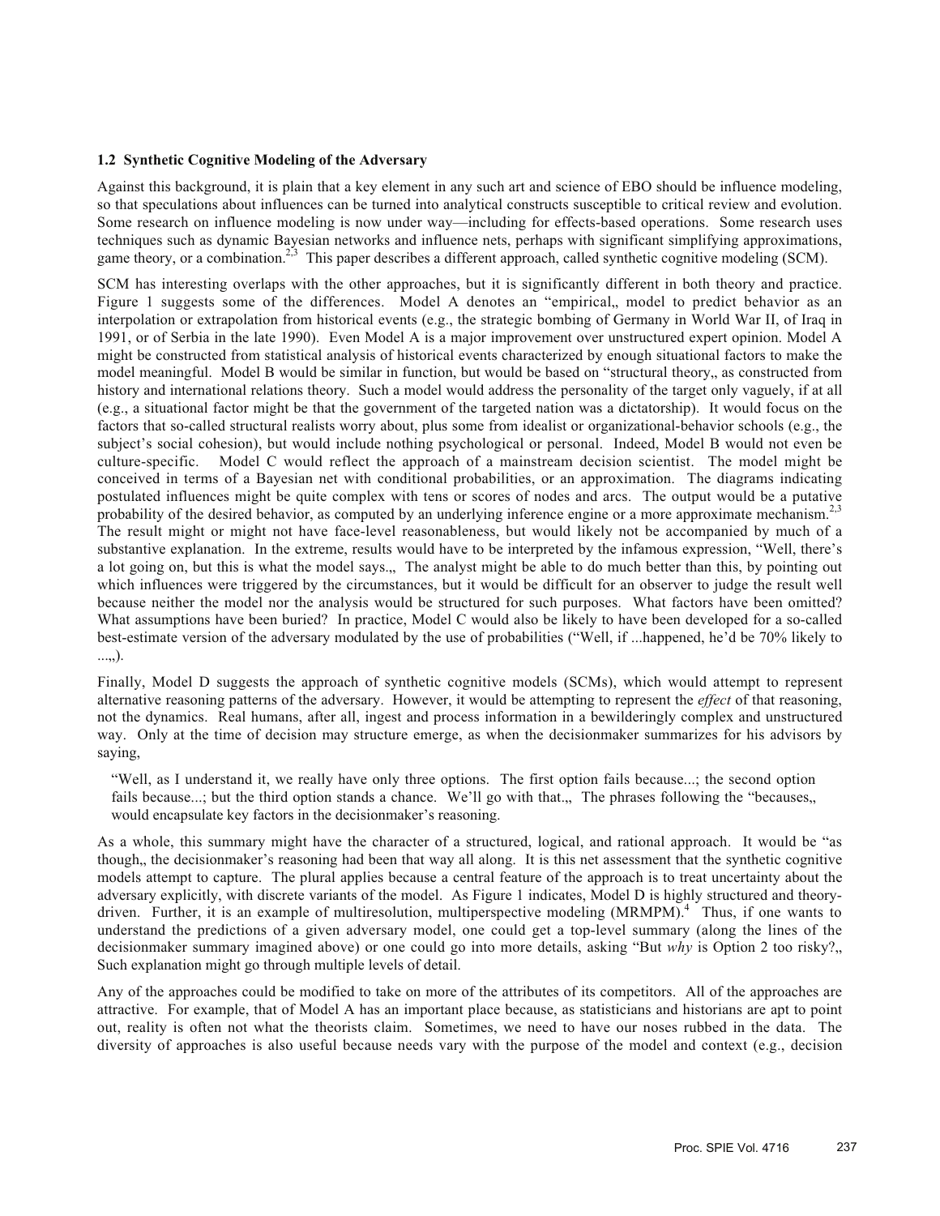### 1.2 Synthetic Cognitive Modeling of the Adversary

Against this background, it is plain that a key element in any such art and science of EBO should be influence modeling, so that speculations about influences can be turned into analytical constructs susceptible to critical review and evolution. Some research on influence modeling is now under way—including for effects-based operations. Some research uses techniques such as dynamic Bayesian networks and influence nets, perhaps with significant simplifying approximations, game theory, or a combination.[2,3] This paper describes a different approach, called synthetic cognitive modeling (SCM).

SCM has interesting overlaps with the other approaches, but it is significantly different in both theory and practice. Figure 1 suggests some of the differences. Model A denotes an "empirical„ model to predict behavior as an interpolation or extrapolation from historical events (e.g., the strategic bombing of Germany in World War II, of Iraq in 1991, or of Serbia in the late 1990). Even Model A is a major improvement over unstructured expert opinion. Model A might be constructed from statistical analysis of historical events characterized by enough situational factors to make the model meaningful. Model B would be similar in function, but would be based on "structural theory„ as constructed from history and international relations theory. Such a model would address the personality of the target only vaguely, if at all (e.g., a situational factor might be that the government of the targeted nation was a dictatorship). It would focus on the factors that so-called structural realists worry about, plus some from idealist or organizational-behavior schools (e.g., the subject's social cohesion), but would include nothing psychological or personal. Indeed, Model B would not even be culture-specific. Model C would reflect the approach of a mainstream decision scientist. The model might be conceived in terms of a Bayesian net with conditional probabilities, or an approximation. The diagrams indicating postulated influences might be quite complex with tens or scores of nodes and arcs. The output would be a putative probability of the desired behavior, as computed by an underlying inference engine or a more approximate mechanism.[2,3] The result might or might not have face-level reasonableness, but would likely not be accompanied by much of a substantive explanation. In the extreme, results would have to be interpreted by the infamous expression, "Well, there's a lot going on, but this is what the model says.„ The analyst might be able to do much better than this, by pointing out which influences were triggered by the circumstances, but it would be difficult for an observer to judge the result well because neither the model nor the analysis would be structured for such purposes. What factors have been omitted? What assumptions have been buried? In practice, Model C would also be likely to have been developed for a so-called best-estimate version of the adversary modulated by the use of probabilities ("Well, if ...happened, he'd be 70% likely to ...„).

Finally, Model D suggests the approach of synthetic cognitive models (SCMs), which would attempt to represent alternative reasoning patterns of the adversary. However, it would be attempting to represent the *effect* of that reasoning, not the dynamics. Real humans, after all, ingest and process information in a bewilderingly complex and unstructured way. Only at the time of decision may structure emerge, as when the decisionmaker summarizes for his advisors by saying,

> "Well, as I understand it, we really have only three options. The first option fails because...; the second option fails because...; but the third option stands a chance. We'll go with that.„ The phrases following the "becauses„ would encapsulate key factors in the decisionmaker's reasoning.

As a whole, this summary might have the character of a structured, logical, and rational approach. It would be "as though„ the decisionmaker's reasoning had been that way all along. It is this net assessment that the synthetic cognitive models attempt to capture. The plural applies because a central feature of the approach is to treat uncertainty about the adversary explicitly, with discrete variants of the model. As Figure 1 indicates, Model D is highly structured and theory-driven. Further, it is an example of multiresolution, multiperspective modeling (MRMPM).[4] Thus, if one wants to understand the predictions of a given adversary model, one could get a top-level summary (along the lines of the decisionmaker summary imagined above) or one could go into more details, asking "But *why* is Option 2 too risky?„ Such explanation might go through multiple levels of detail.

Any of the approaches could be modified to take on more of the attributes of its competitors. All of the approaches are attractive. For example, that of Model A has an important place because, as statisticians and historians are apt to point out, reality is often not what the theorists claim. Sometimes, we need to have our noses rubbed in the data. The diversity of approaches is also useful because needs vary with the purpose of the model and context (e.g., decision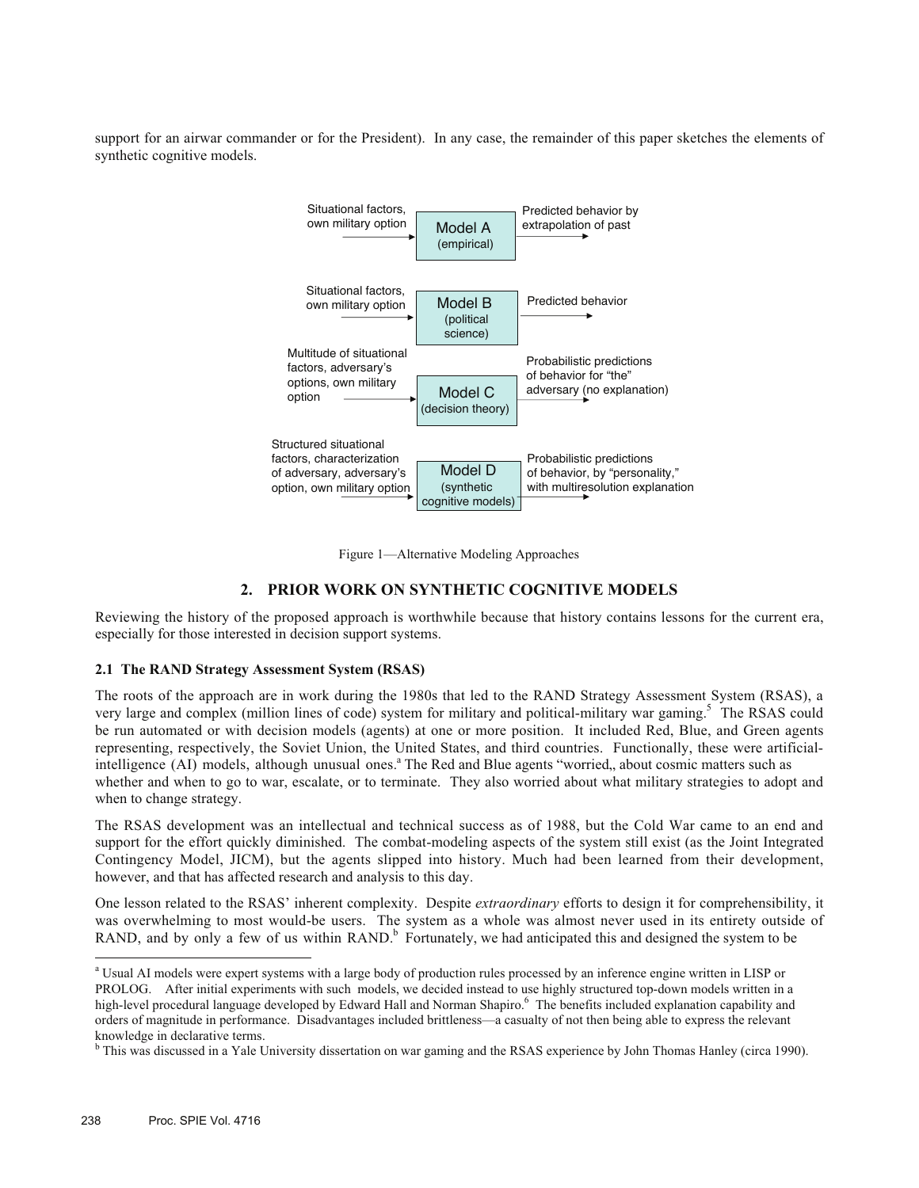support for an airwar commander or for the President). In any case, the remainder of this paper sketches the elements of synthetic cognitive models.

| Inputs | Model | Outputs |
| --- | --- | --- |
| Situational factors, own military option | Model A (empirical) | Predicted behavior by extrapolation of past |
| Situational factors, own military option | Model B (political science) | Predicted behavior |
| Multitude of situational factors, adversary's options, own military option | Model C (decision theory) | Probabilistic predictions of behavior for "the" adversary (no explanation) |
| Structured situational factors, characterization of adversary, adversary's option, own military option | Model D (synthetic cognitive models) | Probabilistic predictions of behavior, by "personality," with multiresolution explanation |

Figure 1—Alternative Modeling Approaches

## 2. PRIOR WORK ON SYNTHETIC COGNITIVE MODELS

Reviewing the history of the proposed approach is worthwhile because that history contains lessons for the current era, especially for those interested in decision support systems.

### 2.1 The RAND Strategy Assessment System (RSAS)

The roots of the approach are in work during the 1980s that led to the RAND Strategy Assessment System (RSAS), a very large and complex (million lines of code) system for military and political-military war gaming.[5] The RSAS could be run automated or with decision models (agents) at one or more position. It included Red, Blue, and Green agents representing, respectively, the Soviet Union, the United States, and third countries. Functionally, these were artificial-intelligence (AI) models, although unusual ones.[a] The Red and Blue agents "worried„ about cosmic matters such as whether and when to go to war, escalate, or to terminate. They also worried about what military strategies to adopt and when to change strategy.

The RSAS development was an intellectual and technical success as of 1988, but the Cold War came to an end and support for the effort quickly diminished. The combat-modeling aspects of the system still exist (as the Joint Integrated Contingency Model, JICM), but the agents slipped into history. Much had been learned from their development, however, and that has affected research and analysis to this day.

One lesson related to the RSAS' inherent complexity. Despite *extraordinary* efforts to design it for comprehensibility, it was overwhelming to most would-be users. The system as a whole was almost never used in its entirety outside of RAND, and by only a few of us within RAND.[b] Fortunately, we had anticipated this and designed the system to be

---

[a] Usual AI models were expert systems with a large body of production rules processed by an inference engine written in LISP or PROLOG. After initial experiments with such models, we decided instead to use highly structured top-down models written in a high-level procedural language developed by Edward Hall and Norman Shapiro.[6] The benefits included explanation capability and orders of magnitude in performance. Disadvantages included brittleness—a casualty of not then being able to express the relevant knowledge in declarative terms.

[b] This was discussed in a Yale University dissertation on war gaming and the RSAS experience by John Thomas Hanley (circa 1990).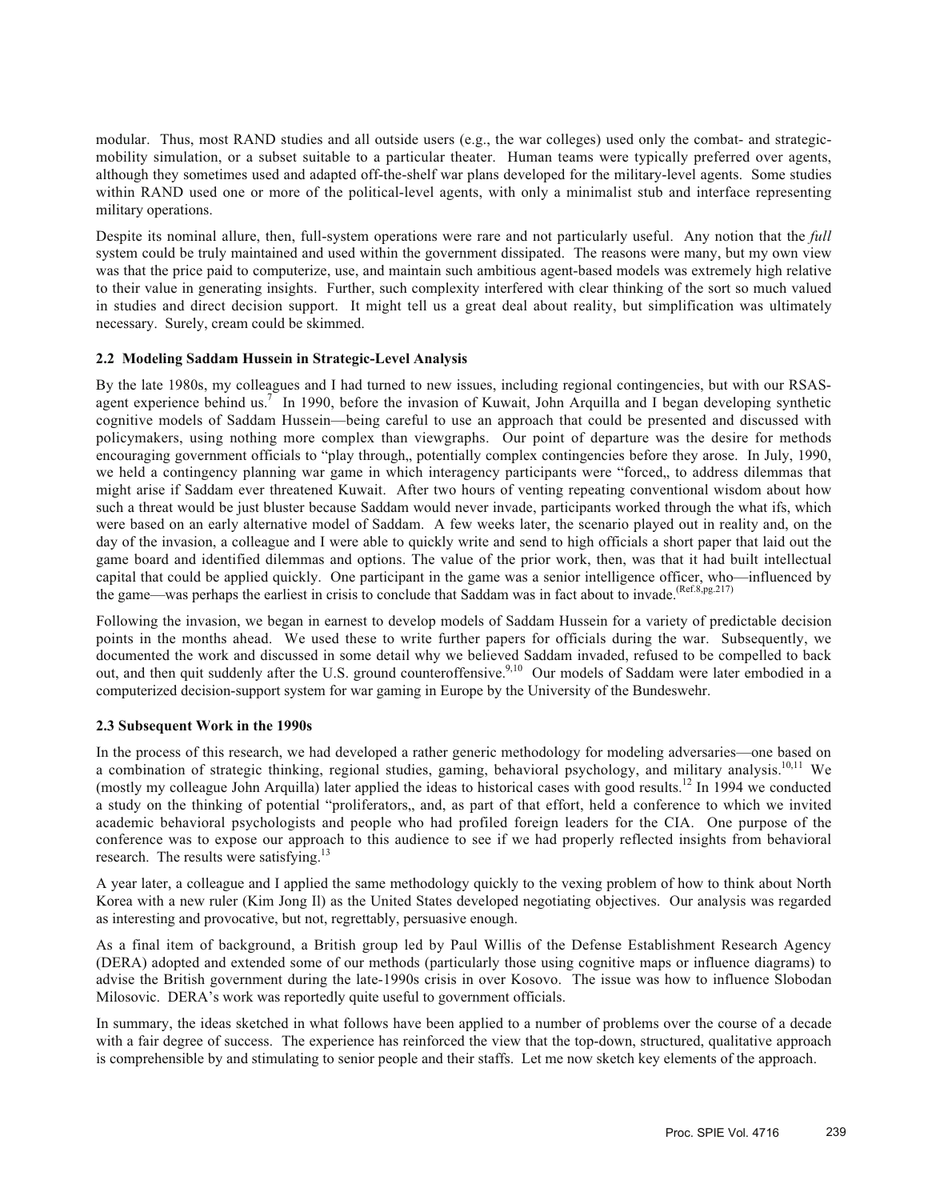modular. Thus, most RAND studies and all outside users (e.g., the war colleges) used only the combat- and strategic-mobility simulation, or a subset suitable to a particular theater. Human teams were typically preferred over agents, although they sometimes used and adapted off-the-shelf war plans developed for the military-level agents. Some studies within RAND used one or more of the political-level agents, with only a minimalist stub and interface representing military operations.

Despite its nominal allure, then, full-system operations were rare and not particularly useful. Any notion that the *full* system could be truly maintained and used within the government dissipated. The reasons were many, but my own view was that the price paid to computerize, use, and maintain such ambitious agent-based models was extremely high relative to their value in generating insights. Further, such complexity interfered with clear thinking of the sort so much valued in studies and direct decision support. It might tell us a great deal about reality, but simplification was ultimately necessary. Surely, cream could be skimmed.

### 2.2 Modeling Saddam Hussein in Strategic-Level Analysis

By the late 1980s, my colleagues and I had turned to new issues, including regional contingencies, but with our RSAS-agent experience behind us.[7] In 1990, before the invasion of Kuwait, John Arquilla and I began developing synthetic cognitive models of Saddam Hussein—being careful to use an approach that could be presented and discussed with policymakers, using nothing more complex than viewgraphs. Our point of departure was the desire for methods encouraging government officials to "play through,, potentially complex contingencies before they arose. In July, 1990, we held a contingency planning war game in which interagency participants were "forced,, to address dilemmas that might arise if Saddam ever threatened Kuwait. After two hours of venting repeating conventional wisdom about how such a threat would be just bluster because Saddam would never invade, participants worked through the what ifs, which were based on an early alternative model of Saddam. A few weeks later, the scenario played out in reality and, on the day of the invasion, a colleague and I were able to quickly write and send to high officials a short paper that laid out the game board and identified dilemmas and options. The value of the prior work, then, was that it had built intellectual capital that could be applied quickly. One participant in the game was a senior intelligence officer, who—influenced by the game—was perhaps the earliest in crisis to conclude that Saddam was in fact about to invade.[Ref.8,pg.217]

Following the invasion, we began in earnest to develop models of Saddam Hussein for a variety of predictable decision points in the months ahead. We used these to write further papers for officials during the war. Subsequently, we documented the work and discussed in some detail why we believed Saddam invaded, refused to be compelled to back out, and then quit suddenly after the U.S. ground counteroffensive.[9,10] Our models of Saddam were later embodied in a computerized decision-support system for war gaming in Europe by the University of the Bundeswehr.

### 2.3 Subsequent Work in the 1990s

In the process of this research, we had developed a rather generic methodology for modeling adversaries—one based on a combination of strategic thinking, regional studies, gaming, behavioral psychology, and military analysis.[10,11] We (mostly my colleague John Arquilla) later applied the ideas to historical cases with good results.[12] In 1994 we conducted a study on the thinking of potential "proliferators,, and, as part of that effort, held a conference to which we invited academic behavioral psychologists and people who had profiled foreign leaders for the CIA. One purpose of the conference was to expose our approach to this audience to see if we had properly reflected insights from behavioral research. The results were satisfying.[13]

A year later, a colleague and I applied the same methodology quickly to the vexing problem of how to think about North Korea with a new ruler (Kim Jong Il) as the United States developed negotiating objectives. Our analysis was regarded as interesting and provocative, but not, regrettably, persuasive enough.

As a final item of background, a British group led by Paul Willis of the Defense Establishment Research Agency (DERA) adopted and extended some of our methods (particularly those using cognitive maps or influence diagrams) to advise the British government during the late-1990s crisis in over Kosovo. The issue was how to influence Slobodan Milosovic. DERA's work was reportedly quite useful to government officials.

In summary, the ideas sketched in what follows have been applied to a number of problems over the course of a decade with a fair degree of success. The experience has reinforced the view that the top-down, structured, qualitative approach is comprehensible by and stimulating to senior people and their staffs. Let me now sketch key elements of the approach.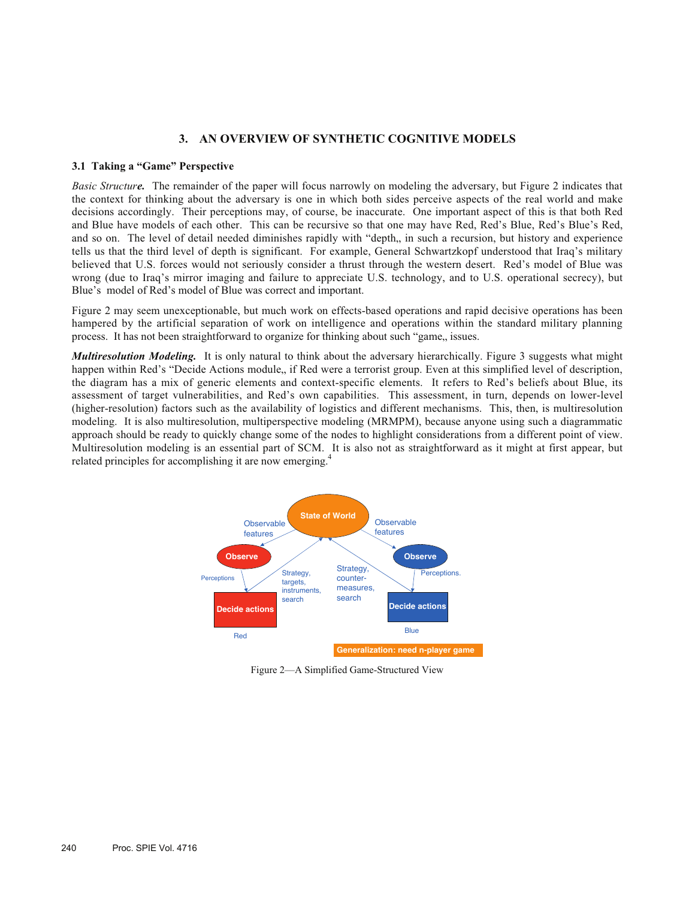## 3. AN OVERVIEW OF SYNTHETIC COGNITIVE MODELS

### 3.1 Taking a "Game" Perspective

*Basic Structure.* The remainder of the paper will focus narrowly on modeling the adversary, but Figure 2 indicates that the context for thinking about the adversary is one in which both sides perceive aspects of the real world and make decisions accordingly. Their perceptions may, of course, be inaccurate. One important aspect of this is that both Red and Blue have models of each other. This can be recursive so that one may have Red, Red's Blue, Red's Blue's Red, and so on. The level of detail needed diminishes rapidly with "depth,, in such a recursion, but history and experience tells us that the third level of depth is significant. For example, General Schwartzkopf understood that Iraq's military believed that U.S. forces would not seriously consider a thrust through the western desert. Red's model of Blue was wrong (due to Iraq's mirror imaging and failure to appreciate U.S. technology, and to U.S. operational secrecy), but Blue's model of Red's model of Blue was correct and important.

Figure 2 may seem unexceptionable, but much work on effects-based operations and rapid decisive operations has been hampered by the artificial separation of work on intelligence and operations within the standard military planning process. It has not been straightforward to organize for thinking about such "game,, issues.

***Multiresolution Modeling.*** It is only natural to think about the adversary hierarchically. Figure 3 suggests what might happen within Red's "Decide Actions module,, if Red were a terrorist group. Even at this simplified level of description, the diagram has a mix of generic elements and context-specific elements. It refers to Red's beliefs about Blue, its assessment of target vulnerabilities, and Red's own capabilities. This assessment, in turn, depends on lower-level (higher-resolution) factors such as the availability of logistics and different mechanisms. This, then, is multiresolution modeling. It is also multiresolution, multiperspective modeling (MRMPM), because anyone using such a diagrammatic approach should be ready to quickly change some of the nodes to highlight considerations from a different point of view. Multiresolution modeling is an essential part of SCM. It is also not as straightforward as it might at first appear, but related principles for accomplishing it are now emerging.[4]

State of World

Observable features | Observable features

Observe (Red) | Observe (Blue)

Perceptions | Perceptions.

Strategy, targets, instruments, search | Strategy, counter-measures, search

Decide actions (Red) | Decide actions (Blue)

Red | Blue

Generalization: need n-player game

Figure 2—A Simplified Game-Structured View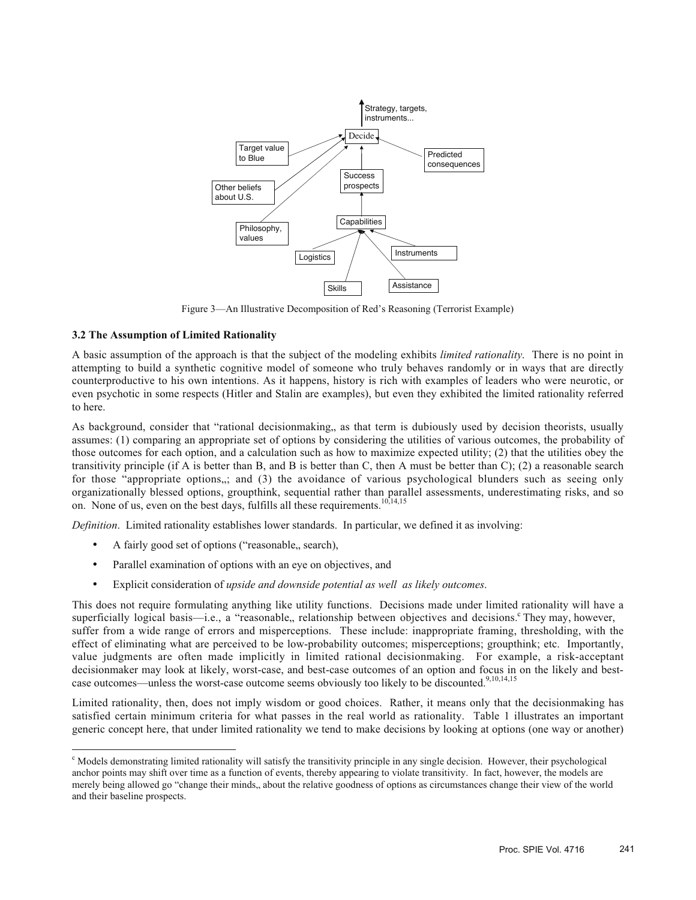Strategy, targets, instruments...

Decide

Target value to Blue

Predicted consequences

Success prospects

Other beliefs about U.S.

Capabilities

Philosophy, values

Instruments

Logistics

Skills

Assistance

Figure 3—An Illustrative Decomposition of Red's Reasoning (Terrorist Example)

### 3.2 The Assumption of Limited Rationality

A basic assumption of the approach is that the subject of the modeling exhibits *limited rationality*. There is no point in attempting to build a synthetic cognitive model of someone who truly behaves randomly or in ways that are directly counterproductive to his own intentions. As it happens, history is rich with examples of leaders who were neurotic, or even psychotic in some respects (Hitler and Stalin are examples), but even they exhibited the limited rationality referred to here.

As background, consider that "rational decisionmaking,, as that term is dubiously used by decision theorists, usually assumes: (1) comparing an appropriate set of options by considering the utilities of various outcomes, the probability of those outcomes for each option, and a calculation such as how to maximize expected utility; (2) that the utilities obey the transitivity principle (if A is better than B, and B is better than C, then A must be better than C); (2) a reasonable search for those "appropriate options,,; and (3) the avoidance of various psychological blunders such as seeing only organizationally blessed options, groupthink, sequential rather than parallel assessments, underestimating risks, and so on. None of us, even on the best days, fulfills all these requirements.[10,14,15]

*Definition*. Limited rationality establishes lower standards. In particular, we defined it as involving:

- A fairly good set of options ("reasonable,, search),
- Parallel examination of options with an eye on objectives, and
- Explicit consideration of *upside and downside potential as well as likely outcomes*.

This does not require formulating anything like utility functions. Decisions made under limited rationality will have a superficially logical basis—i.e., a "reasonable,, relationship between objectives and decisions.[c] They may, however, suffer from a wide range of errors and misperceptions. These include: inappropriate framing, thresholding, with the effect of eliminating what are perceived to be low-probability outcomes; misperceptions; groupthink; etc. Importantly, value judgments are often made implicitly in limited rational decisionmaking. For example, a risk-acceptant decisionmaker may look at likely, worst-case, and best-case outcomes of an option and focus in on the likely and best-case outcomes—unless the worst-case outcome seems obviously too likely to be discounted.[9,10,14,15]

Limited rationality, then, does not imply wisdom or good choices. Rather, it means only that the decisionmaking has satisfied certain minimum criteria for what passes in the real world as rationality. Table 1 illustrates an important generic concept here, that under limited rationality we tend to make decisions by looking at options (one way or another)

---

[c] Models demonstrating limited rationality will satisfy the transitivity principle in any single decision. However, their psychological anchor points may shift over time as a function of events, thereby appearing to violate transitivity. In fact, however, the models are merely being allowed go "change their minds,, about the relative goodness of options as circumstances change their view of the world and their baseline prospects.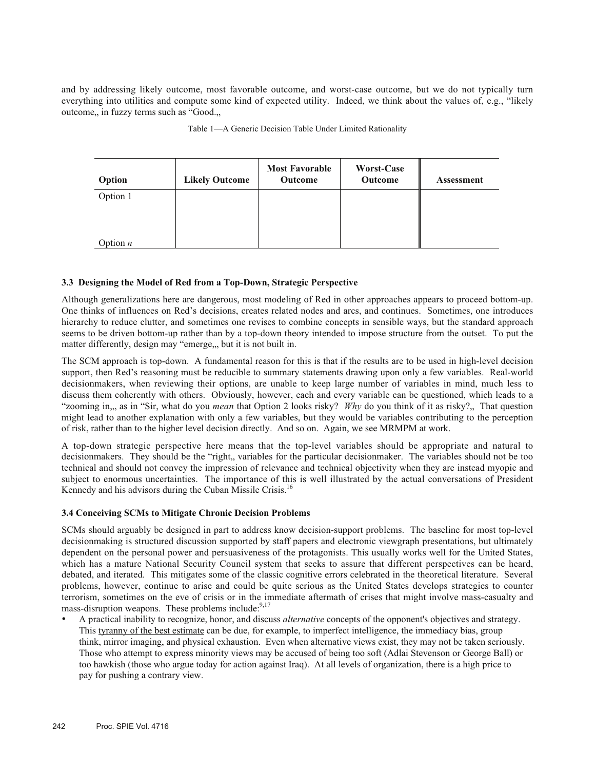and by addressing likely outcome, most favorable outcome, and worst-case outcome, but we do not typically turn everything into utilities and compute some kind of expected utility. Indeed, we think about the values of, e.g., "likely outcome,, in fuzzy terms such as "Good.,,

Table 1—A Generic Decision Table Under Limited Rationality

| Option | Likely Outcome | Most Favorable Outcome | Worst-Case Outcome | Assessment |
|---|---|---|---|---|
| Option 1 | | | | |
| Option *n* | | | | |

### 3.3 Designing the Model of Red from a Top-Down, Strategic Perspective

Although generalizations here are dangerous, most modeling of Red in other approaches appears to proceed bottom-up. One thinks of influences on Red's decisions, creates related nodes and arcs, and continues. Sometimes, one introduces hierarchy to reduce clutter, and sometimes one revises to combine concepts in sensible ways, but the standard approach seems to be driven bottom-up rather than by a top-down theory intended to impose structure from the outset. To put the matter differently, design may "emerge,,, but it is not built in.

The SCM approach is top-down. A fundamental reason for this is that if the results are to be used in high-level decision support, then Red's reasoning must be reducible to summary statements drawing upon only a few variables. Real-world decisionmakers, when reviewing their options, are unable to keep large number of variables in mind, much less to discuss them coherently with others. Obviously, however, each and every variable can be questioned, which leads to a "zooming in,,, as in "Sir, what do you *mean* that Option 2 looks risky? *Why* do you think of it as risky?,, That question might lead to another explanation with only a few variables, but they would be variables contributing to the perception of risk, rather than to the higher level decision directly. And so on. Again, we see MRMPM at work.

A top-down strategic perspective here means that the top-level variables should be appropriate and natural to decisionmakers. They should be the "right,, variables for the particular decisionmaker. The variables should not be too technical and should not convey the impression of relevance and technical objectivity when they are instead myopic and subject to enormous uncertainties. The importance of this is well illustrated by the actual conversations of President Kennedy and his advisors during the Cuban Missile Crisis.[16]

### 3.4 Conceiving SCMs to Mitigate Chronic Decision Problems

SCMs should arguably be designed in part to address know decision-support problems. The baseline for most top-level decisionmaking is structured discussion supported by staff papers and electronic viewgraph presentations, but ultimately dependent on the personal power and persuasiveness of the protagonists. This usually works well for the United States, which has a mature National Security Council system that seeks to assure that different perspectives can be heard, debated, and iterated. This mitigates some of the classic cognitive errors celebrated in the theoretical literature. Several problems, however, continue to arise and could be quite serious as the United States develops strategies to counter terrorism, sometimes on the eve of crisis or in the immediate aftermath of crises that might involve mass-casualty and mass-disruption weapons. These problems include:[9,17]

- A practical inability to recognize, honor, and discuss *alternative* concepts of the opponent's objectives and strategy. This tyranny of the best estimate can be due, for example, to imperfect intelligence, the immediacy bias, group think, mirror imaging, and physical exhaustion. Even when alternative views exist, they may not be taken seriously. Those who attempt to express minority views may be accused of being too soft (Adlai Stevenson or George Ball) or too hawkish (those who argue today for action against Iraq). At all levels of organization, there is a high price to pay for pushing a contrary view.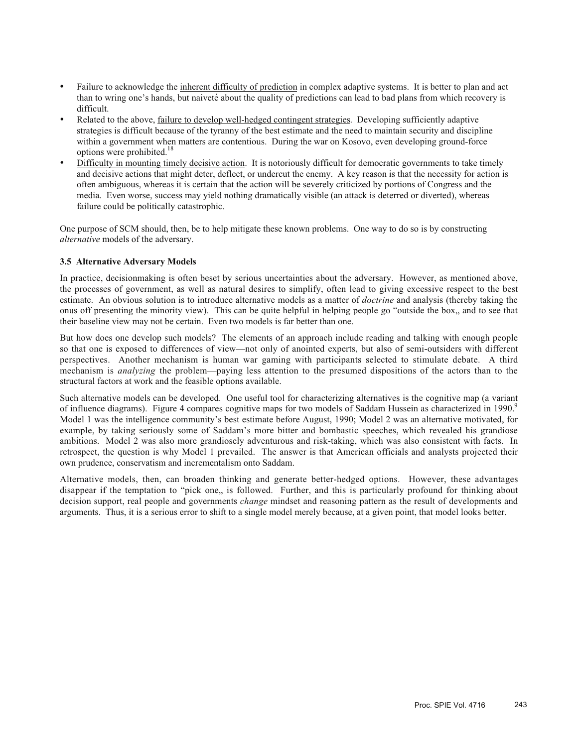- Failure to acknowledge the inherent difficulty of prediction in complex adaptive systems. It is better to plan and act than to wring one's hands, but naiveté about the quality of predictions can lead to bad plans from which recovery is difficult.
- Related to the above, failure to develop well-hedged contingent strategies. Developing sufficiently adaptive strategies is difficult because of the tyranny of the best estimate and the need to maintain security and discipline within a government when matters are contentious. During the war on Kosovo, even developing ground-force options were prohibited.[18]
- Difficulty in mounting timely decisive action. It is notoriously difficult for democratic governments to take timely and decisive actions that might deter, deflect, or undercut the enemy. A key reason is that the necessity for action is often ambiguous, whereas it is certain that the action will be severely criticized by portions of Congress and the media. Even worse, success may yield nothing dramatically visible (an attack is deterred or diverted), whereas failure could be politically catastrophic.

One purpose of SCM should, then, be to help mitigate these known problems. One way to do so is by constructing *alternative* models of the adversary.

### 3.5 Alternative Adversary Models

In practice, decisionmaking is often beset by serious uncertainties about the adversary. However, as mentioned above, the processes of government, as well as natural desires to simplify, often lead to giving excessive respect to the best estimate. An obvious solution is to introduce alternative models as a matter of *doctrine* and analysis (thereby taking the onus off presenting the minority view). This can be quite helpful in helping people go "outside the box„ and to see that their baseline view may not be certain. Even two models is far better than one.

But how does one develop such models? The elements of an approach include reading and talking with enough people so that one is exposed to differences of view—not only of anointed experts, but also of semi-outsiders with different perspectives. Another mechanism is human war gaming with participants selected to stimulate debate. A third mechanism is *analyzing* the problem—paying less attention to the presumed dispositions of the actors than to the structural factors at work and the feasible options available.

Such alternative models can be developed. One useful tool for characterizing alternatives is the cognitive map (a variant of influence diagrams). Figure 4 compares cognitive maps for two models of Saddam Hussein as characterized in 1990.[9] Model 1 was the intelligence community's best estimate before August, 1990; Model 2 was an alternative motivated, for example, by taking seriously some of Saddam's more bitter and bombastic speeches, which revealed his grandiose ambitions. Model 2 was also more grandiosely adventurous and risk-taking, which was also consistent with facts. In retrospect, the question is why Model 1 prevailed. The answer is that American officials and analysts projected their own prudence, conservatism and incrementalism onto Saddam.

Alternative models, then, can broaden thinking and generate better-hedged options. However, these advantages disappear if the temptation to "pick one„ is followed. Further, and this is particularly profound for thinking about decision support, real people and governments *change* mindset and reasoning pattern as the result of developments and arguments. Thus, it is a serious error to shift to a single model merely because, at a given point, that model looks better.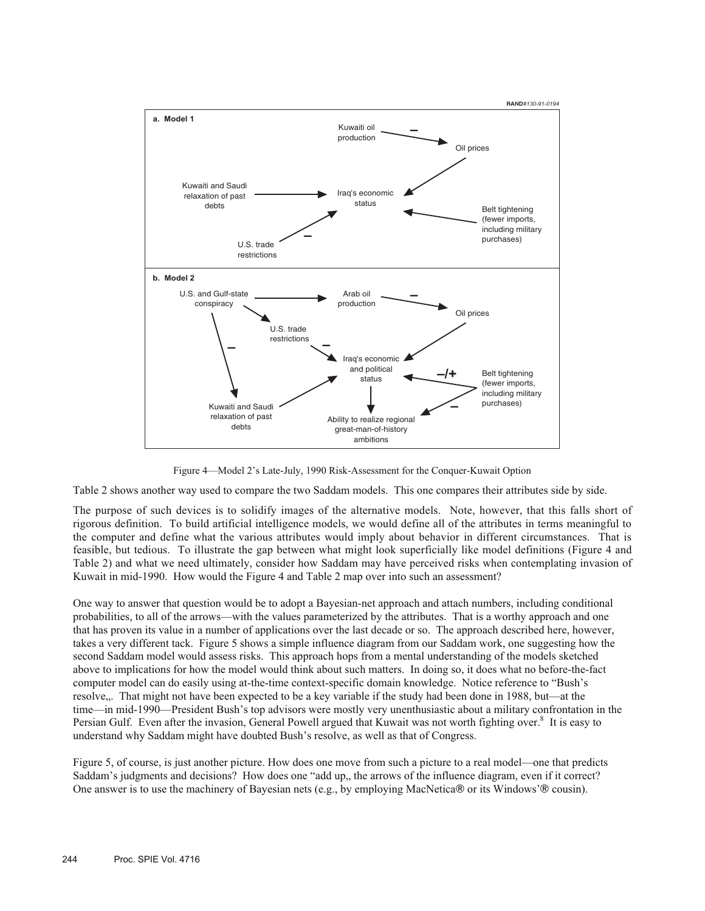RAND#130-91-0194

**a. Model 1**

Kuwaiti oil production → (–) Oil prices

Oil prices → Iraq's economic status

Kuwaiti and Saudi relaxation of past debts → Iraq's economic status

U.S. trade restrictions → (–) Iraq's economic status

Belt tightening (fewer imports, including military purchases) → Iraq's economic status

**b. Model 2**

U.S. and Gulf-state conspiracy → Arab oil production

Arab oil production → (–) Oil prices

Oil prices → Iraq's economic and political status

U.S. and Gulf-state conspiracy → U.S. trade restrictions

U.S. trade restrictions → (–) Iraq's economic and political status

U.S. and Gulf-state conspiracy → (–) Kuwaiti and Saudi relaxation of past debts

Kuwaiti and Saudi relaxation of past debts → Iraq's economic and political status

Belt tightening (fewer imports, including military purchases) → (–/+) Iraq's economic and political status

Belt tightening (fewer imports, including military purchases) → (–) Ability to realize regional great-man-of-history ambitions

Iraq's economic and political status → Ability to realize regional great-man-of-history ambitions

Figure 4—Model 2's Late-July, 1990 Risk-Assessment for the Conquer-Kuwait Option

Table 2 shows another way used to compare the two Saddam models. This one compares their attributes side by side.

The purpose of such devices is to solidify images of the alternative models. Note, however, that this falls short of rigorous definition. To build artificial intelligence models, we would define all of the attributes in terms meaningful to the computer and define what the various attributes would imply about behavior in different circumstances. That is feasible, but tedious. To illustrate the gap between what might look superficially like model definitions (Figure 4 and Table 2) and what we need ultimately, consider how Saddam may have perceived risks when contemplating invasion of Kuwait in mid-1990. How would the Figure 4 and Table 2 map over into such an assessment?

One way to answer that question would be to adopt a Bayesian-net approach and attach numbers, including conditional probabilities, to all of the arrows—with the values parameterized by the attributes. That is a worthy approach and one that has proven its value in a number of applications over the last decade or so. The approach described here, however, takes a very different tack. Figure 5 shows a simple influence diagram from our Saddam work, one suggesting how the second Saddam model would assess risks. This approach hops from a mental understanding of the models sketched above to implications for how the model would think about such matters. In doing so, it does what no before-the-fact computer model can do easily using at-the-time context-specific domain knowledge. Notice reference to "Bush's resolve,,. That might not have been expected to be a key variable if the study had been done in 1988, but—at the time—in mid-1990—President Bush's top advisors were mostly very unenthusiastic about a military confrontation in the Persian Gulf. Even after the invasion, General Powell argued that Kuwait was not worth fighting over.[8] It is easy to understand why Saddam might have doubted Bush's resolve, as well as that of Congress.

Figure 5, of course, is just another picture. How does one move from such a picture to a real model—one that predicts Saddam's judgments and decisions? How does one "add up,, the arrows of the influence diagram, even if it correct? One answer is to use the machinery of Bayesian nets (e.g., by employing MacNetica® or its Windows'® cousin).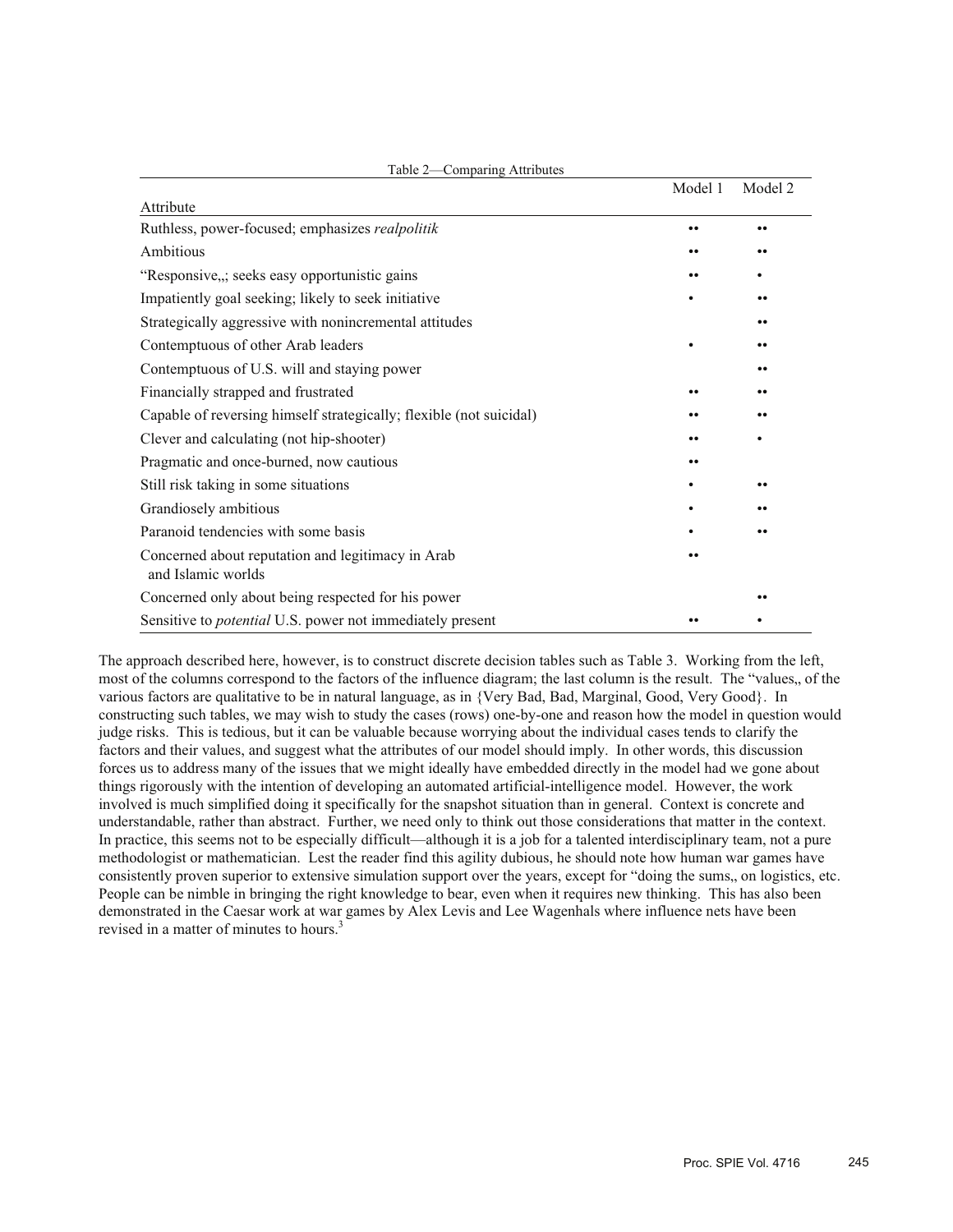Table 2—Comparing Attributes

| Attribute | Model 1 | Model 2 |
|---|---|---|
| Ruthless, power-focused; emphasizes *realpolitik* | •• | •• |
| Ambitious | •• | •• |
| “Responsive,,; seeks easy opportunistic gains | •• | • |
| Impatiently goal seeking; likely to seek initiative | • | •• |
| Strategically aggressive with nonincremental attitudes | | •• |
| Contemptuous of other Arab leaders | • | •• |
| Contemptuous of U.S. will and staying power | | •• |
| Financially strapped and frustrated | •• | •• |
| Capable of reversing himself strategically; flexible (not suicidal) | •• | •• |
| Clever and calculating (not hip-shooter) | •• | • |
| Pragmatic and once-burned, now cautious | •• | |
| Still risk taking in some situations | • | •• |
| Grandiosely ambitious | • | •• |
| Paranoid tendencies with some basis | • | •• |
| Concerned about reputation and legitimacy in Arab and Islamic worlds | •• | |
| Concerned only about being respected for his power | | •• |
| Sensitive to *potential* U.S. power not immediately present | •• | • |

The approach described here, however, is to construct discrete decision tables such as Table 3. Working from the left, most of the columns correspond to the factors of the influence diagram; the last column is the result. The “values,, of the various factors are qualitative to be in natural language, as in {Very Bad, Bad, Marginal, Good, Very Good}. In constructing such tables, we may wish to study the cases (rows) one-by-one and reason how the model in question would judge risks. This is tedious, but it can be valuable because worrying about the individual cases tends to clarify the factors and their values, and suggest what the attributes of our model should imply. In other words, this discussion forces us to address many of the issues that we might ideally have embedded directly in the model had we gone about things rigorously with the intention of developing an automated artificial-intelligence model. However, the work involved is much simplified doing it specifically for the snapshot situation than in general. Context is concrete and understandable, rather than abstract. Further, we need only to think out those considerations that matter in the context. In practice, this seems not to be especially difficult—although it is a job for a talented interdisciplinary team, not a pure methodologist or mathematician. Lest the reader find this agility dubious, he should note how human war games have consistently proven superior to extensive simulation support over the years, except for “doing the sums,, on logistics, etc. People can be nimble in bringing the right knowledge to bear, even when it requires new thinking. This has also been demonstrated in the Caesar work at war games by Alex Levis and Lee Wagenhals where influence nets have been revised in a matter of minutes to hours.[3]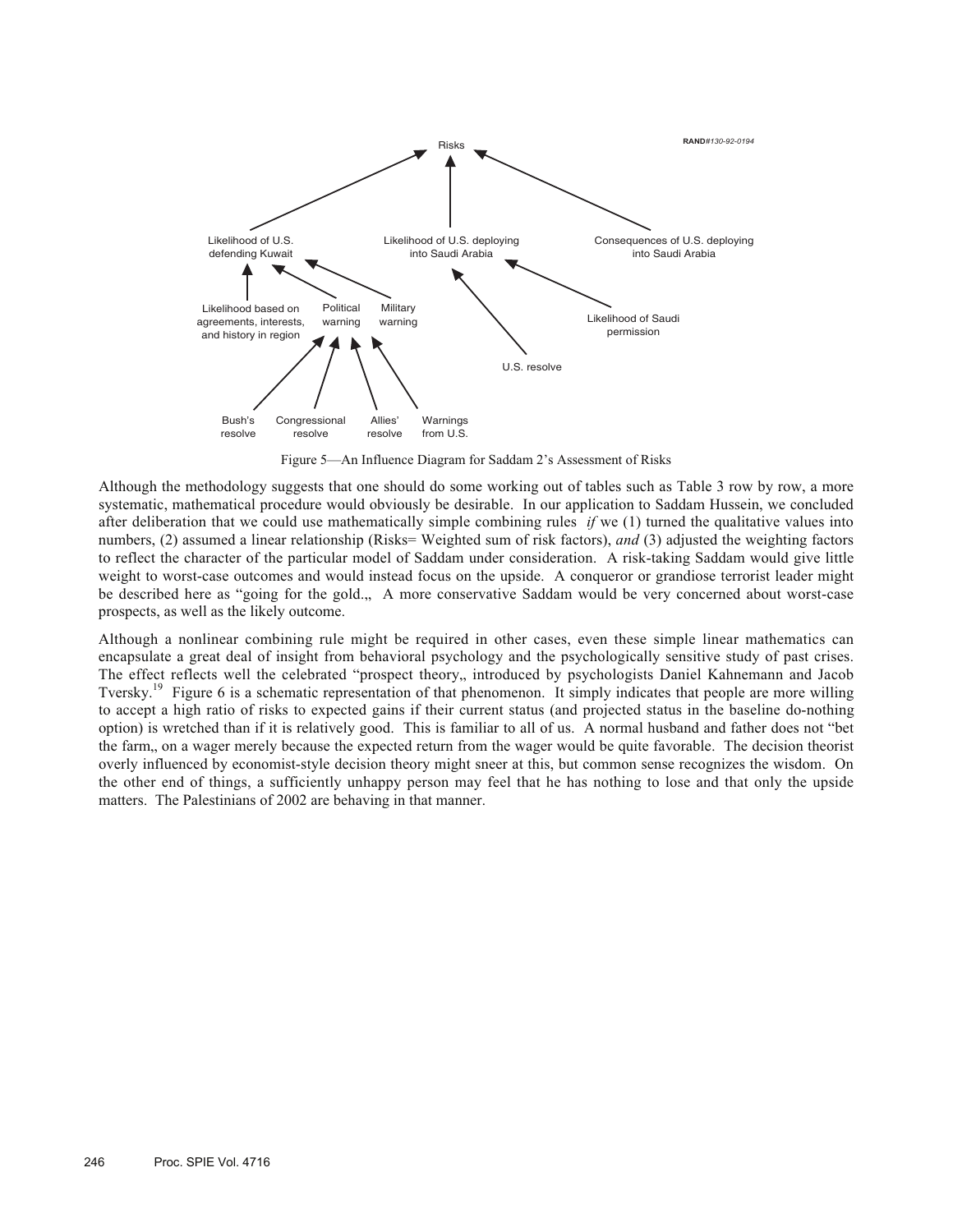Figure 5—An Influence Diagram for Saddam 2's Assessment of Risks

Although the methodology suggests that one should do some working out of tables such as Table 3 row by row, a more systematic, mathematical procedure would obviously be desirable. In our application to Saddam Hussein, we concluded after deliberation that we could use mathematically simple combining rules *if* we (1) turned the qualitative values into numbers, (2) assumed a linear relationship (Risks= Weighted sum of risk factors), *and* (3) adjusted the weighting factors to reflect the character of the particular model of Saddam under consideration. A risk-taking Saddam would give little weight to worst-case outcomes and would instead focus on the upside. A conqueror or grandiose terrorist leader might be described here as "going for the gold.„ A more conservative Saddam would be very concerned about worst-case prospects, as well as the likely outcome.

Although a nonlinear combining rule might be required in other cases, even these simple linear mathematics can encapsulate a great deal of insight from behavioral psychology and the psychologically sensitive study of past crises. The effect reflects well the celebrated "prospect theory„ introduced by psychologists Daniel Kahnemann and Jacob Tversky.[19] Figure 6 is a schematic representation of that phenomenon. It simply indicates that people are more willing to accept a high ratio of risks to expected gains if their current status (and projected status in the baseline do-nothing option) is wretched than if it is relatively good. This is familiar to all of us. A normal husband and father does not "bet the farm„ on a wager merely because the expected return from the wager would be quite favorable. The decision theorist overly influenced by economist-style decision theory might sneer at this, but common sense recognizes the wisdom. On the other end of things, a sufficiently unhappy person may feel that he has nothing to lose and that only the upside matters. The Palestinians of 2002 are behaving in that manner.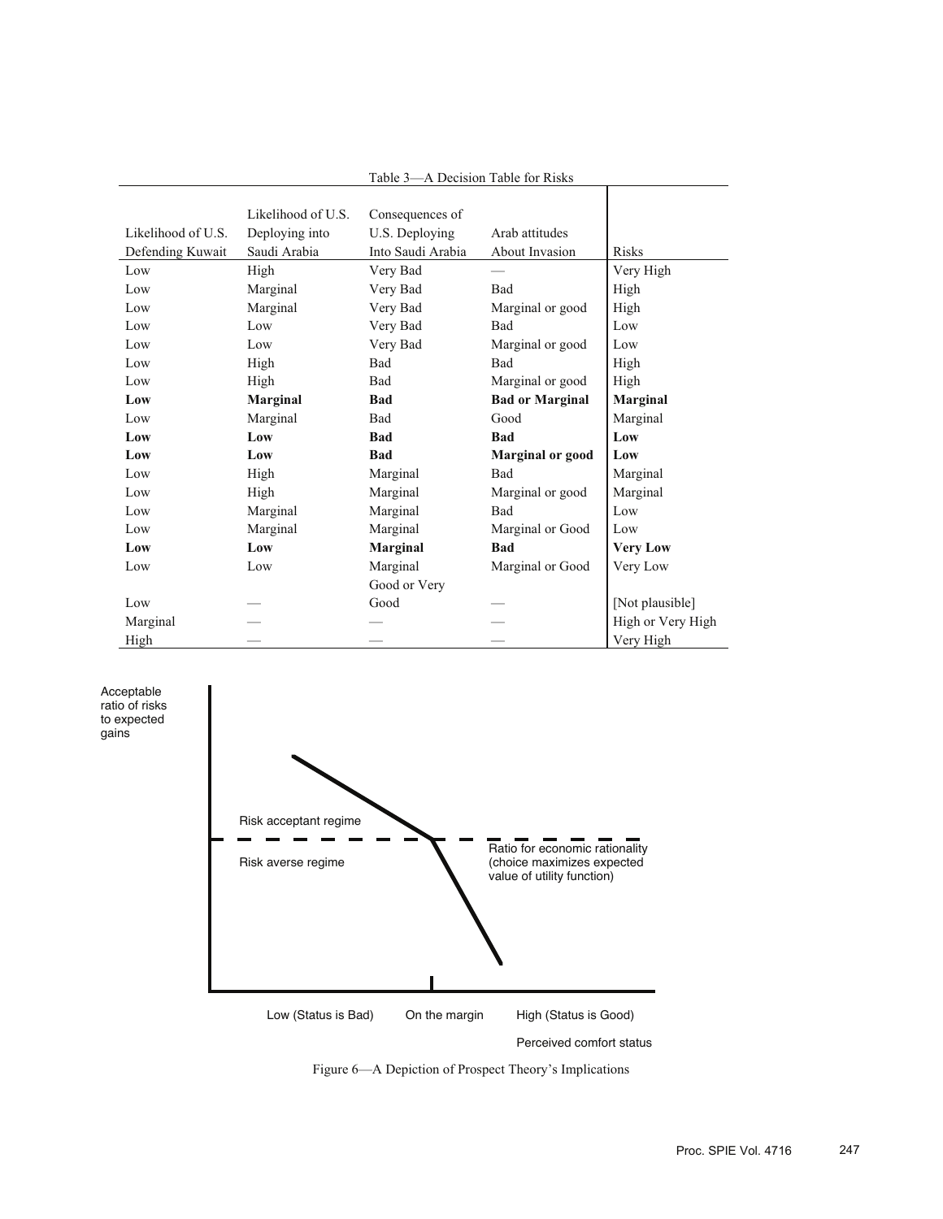Table 3—A Decision Table for Risks

| Likelihood of U.S. Defending Kuwait | Likelihood of U.S. Deploying into Saudi Arabia | Consequences of U.S. Deploying Into Saudi Arabia | Arab attitudes About Invasion | Risks |
|---|---|---|---|---|
| Low | High | Very Bad | — | Very High |
| Low | Marginal | Very Bad | Bad | High |
| Low | Marginal | Very Bad | Marginal or good | High |
| Low | Low | Very Bad | Bad | Low |
| Low | Low | Very Bad | Marginal or good | Low |
| Low | High | Bad | Bad | High |
| Low | High | Bad | Marginal or good | High |
| **Low** | **Marginal** | **Bad** | **Bad or Marginal** | **Marginal** |
| Low | Marginal | Bad | Good | Marginal |
| **Low** | **Low** | **Bad** | **Bad** | **Low** |
| **Low** | **Low** | **Bad** | **Marginal or good** | **Low** |
| Low | High | Marginal | Bad | Marginal |
| Low | High | Marginal | Marginal or good | Marginal |
| Low | Marginal | Marginal | Bad | Low |
| Low | Marginal | Marginal | Marginal or Good | Low |
| **Low** | **Low** | **Marginal** | **Bad** | **Very Low** |
| Low | Low | Marginal | Marginal or Good | Very Low |
| Low | — | Good or Very Good | — | [Not plausible] |
| Marginal | — | — | — | High or Very High |
| High | — | — | — | Very High |

Figure 6—A Depiction of Prospect Theory's Implications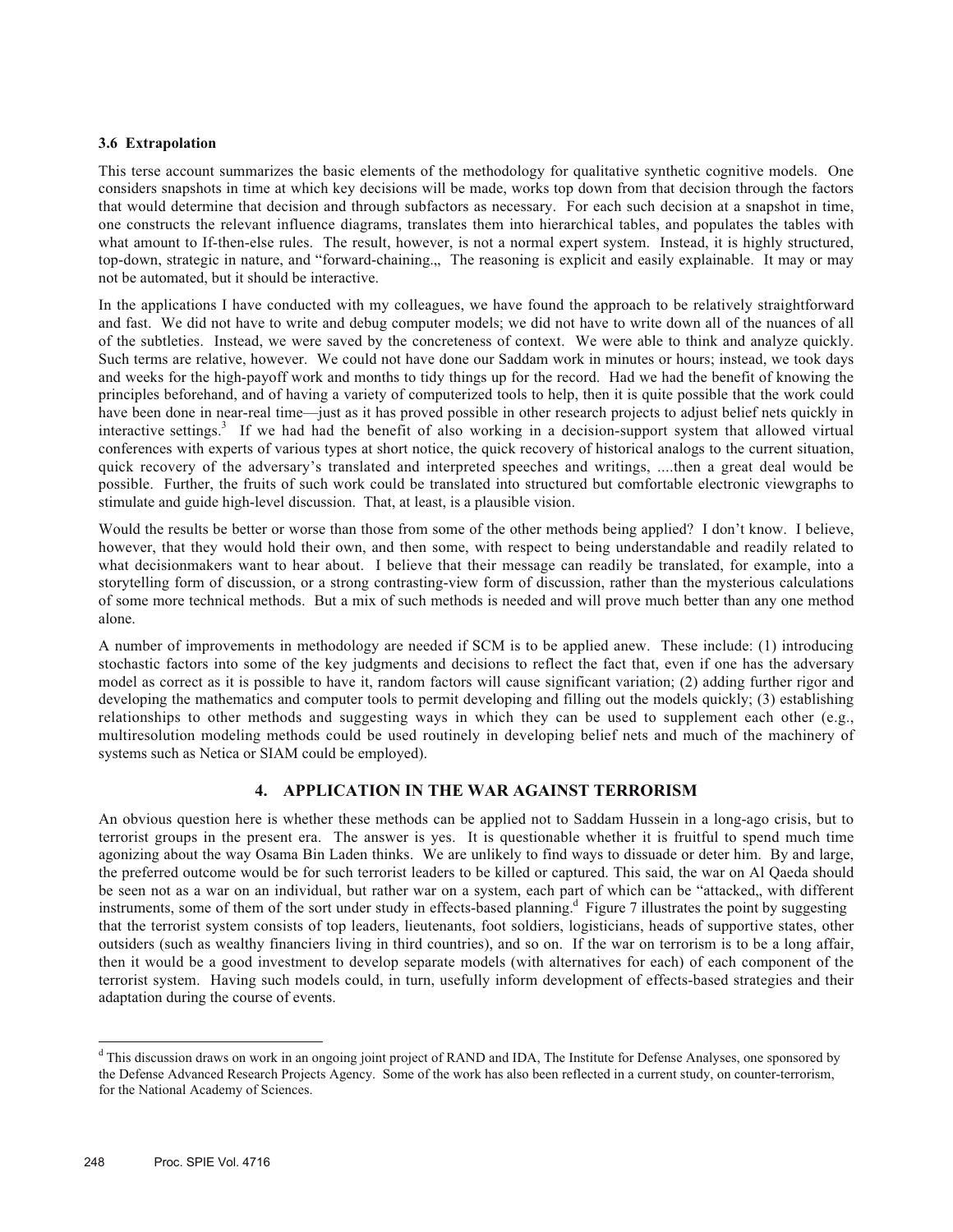### 3.6 Extrapolation

This terse account summarizes the basic elements of the methodology for qualitative synthetic cognitive models. One considers snapshots in time at which key decisions will be made, works top down from that decision through the factors that would determine that decision and through subfactors as necessary. For each such decision at a snapshot in time, one constructs the relevant influence diagrams, translates them into hierarchical tables, and populates the tables with what amount to If-then-else rules. The result, however, is not a normal expert system. Instead, it is highly structured, top-down, strategic in nature, and "forward-chaining.„ The reasoning is explicit and easily explainable. It may or may not be automated, but it should be interactive.

In the applications I have conducted with my colleagues, we have found the approach to be relatively straightforward and fast. We did not have to write and debug computer models; we did not have to write down all of the nuances of all of the subtleties. Instead, we were saved by the concreteness of context. We were able to think and analyze quickly. Such terms are relative, however. We could not have done our Saddam work in minutes or hours; instead, we took days and weeks for the high-payoff work and months to tidy things up for the record. Had we had the benefit of knowing the principles beforehand, and of having a variety of computerized tools to help, then it is quite possible that the work could have been done in near-real time—just as it has proved possible in other research projects to adjust belief nets quickly in interactive settings.[3] If we had had the benefit of also working in a decision-support system that allowed virtual conferences with experts of various types at short notice, the quick recovery of historical analogs to the current situation, quick recovery of the adversary's translated and interpreted speeches and writings, ....then a great deal would be possible. Further, the fruits of such work could be translated into structured but comfortable electronic viewgraphs to stimulate and guide high-level discussion. That, at least, is a plausible vision.

Would the results be better or worse than those from some of the other methods being applied? I don't know. I believe, however, that they would hold their own, and then some, with respect to being understandable and readily related to what decisionmakers want to hear about. I believe that their message can readily be translated, for example, into a storytelling form of discussion, or a strong contrasting-view form of discussion, rather than the mysterious calculations of some more technical methods. But a mix of such methods is needed and will prove much better than any one method alone.

A number of improvements in methodology are needed if SCM is to be applied anew. These include: (1) introducing stochastic factors into some of the key judgments and decisions to reflect the fact that, even if one has the adversary model as correct as it is possible to have it, random factors will cause significant variation; (2) adding further rigor and developing the mathematics and computer tools to permit developing and filling out the models quickly; (3) establishing relationships to other methods and suggesting ways in which they can be used to supplement each other (e.g., multiresolution modeling methods could be used routinely in developing belief nets and much of the machinery of systems such as Netica or SIAM could be employed).

## 4. APPLICATION IN THE WAR AGAINST TERRORISM

An obvious question here is whether these methods can be applied not to Saddam Hussein in a long-ago crisis, but to terrorist groups in the present era. The answer is yes. It is questionable whether it is fruitful to spend much time agonizing about the way Osama Bin Laden thinks. We are unlikely to find ways to dissuade or deter him. By and large, the preferred outcome would be for such terrorist leaders to be killed or captured. This said, the war on Al Qaeda should be seen not as a war on an individual, but rather war on a system, each part of which can be "attacked,„ with different instruments, some of them of the sort under study in effects-based planning.[d] Figure 7 illustrates the point by suggesting that the terrorist system consists of top leaders, lieutenants, foot soldiers, logisticians, heads of supportive states, other outsiders (such as wealthy financiers living in third countries), and so on. If the war on terrorism is to be a long affair, then it would be a good investment to develop separate models (with alternatives for each) of each component of the terrorist system. Having such models could, in turn, usefully inform development of effects-based strategies and their adaptation during the course of events.

---

[d] This discussion draws on work in an ongoing joint project of RAND and IDA, The Institute for Defense Analyses, one sponsored by the Defense Advanced Research Projects Agency. Some of the work has also been reflected in a current study, on counter-terrorism, for the National Academy of Sciences.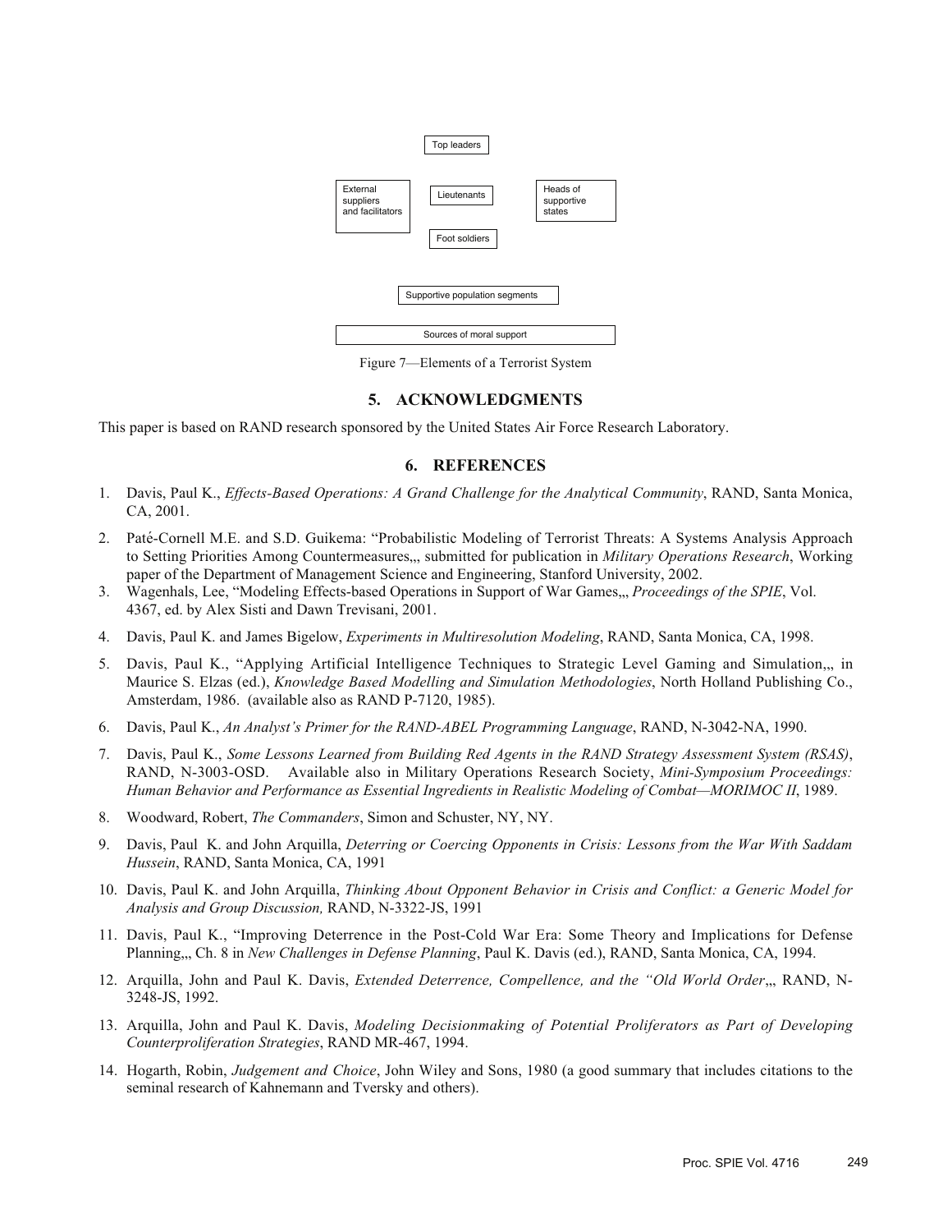Top leaders

External suppliers and facilitators

Lieutenants

Heads of supportive states

Foot soldiers

Supportive population segments

Sources of moral support

Figure 7—Elements of a Terrorist System

## 5. ACKNOWLEDGMENTS

This paper is based on RAND research sponsored by the United States Air Force Research Laboratory.

## 6. REFERENCES

1. Davis, Paul K., *Effects-Based Operations: A Grand Challenge for the Analytical Community*, RAND, Santa Monica, CA, 2001.
2. Paté-Cornell M.E. and S.D. Guikema: "Probabilistic Modeling of Terrorist Threats: A Systems Analysis Approach to Setting Priorities Among Countermeasures,,, submitted for publication in *Military Operations Research*, Working paper of the Department of Management Science and Engineering, Stanford University, 2002.
3. Wagenhals, Lee, "Modeling Effects-based Operations in Support of War Games,,, *Proceedings of the SPIE*, Vol. 4367, ed. by Alex Sisti and Dawn Trevisani, 2001.
4. Davis, Paul K. and James Bigelow, *Experiments in Multiresolution Modeling*, RAND, Santa Monica, CA, 1998.
5. Davis, Paul K., "Applying Artificial Intelligence Techniques to Strategic Level Gaming and Simulation,,, in Maurice S. Elzas (ed.), *Knowledge Based Modelling and Simulation Methodologies*, North Holland Publishing Co., Amsterdam, 1986. (available also as RAND P-7120, 1985).
6. Davis, Paul K., *An Analyst's Primer for the RAND-ABEL Programming Language*, RAND, N-3042-NA, 1990.
7. Davis, Paul K., *Some Lessons Learned from Building Red Agents in the RAND Strategy Assessment System (RSAS)*, RAND, N-3003-OSD. Available also in Military Operations Research Society, *Mini-Symposium Proceedings: Human Behavior and Performance as Essential Ingredients in Realistic Modeling of Combat—MORIMOC II*, 1989.
8. Woodward, Robert, *The Commanders*, Simon and Schuster, NY, NY.
9. Davis, Paul K. and John Arquilla, *Deterring or Coercing Opponents in Crisis: Lessons from the War With Saddam Hussein*, RAND, Santa Monica, CA, 1991
10. Davis, Paul K. and John Arquilla, *Thinking About Opponent Behavior in Crisis and Conflict: a Generic Model for Analysis and Group Discussion,* RAND, N-3322-JS, 1991
11. Davis, Paul K., "Improving Deterrence in the Post-Cold War Era: Some Theory and Implications for Defense Planning,,, Ch. 8 in *New Challenges in Defense Planning*, Paul K. Davis (ed.), RAND, Santa Monica, CA, 1994.
12. Arquilla, John and Paul K. Davis, *Extended Deterrence, Compellence, and the "Old World Order*,,, RAND, N-3248-JS, 1992.
13. Arquilla, John and Paul K. Davis, *Modeling Decisionmaking of Potential Proliferators as Part of Developing Counterproliferation Strategies*, RAND MR-467, 1994.
14. Hogarth, Robin, *Judgement and Choice*, John Wiley and Sons, 1980 (a good summary that includes citations to the seminal research of Kahnemann and Tversky and others).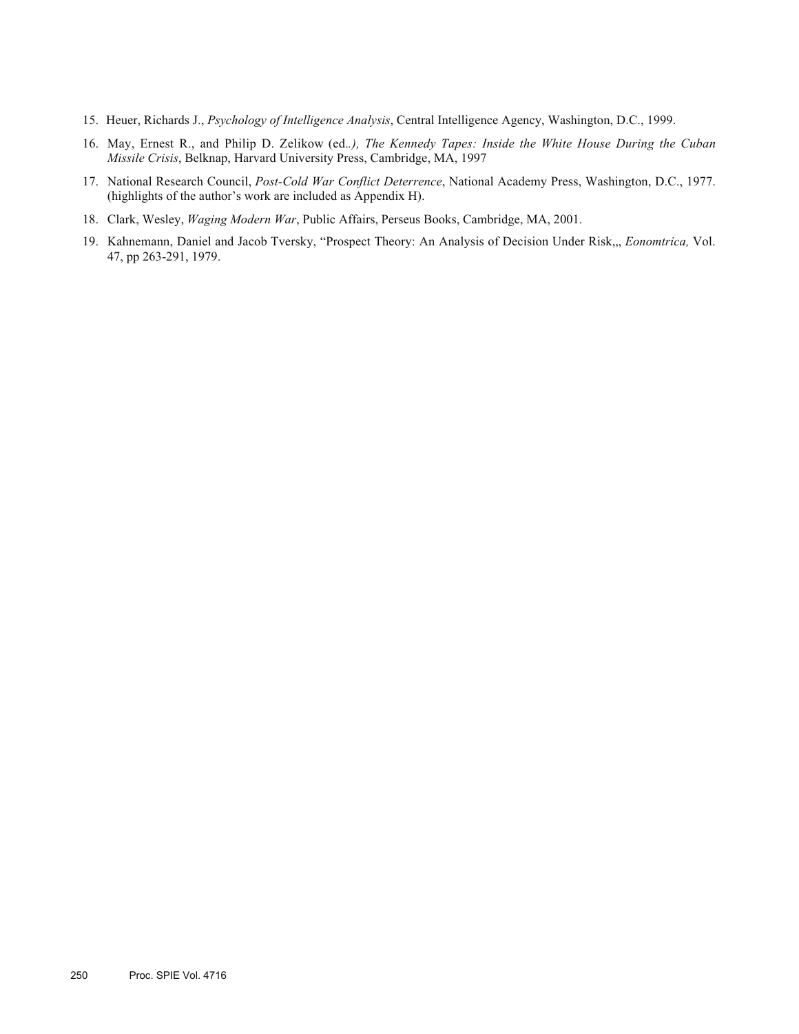15. Heuer, Richards J., *Psychology of Intelligence Analysis*, Central Intelligence Agency, Washington, D.C., 1999.
16. May, Ernest R., and Philip D. Zelikow (ed*.), The Kennedy Tapes: Inside the White House During the Cuban Missile Crisis*, Belknap, Harvard University Press, Cambridge, MA, 1997
17. National Research Council, *Post-Cold War Conflict Deterrence*, National Academy Press, Washington, D.C., 1977. (highlights of the author's work are included as Appendix H).
18. Clark, Wesley, *Waging Modern War*, Public Affairs, Perseus Books, Cambridge, MA, 2001.
19. Kahnemann, Daniel and Jacob Tversky, "Prospect Theory: An Analysis of Decision Under Risk,,, *Eonomtrica,* Vol. 47, pp 263-291, 1979.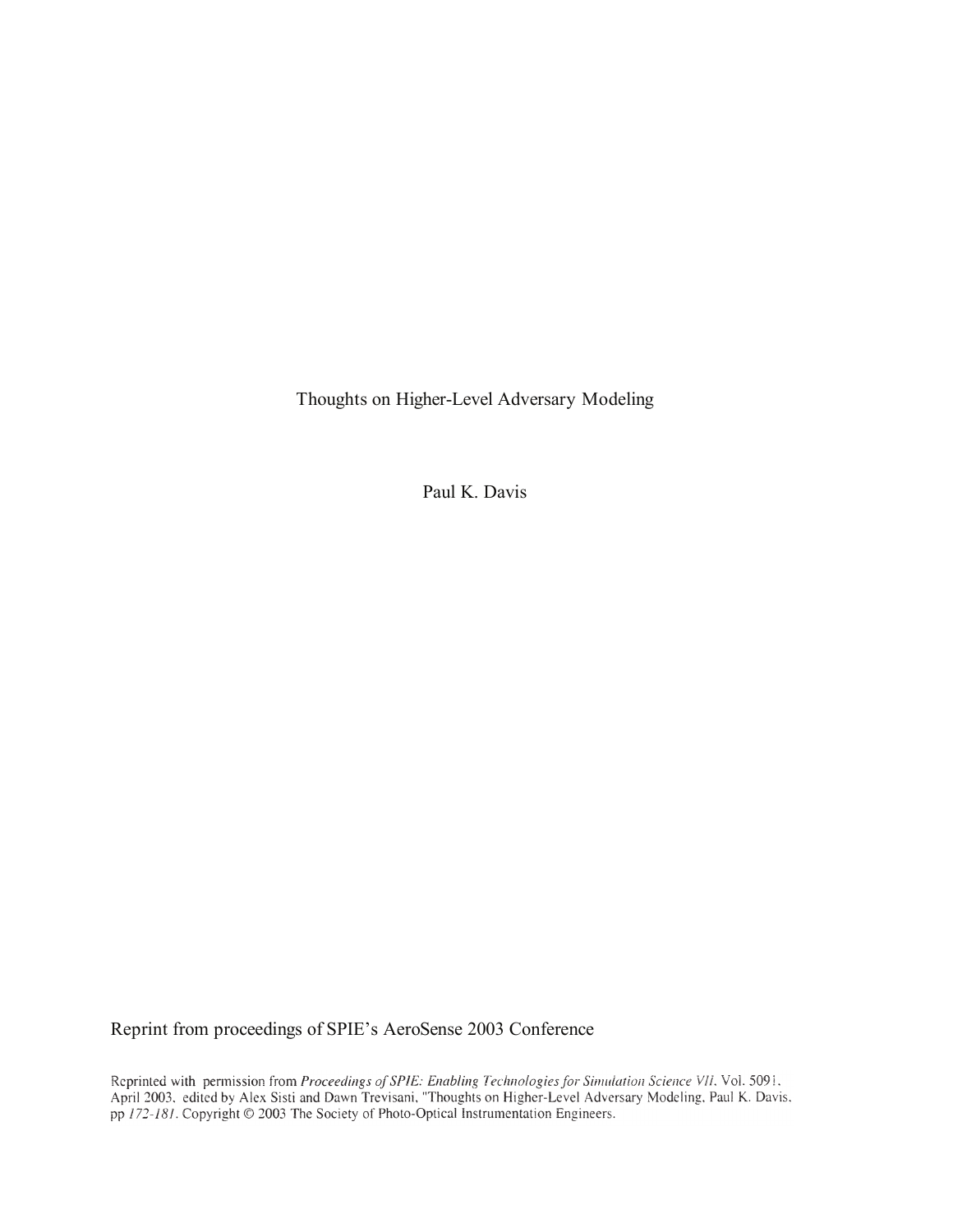# Thoughts on Higher-Level Adversary Modeling

Paul K. Davis

Reprint from proceedings of SPIE's AeroSense 2003 Conference

Reprinted with permission from *Proceedings of SPIE: Enabling Technologies for Simulation Science VII*, Vol. 5091, April 2003, edited by Alex Sisti and Dawn Trevisani, "Thoughts on Higher-Level Adversary Modeling, Paul K. Davis, pp *172-181*. Copyright © 2003 The Society of Photo-Optical Instrumentation Engineers.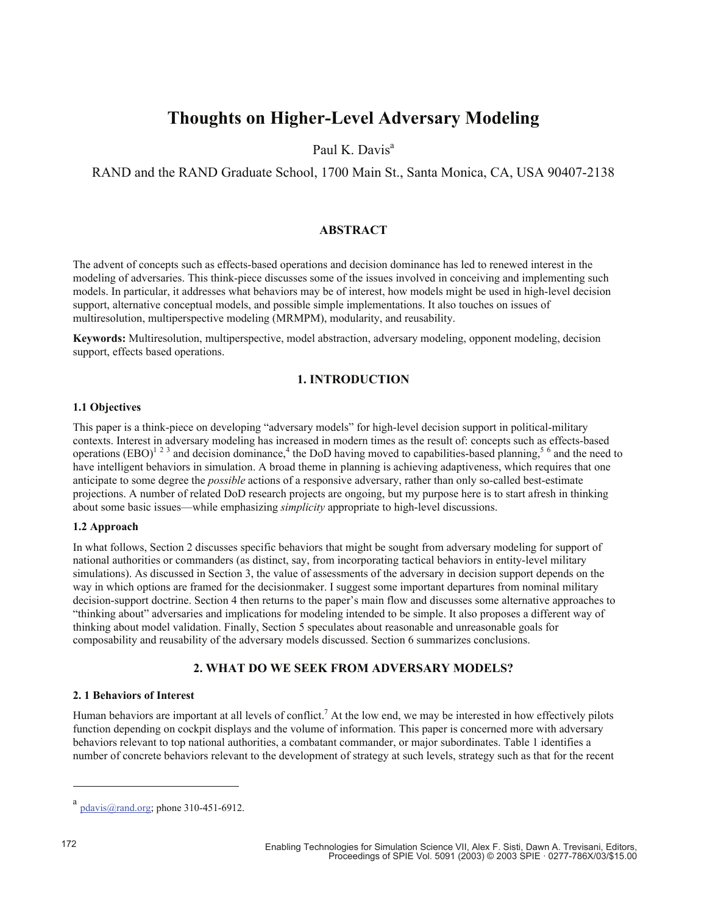# Thoughts on Higher-Level Adversary Modeling

Paul K. Davis[a]

RAND and the RAND Graduate School, 1700 Main St., Santa Monica, CA, USA 90407-2138

## ABSTRACT

The advent of concepts such as effects-based operations and decision dominance has led to renewed interest in the modeling of adversaries. This think-piece discusses some of the issues involved in conceiving and implementing such models. In particular, it addresses what behaviors may be of interest, how models might be used in high-level decision support, alternative conceptual models, and possible simple implementations. It also touches on issues of multiresolution, multiperspective modeling (MRMPM), modularity, and reusability.

**Keywords:** Multiresolution, multiperspective, model abstraction, adversary modeling, opponent modeling, decision support, effects based operations.

## 1. INTRODUCTION

### 1.1 Objectives

This paper is a think-piece on developing "adversary models" for high-level decision support in political-military contexts. Interest in adversary modeling has increased in modern times as the result of: concepts such as effects-based operations (EBO)[1 2 3] and decision dominance,[4] the DoD having moved to capabilities-based planning,[5 6] and the need to have intelligent behaviors in simulation. A broad theme in planning is achieving adaptiveness, which requires that one anticipate to some degree the *possible* actions of a responsive adversary, rather than only so-called best-estimate projections. A number of related DoD research projects are ongoing, but my purpose here is to start afresh in thinking about some basic issues—while emphasizing *simplicity* appropriate to high-level discussions.

### 1.2 Approach

In what follows, Section 2 discusses specific behaviors that might be sought from adversary modeling for support of national authorities or commanders (as distinct, say, from incorporating tactical behaviors in entity-level military simulations). As discussed in Section 3, the value of assessments of the adversary in decision support depends on the way in which options are framed for the decisionmaker. I suggest some important departures from nominal military decision-support doctrine. Section 4 then returns to the paper's main flow and discusses some alternative approaches to "thinking about" adversaries and implications for modeling intended to be simple. It also proposes a different way of thinking about model validation. Finally, Section 5 speculates about reasonable and unreasonable goals for composability and reusability of the adversary models discussed. Section 6 summarizes conclusions.

## 2. WHAT DO WE SEEK FROM ADVERSARY MODELS?

### 2. 1 Behaviors of Interest

Human behaviors are important at all levels of conflict.[7] At the low end, we may be interested in how effectively pilots function depending on cockpit displays and the volume of information. This paper is concerned more with adversary behaviors relevant to top national authorities, a combatant commander, or major subordinates. Table 1 identifies a number of concrete behaviors relevant to the development of strategy at such levels, strategy such as that for the recent

---

[a] pdavis@rand.org; phone 310-451-6912.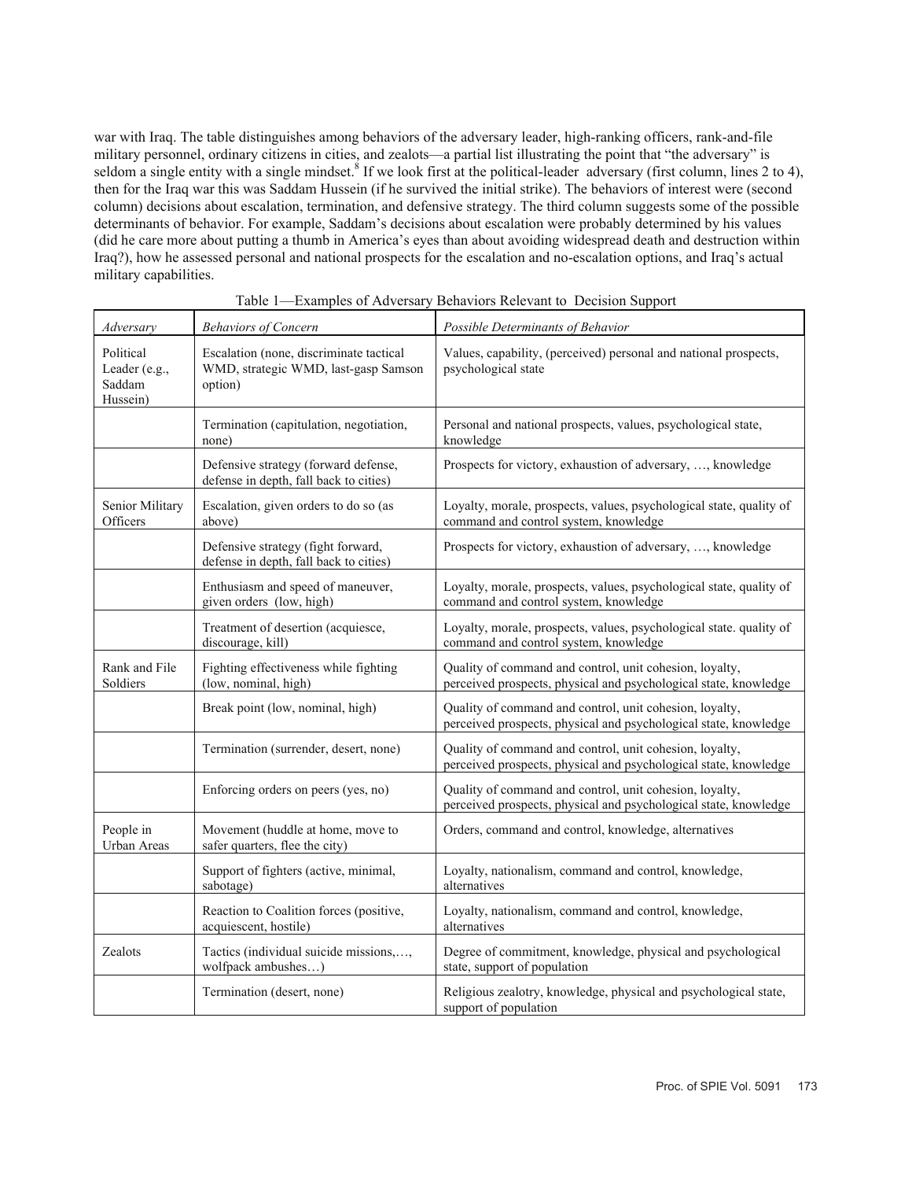war with Iraq. The table distinguishes among behaviors of the adversary leader, high-ranking officers, rank-and-file military personnel, ordinary citizens in cities, and zealots—a partial list illustrating the point that "the adversary" is seldom a single entity with a single mindset.[8] If we look first at the political-leader adversary (first column, lines 2 to 4), then for the Iraq war this was Saddam Hussein (if he survived the initial strike). The behaviors of interest were (second column) decisions about escalation, termination, and defensive strategy. The third column suggests some of the possible determinants of behavior. For example, Saddam's decisions about escalation were probably determined by his values (did he care more about putting a thumb in America's eyes than about avoiding widespread death and destruction within Iraq?), how he assessed personal and national prospects for the escalation and no-escalation options, and Iraq's actual military capabilities.

Table 1—Examples of Adversary Behaviors Relevant to Decision Support

| *Adversary* | *Behaviors of Concern* | *Possible Determinants of Behavior* |
|---|---|---|
| Political Leader (e.g., Saddam Hussein) | Escalation (none, discriminate tactical WMD, strategic WMD, last-gasp Samson option) | Values, capability, (perceived) personal and national prospects, psychological state |
| | Termination (capitulation, negotiation, none) | Personal and national prospects, values, psychological state, knowledge |
| | Defensive strategy (forward defense, defense in depth, fall back to cities) | Prospects for victory, exhaustion of adversary, …, knowledge |
| Senior Military Officers | Escalation, given orders to do so (as above) | Loyalty, morale, prospects, values, psychological state, quality of command and control system, knowledge |
| | Defensive strategy (fight forward, defense in depth, fall back to cities) | Prospects for victory, exhaustion of adversary, …, knowledge |
| | Enthusiasm and speed of maneuver, given orders (low, high) | Loyalty, morale, prospects, values, psychological state, quality of command and control system, knowledge |
| | Treatment of desertion (acquiesce, discourage, kill) | Loyalty, morale, prospects, values, psychological state. quality of command and control system, knowledge |
| Rank and File Soldiers | Fighting effectiveness while fighting (low, nominal, high) | Quality of command and control, unit cohesion, loyalty, perceived prospects, physical and psychological state, knowledge |
| | Break point (low, nominal, high) | Quality of command and control, unit cohesion, loyalty, perceived prospects, physical and psychological state, knowledge |
| | Termination (surrender, desert, none) | Quality of command and control, unit cohesion, loyalty, perceived prospects, physical and psychological state, knowledge |
| | Enforcing orders on peers (yes, no) | Quality of command and control, unit cohesion, loyalty, perceived prospects, physical and psychological state, knowledge |
| People in Urban Areas | Movement (huddle at home, move to safer quarters, flee the city) | Orders, command and control, knowledge, alternatives |
| | Support of fighters (active, minimal, sabotage) | Loyalty, nationalism, command and control, knowledge, alternatives |
| | Reaction to Coalition forces (positive, acquiescent, hostile) | Loyalty, nationalism, command and control, knowledge, alternatives |
| Zealots | Tactics (individual suicide missions,…, wolfpack ambushes…) | Degree of commitment, knowledge, physical and psychological state, support of population |
| | Termination (desert, none) | Religious zealotry, knowledge, physical and psychological state, support of population |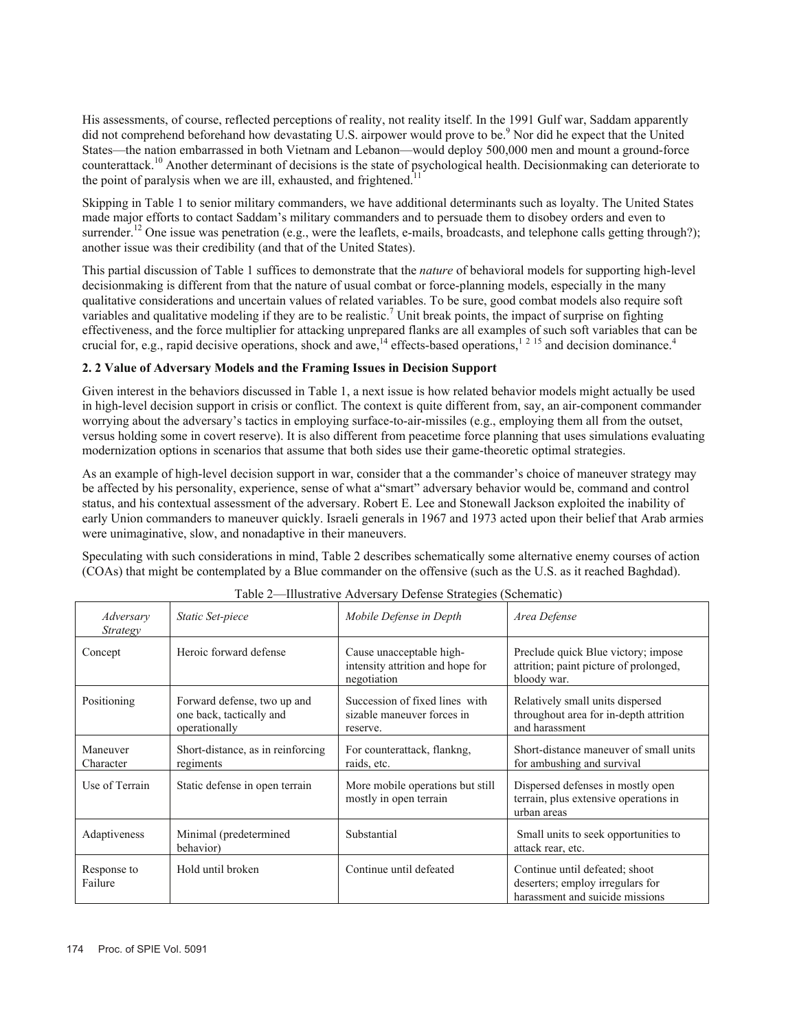His assessments, of course, reflected perceptions of reality, not reality itself. In the 1991 Gulf war, Saddam apparently did not comprehend beforehand how devastating U.S. airpower would prove to be.[9] Nor did he expect that the United States—the nation embarrassed in both Vietnam and Lebanon—would deploy 500,000 men and mount a ground-force counterattack.[10] Another determinant of decisions is the state of psychological health. Decisionmaking can deteriorate to the point of paralysis when we are ill, exhausted, and frightened.[11]

Skipping in Table 1 to senior military commanders, we have additional determinants such as loyalty. The United States made major efforts to contact Saddam's military commanders and to persuade them to disobey orders and even to surrender.[12] One issue was penetration (e.g., were the leaflets, e-mails, broadcasts, and telephone calls getting through?); another issue was their credibility (and that of the United States).

This partial discussion of Table 1 suffices to demonstrate that the *nature* of behavioral models for supporting high-level decisionmaking is different from that the nature of usual combat or force-planning models, especially in the many qualitative considerations and uncertain values of related variables. To be sure, good combat models also require soft variables and qualitative modeling if they are to be realistic.[7] Unit break points, the impact of surprise on fighting effectiveness, and the force multiplier for attacking unprepared flanks are all examples of such soft variables that can be crucial for, e.g., rapid decisive operations, shock and awe,[14] effects-based operations,[1 2 15] and decision dominance.[4]

**2. 2 Value of Adversary Models and the Framing Issues in Decision Support**

Given interest in the behaviors discussed in Table 1, a next issue is how related behavior models might actually be used in high-level decision support in crisis or conflict. The context is quite different from, say, an air-component commander worrying about the adversary's tactics in employing surface-to-air-missiles (e.g., employing them all from the outset, versus holding some in covert reserve). It is also different from peacetime force planning that uses simulations evaluating modernization options in scenarios that assume that both sides use their game-theoretic optimal strategies.

As an example of high-level decision support in war, consider that a the commander's choice of maneuver strategy may be affected by his personality, experience, sense of what a"smart" adversary behavior would be, command and control status, and his contextual assessment of the adversary. Robert E. Lee and Stonewall Jackson exploited the inability of early Union commanders to maneuver quickly. Israeli generals in 1967 and 1973 acted upon their belief that Arab armies were unimaginative, slow, and nonadaptive in their maneuvers.

Speculating with such considerations in mind, Table 2 describes schematically some alternative enemy courses of action (COAs) that might be contemplated by a Blue commander on the offensive (such as the U.S. as it reached Baghdad).

Table 2—Illustrative Adversary Defense Strategies (Schematic)

| *Adversary Strategy* | *Static Set-piece* | *Mobile Defense in Depth* | *Area Defense* |
|---|---|---|---|
| Concept | Heroic forward defense | Cause unacceptable high-intensity attrition and hope for negotiation | Preclude quick Blue victory; impose attrition; paint picture of prolonged, bloody war. |
| Positioning | Forward defense, two up and one back, tactically and operationally | Succession of fixed lines with sizable maneuver forces in reserve. | Relatively small units dispersed throughout area for in-depth attrition and harassment |
| Maneuver Character | Short-distance, as in reinforcing regiments | For counterattack, flankng, raids, etc. | Short-distance maneuver of small units for ambushing and survival |
| Use of Terrain | Static defense in open terrain | More mobile operations but still mostly in open terrain | Dispersed defenses in mostly open terrain, plus extensive operations in urban areas |
| Adaptiveness | Minimal (predetermined behavior) | Substantial | Small units to seek opportunities to attack rear, etc. |
| Response to Failure | Hold until broken | Continue until defeated | Continue until defeated; shoot deserters; employ irregulars for harassment and suicide missions |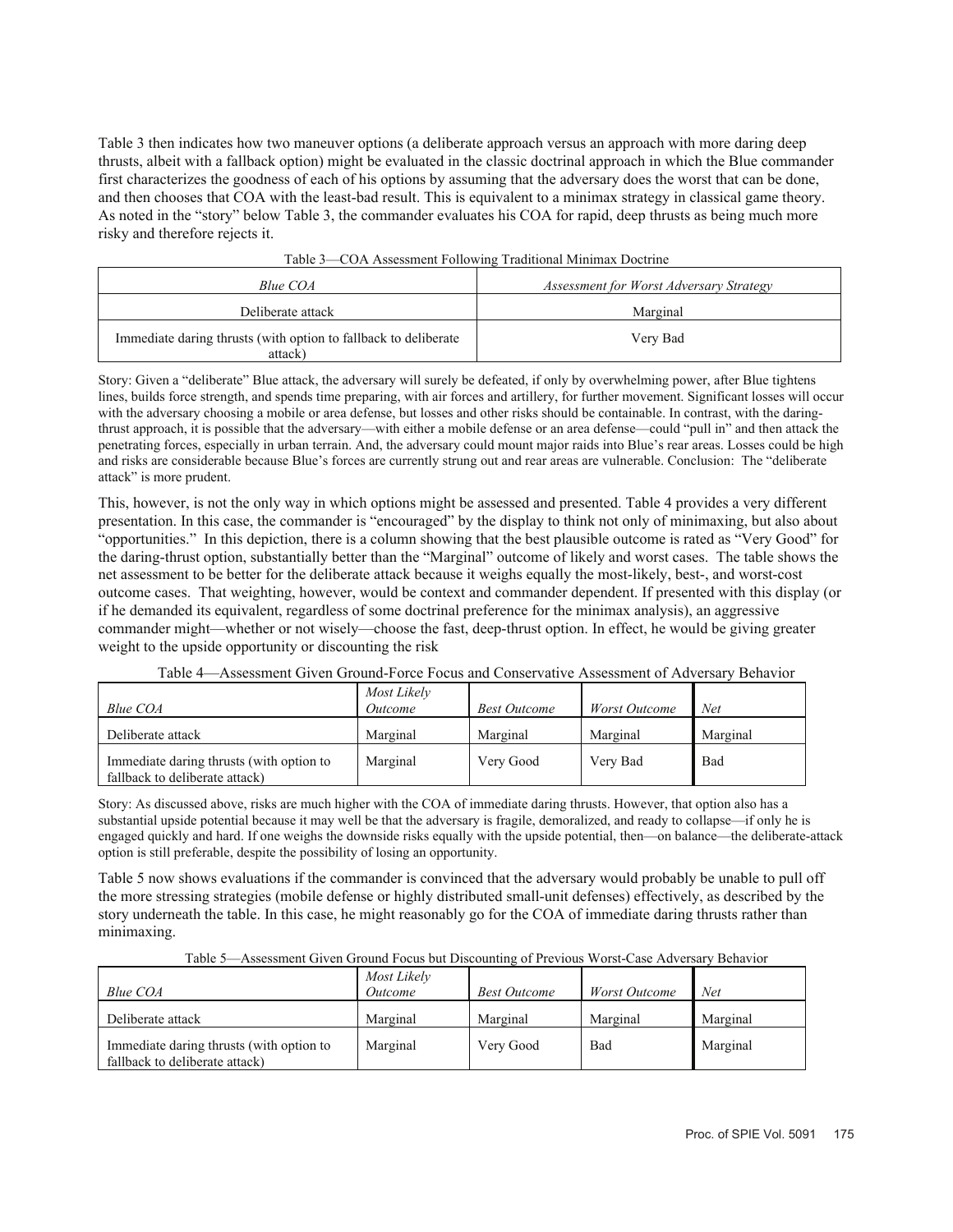Table 3 then indicates how two maneuver options (a deliberate approach versus an approach with more daring deep thrusts, albeit with a fallback option) might be evaluated in the classic doctrinal approach in which the Blue commander first characterizes the goodness of each of his options by assuming that the adversary does the worst that can be done, and then chooses that COA with the least-bad result. This is equivalent to a minimax strategy in classical game theory. As noted in the "story" below Table 3, the commander evaluates his COA for rapid, deep thrusts as being much more risky and therefore rejects it.

Table 3—COA Assessment Following Traditional Minimax Doctrine

| *Blue COA* | *Assessment for Worst Adversary Strategy* |
|---|---|
| Deliberate attack | Marginal |
| Immediate daring thrusts (with option to fallback to deliberate attack) | Very Bad |

Story: Given a "deliberate" Blue attack, the adversary will surely be defeated, if only by overwhelming power, after Blue tightens lines, builds force strength, and spends time preparing, with air forces and artillery, for further movement. Significant losses will occur with the adversary choosing a mobile or area defense, but losses and other risks should be containable. In contrast, with the daring-thrust approach, it is possible that the adversary—with either a mobile defense or an area defense—could "pull in" and then attack the penetrating forces, especially in urban terrain. And, the adversary could mount major raids into Blue's rear areas. Losses could be high and risks are considerable because Blue's forces are currently strung out and rear areas are vulnerable. Conclusion: The "deliberate attack" is more prudent.

This, however, is not the only way in which options might be assessed and presented. Table 4 provides a very different presentation. In this case, the commander is "encouraged" by the display to think not only of minimaxing, but also about "opportunities." In this depiction, there is a column showing that the best plausible outcome is rated as "Very Good" for the daring-thrust option, substantially better than the "Marginal" outcome of likely and worst cases. The table shows the net assessment to be better for the deliberate attack because it weighs equally the most-likely, best-, and worst-cost outcome cases. That weighting, however, would be context and commander dependent. If presented with this display (or if he demanded its equivalent, regardless of some doctrinal preference for the minimax analysis), an aggressive commander might—whether or not wisely—choose the fast, deep-thrust option. In effect, he would be giving greater weight to the upside opportunity or discounting the risk

Table 4—Assessment Given Ground-Force Focus and Conservative Assessment of Adversary Behavior

| *Blue COA* | *Most Likely Outcome* | *Best Outcome* | *Worst Outcome* | *Net* |
|---|---|---|---|---|
| Deliberate attack | Marginal | Marginal | Marginal | Marginal |
| Immediate daring thrusts (with option to fallback to deliberate attack) | Marginal | Very Good | Very Bad | Bad |

Story: As discussed above, risks are much higher with the COA of immediate daring thrusts. However, that option also has a substantial upside potential because it may well be that the adversary is fragile, demoralized, and ready to collapse—if only he is engaged quickly and hard. If one weighs the downside risks equally with the upside potential, then—on balance—the deliberate-attack option is still preferable, despite the possibility of losing an opportunity.

Table 5 now shows evaluations if the commander is convinced that the adversary would probably be unable to pull off the more stressing strategies (mobile defense or highly distributed small-unit defenses) effectively, as described by the story underneath the table. In this case, he might reasonably go for the COA of immediate daring thrusts rather than minimaxing.

Table 5—Assessment Given Ground Focus but Discounting of Previous Worst-Case Adversary Behavior

| *Blue COA* | *Most Likely Outcome* | *Best Outcome* | *Worst Outcome* | *Net* |
|---|---|---|---|---|
| Deliberate attack | Marginal | Marginal | Marginal | Marginal |
| Immediate daring thrusts (with option to fallback to deliberate attack) | Marginal | Very Good | Bad | Marginal |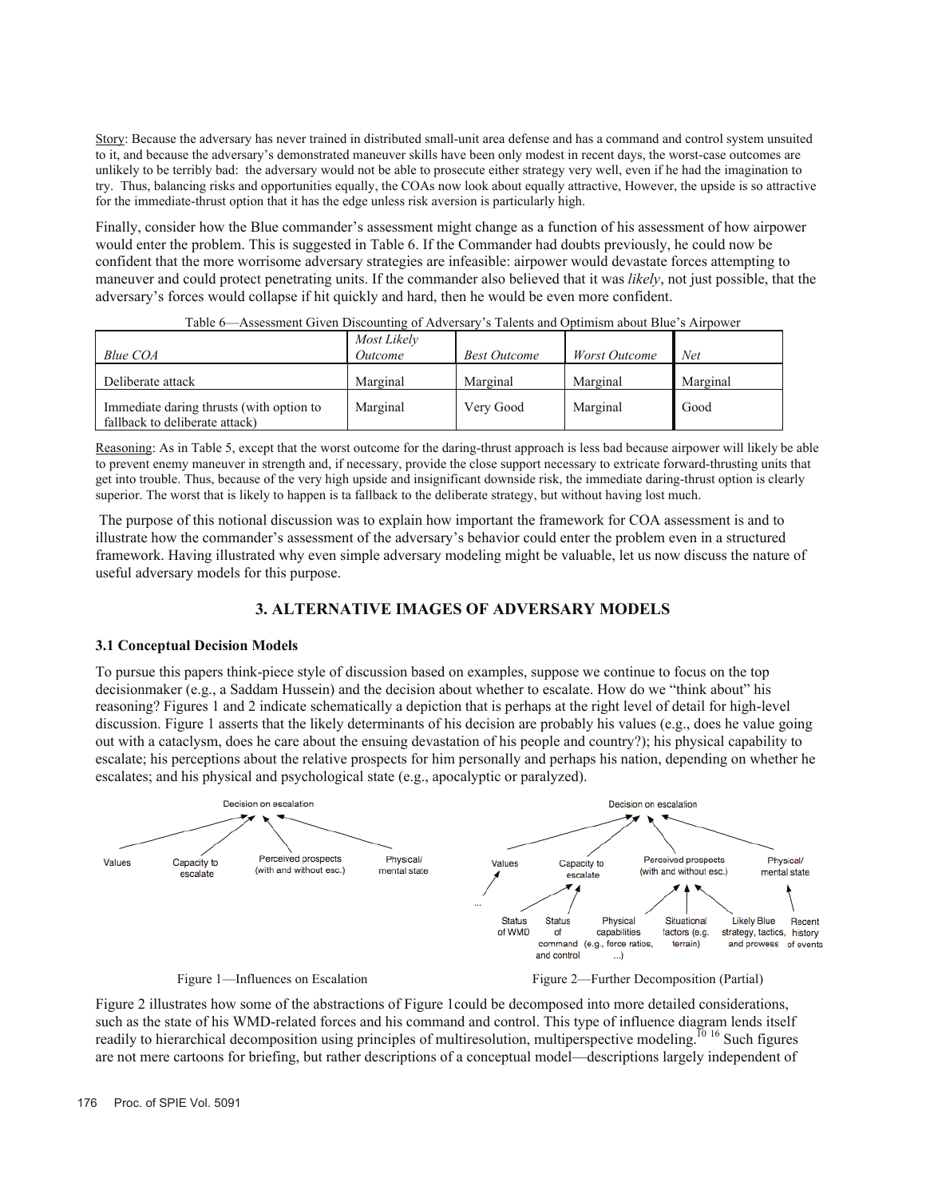Story: Because the adversary has never trained in distributed small-unit area defense and has a command and control system unsuited to it, and because the adversary's demonstrated maneuver skills have been only modest in recent days, the worst-case outcomes are unlikely to be terribly bad: the adversary would not be able to prosecute either strategy very well, even if he had the imagination to try. Thus, balancing risks and opportunities equally, the COAs now look about equally attractive, However, the upside is so attractive for the immediate-thrust option that it has the edge unless risk aversion is particularly high.

Finally, consider how the Blue commander's assessment might change as a function of his assessment of how airpower would enter the problem. This is suggested in Table 6. If the Commander had doubts previously, he could now be confident that the more worrisome adversary strategies are infeasible: airpower would devastate forces attempting to maneuver and could protect penetrating units. If the commander also believed that it was *likely*, not just possible, that the adversary's forces would collapse if hit quickly and hard, then he would be even more confident.

Table 6—Assessment Given Discounting of Adversary's Talents and Optimism about Blue's Airpower

| *Blue COA* | *Most Likely Outcome* | *Best Outcome* | *Worst Outcome* | *Net* |
|---|---|---|---|---|
| Deliberate attack | Marginal | Marginal | Marginal | Marginal |
| Immediate daring thrusts (with option to fallback to deliberate attack) | Marginal | Very Good | Marginal | Good |

Reasoning: As in Table 5, except that the worst outcome for the daring-thrust approach is less bad because airpower will likely be able to prevent enemy maneuver in strength and, if necessary, provide the close support necessary to extricate forward-thrusting units that get into trouble. Thus, because of the very high upside and insignificant downside risk, the immediate daring-thrust option is clearly superior. The worst that is likely to happen is ta fallback to the deliberate strategy, but without having lost much.

The purpose of this notional discussion was to explain how important the framework for COA assessment is and to illustrate how the commander's assessment of the adversary's behavior could enter the problem even in a structured framework. Having illustrated why even simple adversary modeling might be valuable, let us now discuss the nature of useful adversary models for this purpose.

## 3. ALTERNATIVE IMAGES OF ADVERSARY MODELS

### 3.1 Conceptual Decision Models

To pursue this papers think-piece style of discussion based on examples, suppose we continue to focus on the top decisionmaker (e.g., a Saddam Hussein) and the decision about whether to escalate. How do we "think about" his reasoning? Figures 1 and 2 indicate schematically a depiction that is perhaps at the right level of detail for high-level discussion. Figure 1 asserts that the likely determinants of his decision are probably his values (e.g., does he value going out with a cataclysm, does he care about the ensuing devastation of his people and country?); his physical capability to escalate; his perceptions about the relative prospects for him personally and perhaps his nation, depending on whether he escalates; and his physical and psychological state (e.g., apocalyptic or paralyzed).

Decision on escalation

Values

Capacity to escalate

Perceived prospects (with and without esc.)

Physical/ mental state

Figure 1—Influences on Escalation

Decision on escalation

Values

Capacity to escalate

Perceived prospects (with and without esc.)

Physical/ mental state

...

Status of WMD

Status of command and control

Physical capabilities (e.g., force ratios, ...)

Situational factors (e.g. terrain)

Likely Blue strategy, tactics, and prowess

Recent history of events

Figure 2—Further Decomposition (Partial)

Figure 2 illustrates how some of the abstractions of Figure 1could be decomposed into more detailed considerations, such as the state of his WMD-related forces and his command and control. This type of influence diagram lends itself readily to hierarchical decomposition using principles of multiresolution, multiperspective modeling.[10 16] Such figures are not mere cartoons for briefing, but rather descriptions of a conceptual model—descriptions largely independent of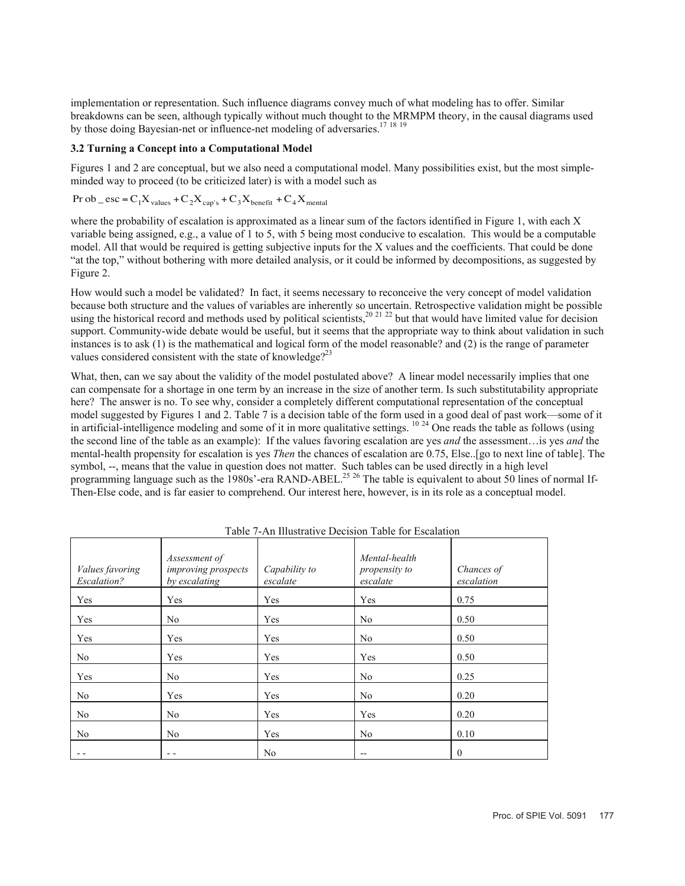implementation or representation. Such influence diagrams convey much of what modeling has to offer. Similar breakdowns can be seen, although typically without much thought to the MRMPM theory, in the causal diagrams used by those doing Bayesian-net or influence-net modeling of adversaries.[17 18 19]

### 3.2 Turning a Concept into a Computational Model

Figures 1 and 2 are conceptual, but we also need a computational model. Many possibilities exist, but the most simple-minded way to proceed (to be criticized later) is with a model such as

$$\text{Prob\_esc} = C_1 X_{values} + C_2 X_{cap's} + C_3 X_{benefit} + C_4 X_{mental}$$

where the probability of escalation is approximated as a linear sum of the factors identified in Figure 1, with each X variable being assigned, e.g., a value of 1 to 5, with 5 being most conducive to escalation. This would be a computable model. All that would be required is getting subjective inputs for the X values and the coefficients. That could be done "at the top," without bothering with more detailed analysis, or it could be informed by decompositions, as suggested by Figure 2.

How would such a model be validated? In fact, it seems necessary to reconceive the very concept of model validation because both structure and the values of variables are inherently so uncertain. Retrospective validation might be possible using the historical record and methods used by political scientists,[20 21 22] but that would have limited value for decision support. Community-wide debate would be useful, but it seems that the appropriate way to think about validation in such instances is to ask (1) is the mathematical and logical form of the model reasonable? and (2) is the range of parameter values considered consistent with the state of knowledge?[23]

What, then, can we say about the validity of the model postulated above? A linear model necessarily implies that one can compensate for a shortage in one term by an increase in the size of another term. Is such substitutability appropriate here? The answer is no. To see why, consider a completely different computational representation of the conceptual model suggested by Figures 1 and 2. Table 7 is a decision table of the form used in a good deal of past work—some of it in artificial-intelligence modeling and some of it in more qualitative settings. [10 24] One reads the table as follows (using the second line of the table as an example): If the values favoring escalation are yes *and* the assessment…is yes *and* the mental-health propensity for escalation is yes *Then* the chances of escalation are 0.75, Else..[go to next line of table]. The symbol, --, means that the value in question does not matter. Such tables can be used directly in a high level programming language such as the 1980s'-era RAND-ABEL.[25 26] The table is equivalent to about 50 lines of normal If-Then-Else code, and is far easier to comprehend. Our interest here, however, is in its role as a conceptual model.

Table 7-An Illustrative Decision Table for Escalation

| *Values favoring Escalation?* | *Assessment of improving prospects by escalating* | *Capability to escalate* | *Mental-health propensity to escalate* | *Chances of escalation* |
|---|---|---|---|---|
| Yes | Yes | Yes | Yes | 0.75 |
| Yes | No | Yes | No | 0.50 |
| Yes | Yes | Yes | No | 0.50 |
| No | Yes | Yes | Yes | 0.50 |
| Yes | No | Yes | No | 0.25 |
| No | Yes | Yes | No | 0.20 |
| No | No | Yes | Yes | 0.20 |
| No | No | Yes | No | 0.10 |
| - - | - - | No | -- | 0 |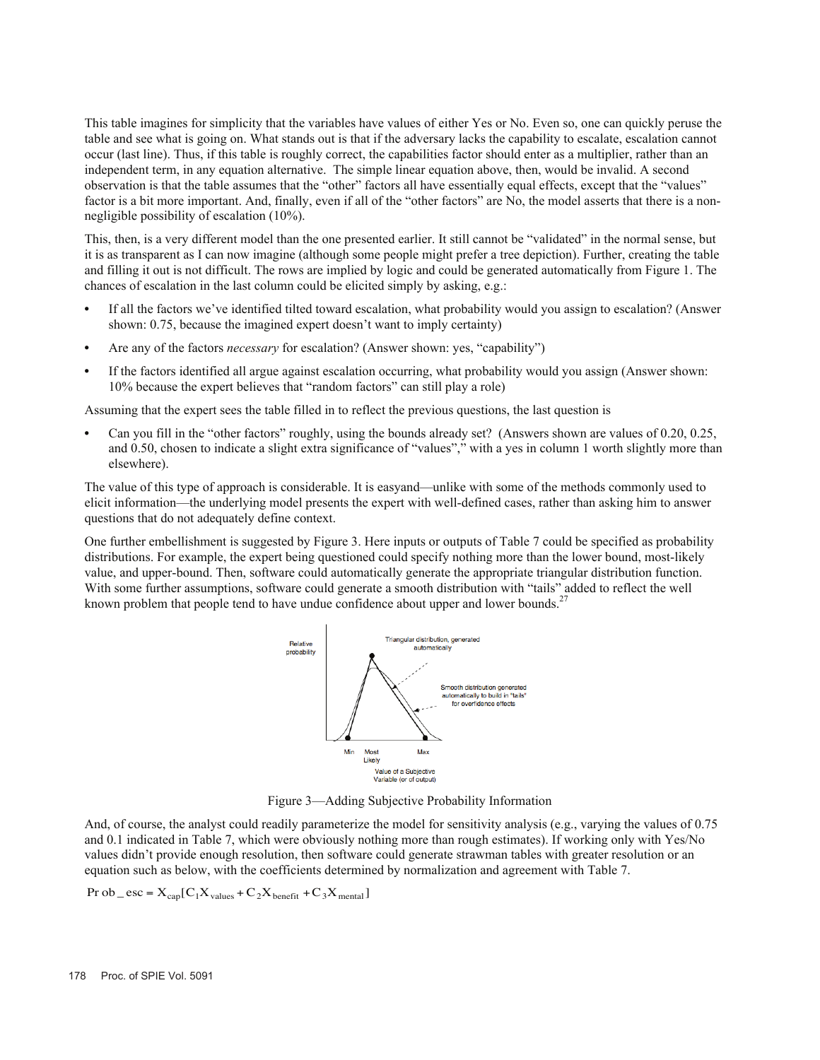This table imagines for simplicity that the variables have values of either Yes or No. Even so, one can quickly peruse the table and see what is going on. What stands out is that if the adversary lacks the capability to escalate, escalation cannot occur (last line). Thus, if this table is roughly correct, the capabilities factor should enter as a multiplier, rather than an independent term, in any equation alternative. The simple linear equation above, then, would be invalid. A second observation is that the table assumes that the "other" factors all have essentially equal effects, except that the "values" factor is a bit more important. And, finally, even if all of the "other factors" are No, the model asserts that there is a non-negligible possibility of escalation (10%).

This, then, is a very different model than the one presented earlier. It still cannot be "validated" in the normal sense, but it is as transparent as I can now imagine (although some people might prefer a tree depiction). Further, creating the table and filling it out is not difficult. The rows are implied by logic and could be generated automatically from Figure 1. The chances of escalation in the last column could be elicited simply by asking, e.g.:

- If all the factors we've identified tilted toward escalation, what probability would you assign to escalation? (Answer shown: 0.75, because the imagined expert doesn't want to imply certainty)
- Are any of the factors *necessary* for escalation? (Answer shown: yes, "capability")
- If the factors identified all argue against escalation occurring, what probability would you assign (Answer shown: 10% because the expert believes that "random factors" can still play a role)

Assuming that the expert sees the table filled in to reflect the previous questions, the last question is

- Can you fill in the "other factors" roughly, using the bounds already set? (Answers shown are values of 0.20, 0.25, and 0.50, chosen to indicate a slight extra significance of "values"," with a yes in column 1 worth slightly more than elsewhere).

The value of this type of approach is considerable. It is easyand—unlike with some of the methods commonly used to elicit information—the underlying model presents the expert with well-defined cases, rather than asking him to answer questions that do not adequately define context.

One further embellishment is suggested by Figure 3. Here inputs or outputs of Table 7 could be specified as probability distributions. For example, the expert being questioned could specify nothing more than the lower bound, most-likely value, and upper-bound. Then, software could automatically generate the appropriate triangular distribution function. With some further assumptions, software could generate a smooth distribution with "tails" added to reflect the well known problem that people tend to have undue confidence about upper and lower bounds.[27]

Figure 3—Adding Subjective Probability Information

And, of course, the analyst could readily parameterize the model for sensitivity analysis (e.g., varying the values of 0.75 and 0.1 indicated in Table 7, which were obviously nothing more than rough estimates). If working only with Yes/No values didn't provide enough resolution, then software could generate strawman tables with greater resolution or an equation such as below, with the coefficients determined by normalization and agreement with Table 7.

$$\text{Prob\_esc} = X_{cap}[C_1 X_{values} + C_2 X_{benefit} + C_3 X_{mental}]$$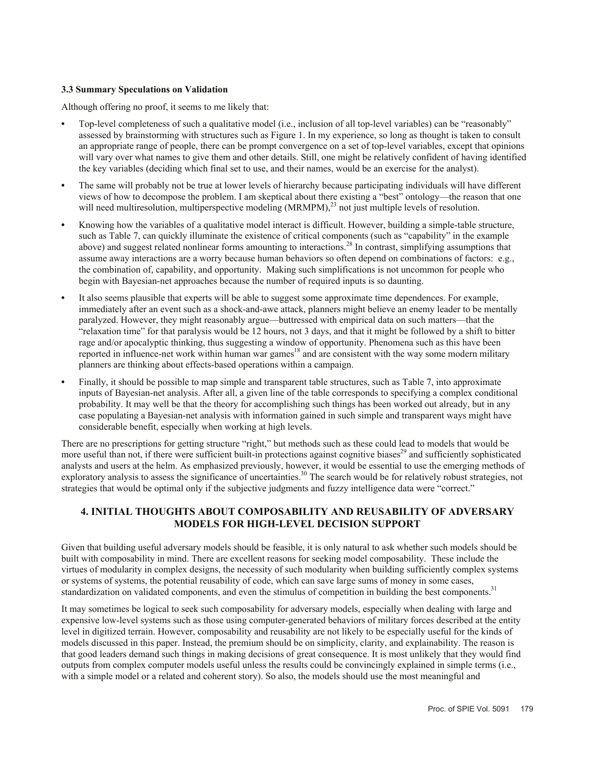### 3.3 Summary Speculations on Validation

Although offering no proof, it seems to me likely that:

- Top-level completeness of such a qualitative model (i.e., inclusion of all top-level variables) can be "reasonably" assessed by brainstorming with structures such as Figure 1. In my experience, so long as thought is taken to consult an appropriate range of people, there can be prompt convergence on a set of top-level variables, except that opinions will vary over what names to give them and other details. Still, one might be relatively confident of having identified the key variables (deciding which final set to use, and their names, would be an exercise for the analyst).
- The same will probably not be true at lower levels of hierarchy because participating individuals will have different views of how to decompose the problem. I am skeptical about there existing a "best" ontology—the reason that one will need multiresolution, multiperspective modeling (MRMPM),[23] not just multiple levels of resolution.
- Knowing how the variables of a qualitative model interact is difficult. However, building a simple-table structure, such as Table 7, can quickly illuminate the existence of critical components (such as "capability" in the example above) and suggest related nonlinear forms amounting to interactions.[28] In contrast, simplifying assumptions that assume away interactions are a worry because human behaviors so often depend on combinations of factors: e.g., the combination of, capability, and opportunity. Making such simplifications is not uncommon for people who begin with Bayesian-net approaches because the number of required inputs is so daunting.
- It also seems plausible that experts will be able to suggest some approximate time dependences. For example, immediately after an event such as a shock-and-awe attack, planners might believe an enemy leader to be mentally paralyzed. However, they might reasonably argue—buttressed with empirical data on such matters—that the "relaxation time" for that paralysis would be 12 hours, not 3 days, and that it might be followed by a shift to bitter rage and/or apocalyptic thinking, thus suggesting a window of opportunity. Phenomena such as this have been reported in influence-net work within human war games[18] and are consistent with the way some modern military planners are thinking about effects-based operations within a campaign.
- Finally, it should be possible to map simple and transparent table structures, such as Table 7, into approximate inputs of Bayesian-net analysis. After all, a given line of the table corresponds to specifying a complex conditional probability. It may well be that the theory for accomplishing such things has been worked out already, but in any case populating a Bayesian-net analysis with information gained in such simple and transparent ways might have considerable benefit, especially when working at high levels.

There are no prescriptions for getting structure "right," but methods such as these could lead to models that would be more useful than not, if there were sufficient built-in protections against cognitive biases[29] and sufficiently sophisticated analysts and users at the helm. As emphasized previously, however, it would be essential to use the emerging methods of exploratory analysis to assess the significance of uncertainties.[30] The search would be for relatively robust strategies, not strategies that would be optimal only if the subjective judgments and fuzzy intelligence data were "correct."

## 4. INITIAL THOUGHTS ABOUT COMPOSABILITY AND REUSABILITY OF ADVERSARY MODELS FOR HIGH-LEVEL DECISION SUPPORT

Given that building useful adversary models should be feasible, it is only natural to ask whether such models should be built with composability in mind. There are excellent reasons for seeking model composability. These include the virtues of modularity in complex designs, the necessity of such modularity when building sufficiently complex systems or systems of systems, the potential reusability of code, which can save large sums of money in some cases, standardization on validated components, and even the stimulus of competition in building the best components.[31]

It may sometimes be logical to seek such composability for adversary models, especially when dealing with large and expensive low-level systems such as those using computer-generated behaviors of military forces described at the entity level in digitized terrain. However, composability and reusability are not likely to be especially useful for the kinds of models discussed in this paper. Instead, the premium should be on simplicity, clarity, and explainability. The reason is that good leaders demand such things in making decisions of great consequence. It is most unlikely that they would find outputs from complex computer models useful unless the results could be convincingly explained in simple terms (i.e., with a simple model or a related and coherent story). So also, the models should use the most meaningful and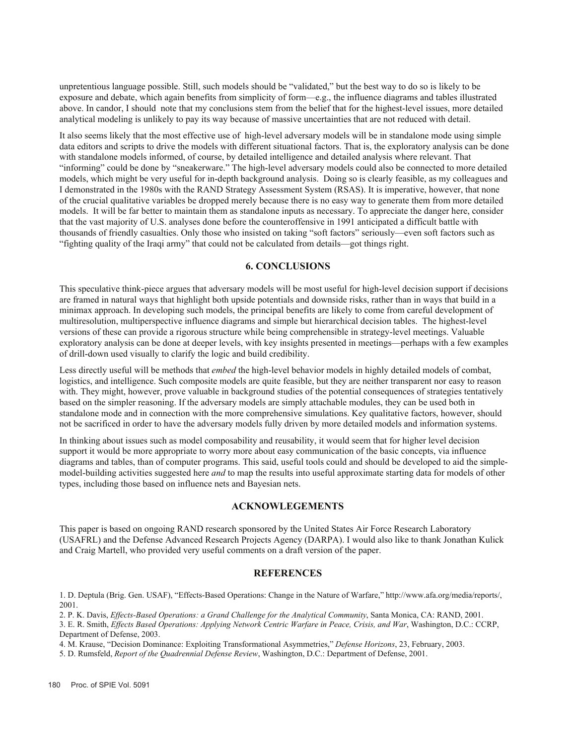unpretentious language possible. Still, such models should be "validated," but the best way to do so is likely to be exposure and debate, which again benefits from simplicity of form—e.g., the influence diagrams and tables illustrated above. In candor, I should note that my conclusions stem from the belief that for the highest-level issues, more detailed analytical modeling is unlikely to pay its way because of massive uncertainties that are not reduced with detail.

It also seems likely that the most effective use of high-level adversary models will be in standalone mode using simple data editors and scripts to drive the models with different situational factors. That is, the exploratory analysis can be done with standalone models informed, of course, by detailed intelligence and detailed analysis where relevant. That "informing" could be done by "sneakerware." The high-level adversary models could also be connected to more detailed models, which might be very useful for in-depth background analysis. Doing so is clearly feasible, as my colleagues and I demonstrated in the 1980s with the RAND Strategy Assessment System (RSAS). It is imperative, however, that none of the crucial qualitative variables be dropped merely because there is no easy way to generate them from more detailed models. It will be far better to maintain them as standalone inputs as necessary. To appreciate the danger here, consider that the vast majority of U.S. analyses done before the counteroffensive in 1991 anticipated a difficult battle with thousands of friendly casualties. Only those who insisted on taking "soft factors" seriously—even soft factors such as "fighting quality of the Iraqi army" that could not be calculated from details—got things right.

## 6. CONCLUSIONS

This speculative think-piece argues that adversary models will be most useful for high-level decision support if decisions are framed in natural ways that highlight both upside potentials and downside risks, rather than in ways that build in a minimax approach. In developing such models, the principal benefits are likely to come from careful development of multiresolution, multiperspective influence diagrams and simple but hierarchical decision tables. The highest-level versions of these can provide a rigorous structure while being comprehensible in strategy-level meetings. Valuable exploratory analysis can be done at deeper levels, with key insights presented in meetings—perhaps with a few examples of drill-down used visually to clarify the logic and build credibility.

Less directly useful will be methods that *embed* the high-level behavior models in highly detailed models of combat, logistics, and intelligence. Such composite models are quite feasible, but they are neither transparent nor easy to reason with. They might, however, prove valuable in background studies of the potential consequences of strategies tentatively based on the simpler reasoning. If the adversary models are simply attachable modules, they can be used both in standalone mode and in connection with the more comprehensive simulations. Key qualitative factors, however, should not be sacrificed in order to have the adversary models fully driven by more detailed models and information systems.

In thinking about issues such as model composability and reusability, it would seem that for higher level decision support it would be more appropriate to worry more about easy communication of the basic concepts, via influence diagrams and tables, than of computer programs. This said, useful tools could and should be developed to aid the simple-model-building activities suggested here *and* to map the results into useful approximate starting data for models of other types, including those based on influence nets and Bayesian nets.

## ACKNOWLEGEMENTS

This paper is based on ongoing RAND research sponsored by the United States Air Force Research Laboratory (USAFRL) and the Defense Advanced Research Projects Agency (DARPA). I would also like to thank Jonathan Kulick and Craig Martell, who provided very useful comments on a draft version of the paper.

## REFERENCES

1. D. Deptula (Brig. Gen. USAF), "Effects-Based Operations: Change in the Nature of Warfare," http://www.afa.org/media/reports/, 2001.
2. P. K. Davis, *Effects-Based Operations: a Grand Challenge for the Analytical Community*, Santa Monica, CA: RAND, 2001.
3. E. R. Smith, *Effects Based Operations: Applying Network Centric Warfare in Peace, Crisis, and War*, Washington, D.C.: CCRP, Department of Defense, 2003.
4. M. Krause, "Decision Dominance: Exploiting Transformational Asymmetries," *Defense Horizons*, 23, February, 2003.
5. D. Rumsfeld, *Report of the Quadrennial Defense Review*, Washington, D.C.: Department of Defense, 2001.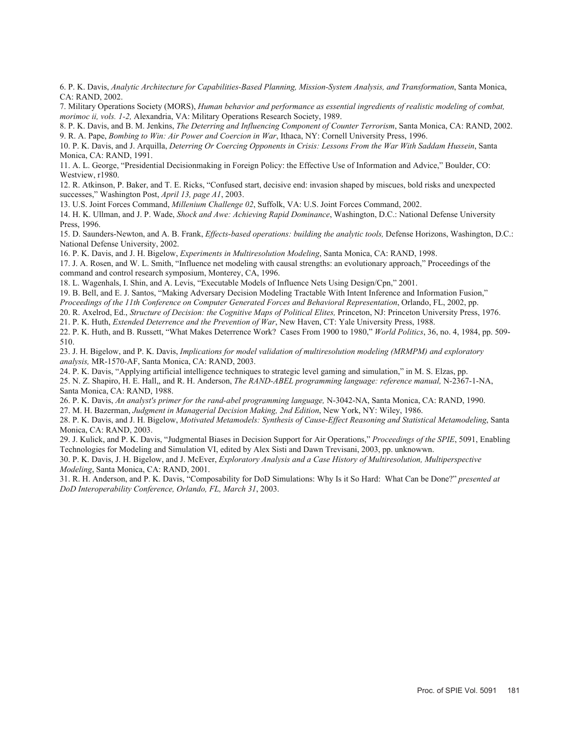6. P. K. Davis, *Analytic Architecture for Capabilities-Based Planning, Mission-System Analysis, and Transformation*, Santa Monica, CA: RAND, 2002.

7. Military Operations Society (MORS), *Human behavior and performance as essential ingredients of realistic modeling of combat, morimoc ii, vols. 1-2,* Alexandria, VA: Military Operations Research Society, 1989.

8. P. K. Davis, and B. M. Jenkins, *The Deterring and Influencing Component of Counter Terrorism*, Santa Monica, CA: RAND, 2002.

9. R. A. Pape, *Bombing to Win: Air Power and Coercion in War*, Ithaca, NY: Cornell University Press, 1996.

10. P. K. Davis, and J. Arquilla, *Deterring Or Coercing Opponents in Crisis: Lessons From the War With Saddam Hussein*, Santa Monica, CA: RAND, 1991.

11. A. L. George, "Presidential Decisionmaking in Foreign Policy: the Effective Use of Information and Advice," Boulder, CO: Westview, r1980.

12. R. Atkinson, P. Baker, and T. E. Ricks, "Confused start, decisive end: invasion shaped by miscues, bold risks and unexpected successes," Washington Post, *April 13, page A1*, 2003.

13. U.S. Joint Forces Command, *Millenium Challenge 02*, Suffolk, VA: U.S. Joint Forces Command, 2002.

14. H. K. Ullman, and J. P. Wade, *Shock and Awe: Achieving Rapid Dominance*, Washington, D.C.: National Defense University Press, 1996.

15. D. Saunders-Newton, and A. B. Frank, *Effects-based operations: building the analytic tools,* Defense Horizons, Washington, D.C.: National Defense University, 2002.

16. P. K. Davis, and J. H. Bigelow, *Experiments in Multiresolution Modeling*, Santa Monica, CA: RAND, 1998.

17. J. A. Rosen, and W. L. Smith, "Influence net modeling with causal strengths: an evolutionary approach," Proceedings of the command and control research symposium, Monterey, CA, 1996.

18. L. Wagenhals, I. Shin, and A. Levis, "Executable Models of Influence Nets Using Design/Cpn," 2001.

19. B. Bell, and E. J. Santos, "Making Adversary Decision Modeling Tractable With Intent Inference and Information Fusion," *Proceedings of the 11th Conference on Computer Generated Forces and Behavioral Representation*, Orlando, FL, 2002, pp.

20. R. Axelrod, Ed., *Structure of Decision: the Cognitive Maps of Political Elites,* Princeton, NJ: Princeton University Press, 1976.

21. P. K. Huth, *Extended Deterrence and the Prevention of War*, New Haven, CT: Yale University Press, 1988.

22. P. K. Huth, and B. Russett, "What Makes Deterrence Work? Cases From 1900 to 1980," *World Politics*, 36, no. 4, 1984, pp. 509-510.

23. J. H. Bigelow, and P. K. Davis, *Implications for model validation of multiresolution modeling (MRMPM) and exploratory analysis,* MR-1570-AF, Santa Monica, CA: RAND, 2003.

24. P. K. Davis, "Applying artificial intelligence techniques to strategic level gaming and simulation," in M. S. Elzas, pp.

25. N. Z. Shapiro, H. E. Hall,, and R. H. Anderson, *The RAND-ABEL programming language: reference manual,* N-2367-1-NA, Santa Monica, CA: RAND, 1988.

26. P. K. Davis, *An analyst's primer for the rand-abel programming language,* N-3042-NA, Santa Monica, CA: RAND, 1990.

27. M. H. Bazerman, *Judgment in Managerial Decision Making, 2nd Edition*, New York, NY: Wiley, 1986.

28. P. K. Davis, and J. H. Bigelow, *Motivated Metamodels: Synthesis of Cause-Effect Reasoning and Statistical Metamodeling*, Santa Monica, CA: RAND, 2003.

29. J. Kulick, and P. K. Davis, "Judgmental Biases in Decision Support for Air Operations," *Proceedings of the SPIE*, 5091, Enabling Technologies for Modeling and Simulation VI, edited by Alex Sisti and Dawn Trevisani, 2003, pp. unknowwn.

30. P. K. Davis, J. H. Bigelow, and J. McEver, *Exploratory Analysis and a Case History of Multiresolution, Multiperspective Modeling*, Santa Monica, CA: RAND, 2001.

31. R. H. Anderson, and P. K. Davis, "Composability for DoD Simulations: Why Is it So Hard: What Can be Done?" *presented at DoD Interoperability Conference, Orlando, FL, March 31*, 2003.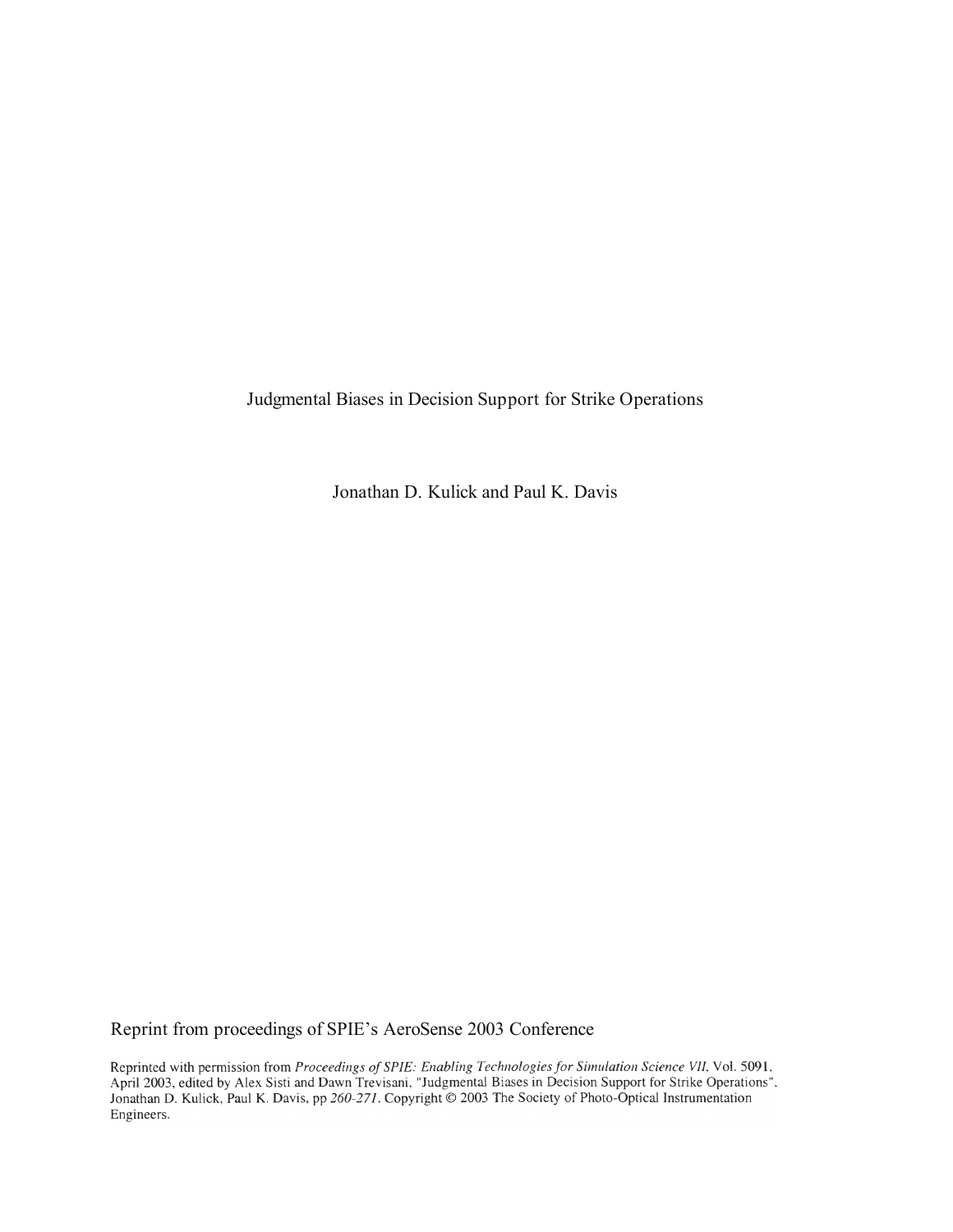Judgmental Biases in Decision Support for Strike Operations

Jonathan D. Kulick and Paul K. Davis

Reprint from proceedings of SPIE's AeroSense 2003 Conference

Reprinted with permission from *Proceedings of SPIE: Enabling Technologies for Simulation Science VII*, Vol. 5091, April 2003, edited by Alex Sisti and Dawn Trevisani, "Judgmental Biases in Decision Support for Strike Operations", Jonathan D. Kulick, Paul K. Davis, pp *260-271*. Copyright © 2003 The Society of Photo-Optical Instrumentation Engineers.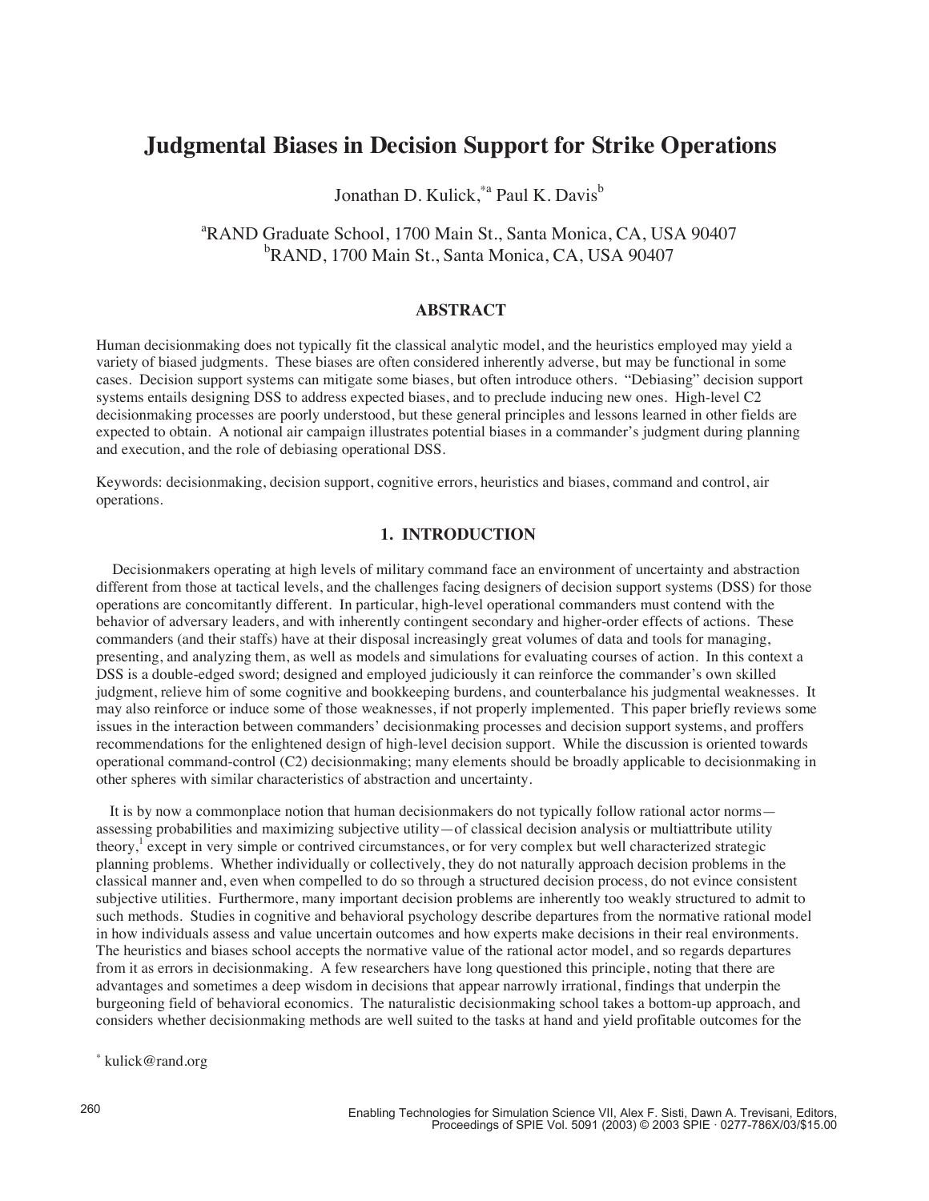# Judgmental Biases in Decision Support for Strike Operations

Jonathan D. Kulick,[*a] Paul K. Davis[b]

[a]RAND Graduate School, 1700 Main St., Santa Monica, CA, USA 90407
[b]RAND, 1700 Main St., Santa Monica, CA, USA 90407

## ABSTRACT

Human decisionmaking does not typically fit the classical analytic model, and the heuristics employed may yield a variety of biased judgments. These biases are often considered inherently adverse, but may be functional in some cases. Decision support systems can mitigate some biases, but often introduce others. "Debiasing" decision support systems entails designing DSS to address expected biases, and to preclude inducing new ones. High-level C2 decisionmaking processes are poorly understood, but these general principles and lessons learned in other fields are expected to obtain. A notional air campaign illustrates potential biases in a commander's judgment during planning and execution, and the role of debiasing operational DSS.

Keywords: decisionmaking, decision support, cognitive errors, heuristics and biases, command and control, air operations.

## 1. INTRODUCTION

Decisionmakers operating at high levels of military command face an environment of uncertainty and abstraction different from those at tactical levels, and the challenges facing designers of decision support systems (DSS) for those operations are concomitantly different. In particular, high-level operational commanders must contend with the behavior of adversary leaders, and with inherently contingent secondary and higher-order effects of actions. These commanders (and their staffs) have at their disposal increasingly great volumes of data and tools for managing, presenting, and analyzing them, as well as models and simulations for evaluating courses of action. In this context a DSS is a double-edged sword; designed and employed judiciously it can reinforce the commander's own skilled judgment, relieve him of some cognitive and bookkeeping burdens, and counterbalance his judgmental weaknesses. It may also reinforce or induce some of those weaknesses, if not properly implemented. This paper briefly reviews some issues in the interaction between commanders' decisionmaking processes and decision support systems, and proffers recommendations for the enlightened design of high-level decision support. While the discussion is oriented towards operational command-control (C2) decisionmaking; many elements should be broadly applicable to decisionmaking in other spheres with similar characteristics of abstraction and uncertainty.

It is by now a commonplace notion that human decisionmakers do not typically follow rational actor norms—assessing probabilities and maximizing subjective utility—of classical decision analysis or multiattribute utility theory,[1] except in very simple or contrived circumstances, or for very complex but well characterized strategic planning problems. Whether individually or collectively, they do not naturally approach decision problems in the classical manner and, even when compelled to do so through a structured decision process, do not evince consistent subjective utilities. Furthermore, many important decision problems are inherently too weakly structured to admit to such methods. Studies in cognitive and behavioral psychology describe departures from the normative rational model in how individuals assess and value uncertain outcomes and how experts make decisions in their real environments. The heuristics and biases school accepts the normative value of the rational actor model, and so regards departures from it as errors in decisionmaking. A few researchers have long questioned this principle, noting that there are advantages and sometimes a deep wisdom in decisions that appear narrowly irrational, findings that underpin the burgeoning field of behavioral economics. The naturalistic decisionmaking school takes a bottom-up approach, and considers whether decisionmaking methods are well suited to the tasks at hand and yield profitable outcomes for the

[*] kulick@rand.org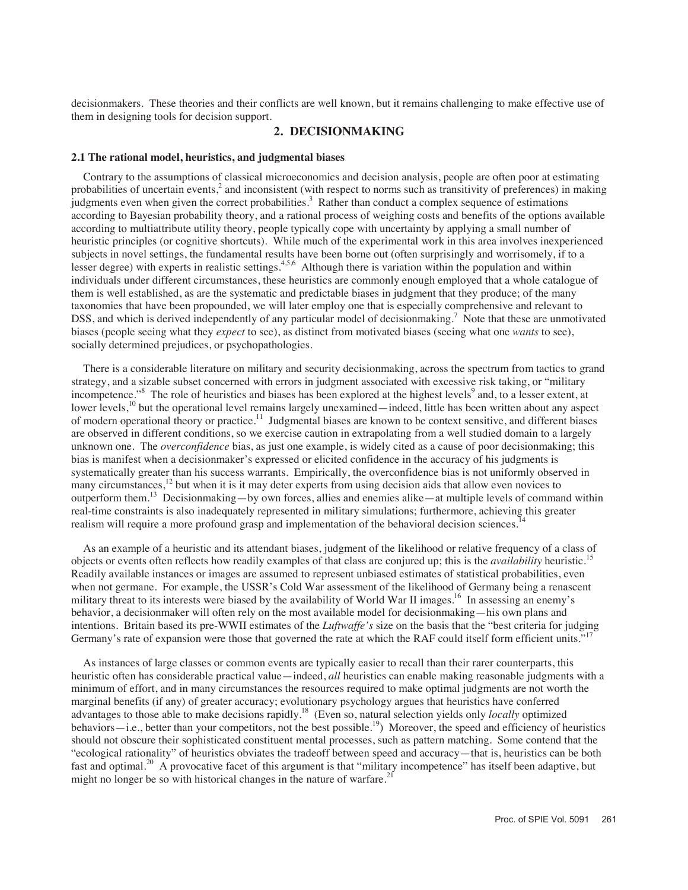decisionmakers. These theories and their conflicts are well known, but it remains challenging to make effective use of them in designing tools for decision support.

## 2. DECISIONMAKING

### 2.1 The rational model, heuristics, and judgmental biases

Contrary to the assumptions of classical microeconomics and decision analysis, people are often poor at estimating probabilities of uncertain events,[2] and inconsistent (with respect to norms such as transitivity of preferences) in making judgments even when given the correct probabilities.[3] Rather than conduct a complex sequence of estimations according to Bayesian probability theory, and a rational process of weighing costs and benefits of the options available according to multiattribute utility theory, people typically cope with uncertainty by applying a small number of heuristic principles (or cognitive shortcuts). While much of the experimental work in this area involves inexperienced subjects in novel settings, the fundamental results have been borne out (often surprisingly and worrisomely, if to a lesser degree) with experts in realistic settings.[4,5,6] Although there is variation within the population and within individuals under different circumstances, these heuristics are commonly enough employed that a whole catalogue of them is well established, as are the systematic and predictable biases in judgment that they produce; of the many taxonomies that have been propounded, we will later employ one that is especially comprehensive and relevant to DSS, and which is derived independently of any particular model of decisionmaking.[7] Note that these are unmotivated biases (people seeing what they *expect* to see), as distinct from motivated biases (seeing what one *wants* to see), socially determined prejudices, or psychopathologies.

There is a considerable literature on military and security decisionmaking, across the spectrum from tactics to grand strategy, and a sizable subset concerned with errors in judgment associated with excessive risk taking, or "military incompetence."[8] The role of heuristics and biases has been explored at the highest levels[9] and, to a lesser extent, at lower levels,[10] but the operational level remains largely unexamined—indeed, little has been written about any aspect of modern operational theory or practice.[11] Judgmental biases are known to be context sensitive, and different biases are observed in different conditions, so we exercise caution in extrapolating from a well studied domain to a largely unknown one. The *overconfidence* bias, as just one example, is widely cited as a cause of poor decisionmaking; this bias is manifest when a decisionmaker's expressed or elicited confidence in the accuracy of his judgments is systematically greater than his success warrants. Empirically, the overconfidence bias is not uniformly observed in many circumstances,[12] but when it is it may deter experts from using decision aids that allow even novices to outperform them.[13] Decisionmaking—by own forces, allies and enemies alike—at multiple levels of command within real-time constraints is also inadequately represented in military simulations; furthermore, achieving this greater realism will require a more profound grasp and implementation of the behavioral decision sciences.[14]

As an example of a heuristic and its attendant biases, judgment of the likelihood or relative frequency of a class of objects or events often reflects how readily examples of that class are conjured up; this is the *availability* heuristic.[15] Readily available instances or images are assumed to represent unbiased estimates of statistical probabilities, even when not germane. For example, the USSR's Cold War assessment of the likelihood of Germany being a renascent military threat to its interests were biased by the availability of World War II images.[16] In assessing an enemy's behavior, a decisionmaker will often rely on the most available model for decisionmaking—his own plans and intentions. Britain based its pre-WWII estimates of the *Luftwaffe's* size on the basis that the "best criteria for judging Germany's rate of expansion were those that governed the rate at which the RAF could itself form efficient units."[17]

As instances of large classes or common events are typically easier to recall than their rarer counterparts, this heuristic often has considerable practical value—indeed, *all* heuristics can enable making reasonable judgments with a minimum of effort, and in many circumstances the resources required to make optimal judgments are not worth the marginal benefits (if any) of greater accuracy; evolutionary psychology argues that heuristics have conferred advantages to those able to make decisions rapidly.[18] (Even so, natural selection yields only *locally* optimized behaviors—i.e., better than your competitors, not the best possible.[19]) Moreover, the speed and efficiency of heuristics should not obscure their sophisticated constituent mental processes, such as pattern matching. Some contend that the "ecological rationality" of heuristics obviates the tradeoff between speed and accuracy—that is, heuristics can be both fast and optimal.[20] A provocative facet of this argument is that "military incompetence" has itself been adaptive, but might no longer be so with historical changes in the nature of warfare.[21]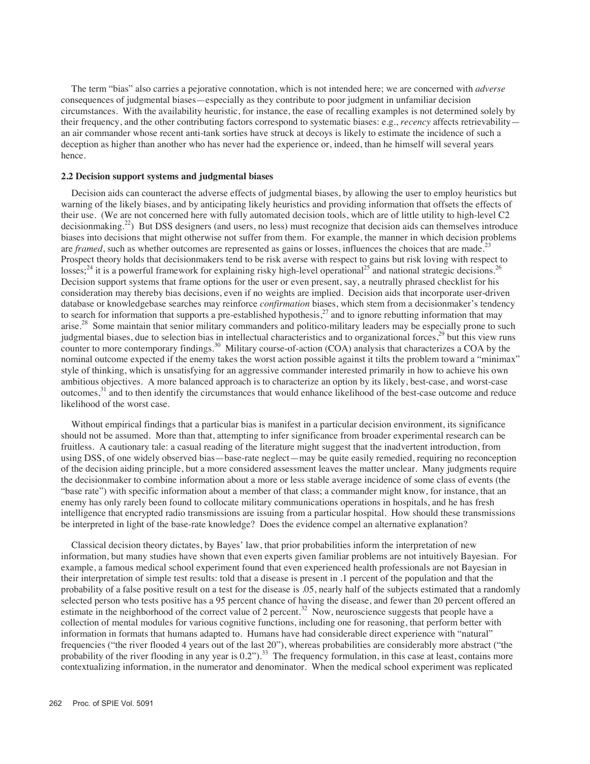The term "bias" also carries a pejorative connotation, which is not intended here; we are concerned with *adverse* consequences of judgmental biases—especially as they contribute to poor judgment in unfamiliar decision circumstances. With the availability heuristic, for instance, the ease of recalling examples is not determined solely by their frequency, and the other contributing factors correspond to systematic biases: e.g., *recency* affects retrievability—an air commander whose recent anti-tank sorties have struck at decoys is likely to estimate the incidence of such a deception as higher than another who has never had the experience or, indeed, than he himself will several years hence.

**2.2 Decision support systems and judgmental biases**

Decision aids can counteract the adverse effects of judgmental biases, by allowing the user to employ heuristics but warning of the likely biases, and by anticipating likely heuristics and providing information that offsets the effects of their use. (We are not concerned here with fully automated decision tools, which are of little utility to high-level C2 decisionmaking.[22]) But DSS designers (and users, no less) must recognize that decision aids can themselves introduce biases into decisions that might otherwise not suffer from them. For example, the manner in which decision problems are *framed*, such as whether outcomes are represented as gains or losses, influences the choices that are made.[23] Prospect theory holds that decisionmakers tend to be risk averse with respect to gains but risk loving with respect to losses;[24] it is a powerful framework for explaining risky high-level operational[25] and national strategic decisions.[26] Decision support systems that frame options for the user or even present, say, a neutrally phrased checklist for his consideration may thereby bias decisions, even if no weights are implied. Decision aids that incorporate user-driven database or knowledgebase searches may reinforce *confirmation* biases, which stem from a decisionmaker's tendency to search for information that supports a pre-established hypothesis,[27] and to ignore rebutting information that may arise.[28] Some maintain that senior military commanders and politico-military leaders may be especially prone to such judgmental biases, due to selection bias in intellectual characteristics and to organizational forces,[29] but this view runs counter to more contemporary findings.[30] Military course-of-action (COA) analysis that characterizes a COA by the nominal outcome expected if the enemy takes the worst action possible against it tilts the problem toward a "minimax" style of thinking, which is unsatisfying for an aggressive commander interested primarily in how to achieve his own ambitious objectives. A more balanced approach is to characterize an option by its likely, best-case, and worst-case outcomes,[31] and to then identify the circumstances that would enhance likelihood of the best-case outcome and reduce likelihood of the worst case.

Without empirical findings that a particular bias is manifest in a particular decision environment, its significance should not be assumed. More than that, attempting to infer significance from broader experimental research can be fruitless. A cautionary tale: a casual reading of the literature might suggest that the inadvertent introduction, from using DSS, of one widely observed bias—base-rate neglect—may be quite easily remedied, requiring no reconception of the decision aiding principle, but a more considered assessment leaves the matter unclear. Many judgments require the decisionmaker to combine information about a more or less stable average incidence of some class of events (the "base rate") with specific information about a member of that class; a commander might know, for instance, that an enemy has only rarely been found to collocate military communications operations in hospitals, and he has fresh intelligence that encrypted radio transmissions are issuing from a particular hospital. How should these transmissions be interpreted in light of the base-rate knowledge? Does the evidence compel an alternative explanation?

Classical decision theory dictates, by Bayes' law, that prior probabilities inform the interpretation of new information, but many studies have shown that even experts given familiar problems are not intuitively Bayesian. For example, a famous medical school experiment found that even experienced health professionals are not Bayesian in their interpretation of simple test results: told that a disease is present in .1 percent of the population and that the probability of a false positive result on a test for the disease is .05, nearly half of the subjects estimated that a randomly selected person who tests positive has a 95 percent chance of having the disease, and fewer than 20 percent offered an estimate in the neighborhood of the correct value of 2 percent.[32] Now, neuroscience suggests that people have a collection of mental modules for various cognitive functions, including one for reasoning, that perform better with information in formats that humans adapted to. Humans have had considerable direct experience with "natural" frequencies ("the river flooded 4 years out of the last 20"), whereas probabilities are considerably more abstract ("the probability of the river flooding in any year is 0.2").[33] The frequency formulation, in this case at least, contains more contextualizing information, in the numerator and denominator. When the medical school experiment was replicated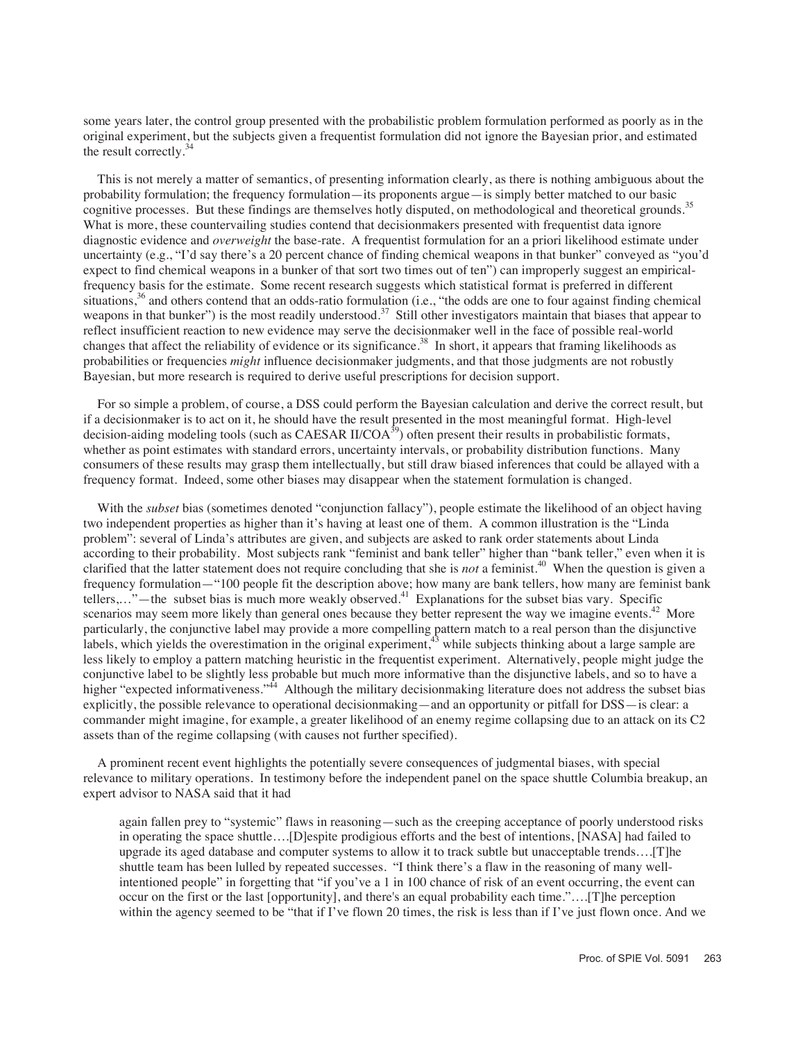some years later, the control group presented with the probabilistic problem formulation performed as poorly as in the original experiment, but the subjects given a frequentist formulation did not ignore the Bayesian prior, and estimated the result correctly.[34]

This is not merely a matter of semantics, of presenting information clearly, as there is nothing ambiguous about the probability formulation; the frequency formulation—its proponents argue—is simply better matched to our basic cognitive processes. But these findings are themselves hotly disputed, on methodological and theoretical grounds.[35] What is more, these countervailing studies contend that decisionmakers presented with frequentist data ignore diagnostic evidence and *overweight* the base-rate. A frequentist formulation for an a priori likelihood estimate under uncertainty (e.g., "I'd say there's a 20 percent chance of finding chemical weapons in that bunker" conveyed as "you'd expect to find chemical weapons in a bunker of that sort two times out of ten") can improperly suggest an empirical-frequency basis for the estimate. Some recent research suggests which statistical format is preferred in different situations,[36] and others contend that an odds-ratio formulation (i.e., "the odds are one to four against finding chemical weapons in that bunker") is the most readily understood.[37] Still other investigators maintain that biases that appear to reflect insufficient reaction to new evidence may serve the decisionmaker well in the face of possible real-world changes that affect the reliability of evidence or its significance.[38] In short, it appears that framing likelihoods as probabilities or frequencies *might* influence decisionmaker judgments, and that those judgments are not robustly Bayesian, but more research is required to derive useful prescriptions for decision support.

For so simple a problem, of course, a DSS could perform the Bayesian calculation and derive the correct result, but if a decisionmaker is to act on it, he should have the result presented in the most meaningful format. High-level decision-aiding modeling tools (such as CAESAR II/COA[39]) often present their results in probabilistic formats, whether as point estimates with standard errors, uncertainty intervals, or probability distribution functions. Many consumers of these results may grasp them intellectually, but still draw biased inferences that could be allayed with a frequency format. Indeed, some other biases may disappear when the statement formulation is changed.

With the *subset* bias (sometimes denoted "conjunction fallacy"), people estimate the likelihood of an object having two independent properties as higher than it's having at least one of them. A common illustration is the "Linda problem": several of Linda's attributes are given, and subjects are asked to rank order statements about Linda according to their probability. Most subjects rank "feminist and bank teller" higher than "bank teller," even when it is clarified that the latter statement does not require concluding that she is *not* a feminist.[40] When the question is given a frequency formulation—"100 people fit the description above; how many are bank tellers, how many are feminist bank tellers,…"—the subset bias is much more weakly observed.[41] Explanations for the subset bias vary. Specific scenarios may seem more likely than general ones because they better represent the way we imagine events.[42] More particularly, the conjunctive label may provide a more compelling pattern match to a real person than the disjunctive labels, which yields the overestimation in the original experiment,[43] while subjects thinking about a large sample are less likely to employ a pattern matching heuristic in the frequentist experiment. Alternatively, people might judge the conjunctive label to be slightly less probable but much more informative than the disjunctive labels, and so to have a higher "expected informativeness."[44] Although the military decisionmaking literature does not address the subset bias explicitly, the possible relevance to operational decisionmaking—and an opportunity or pitfall for DSS—is clear: a commander might imagine, for example, a greater likelihood of an enemy regime collapsing due to an attack on its C2 assets than of the regime collapsing (with causes not further specified).

A prominent recent event highlights the potentially severe consequences of judgmental biases, with special relevance to military operations. In testimony before the independent panel on the space shuttle Columbia breakup, an expert advisor to NASA said that it had

> again fallen prey to "systemic" flaws in reasoning—such as the creeping acceptance of poorly understood risks in operating the space shuttle….[D]espite prodigious efforts and the best of intentions, [NASA] had failed to upgrade its aged database and computer systems to allow it to track subtle but unacceptable trends….[T]he shuttle team has been lulled by repeated successes. "I think there's a flaw in the reasoning of many well-intentioned people" in forgetting that "if you've a 1 in 100 chance of risk of an event occurring, the event can occur on the first or the last [opportunity], and there's an equal probability each time."….[T]he perception within the agency seemed to be "that if I've flown 20 times, the risk is less than if I've just flown once. And we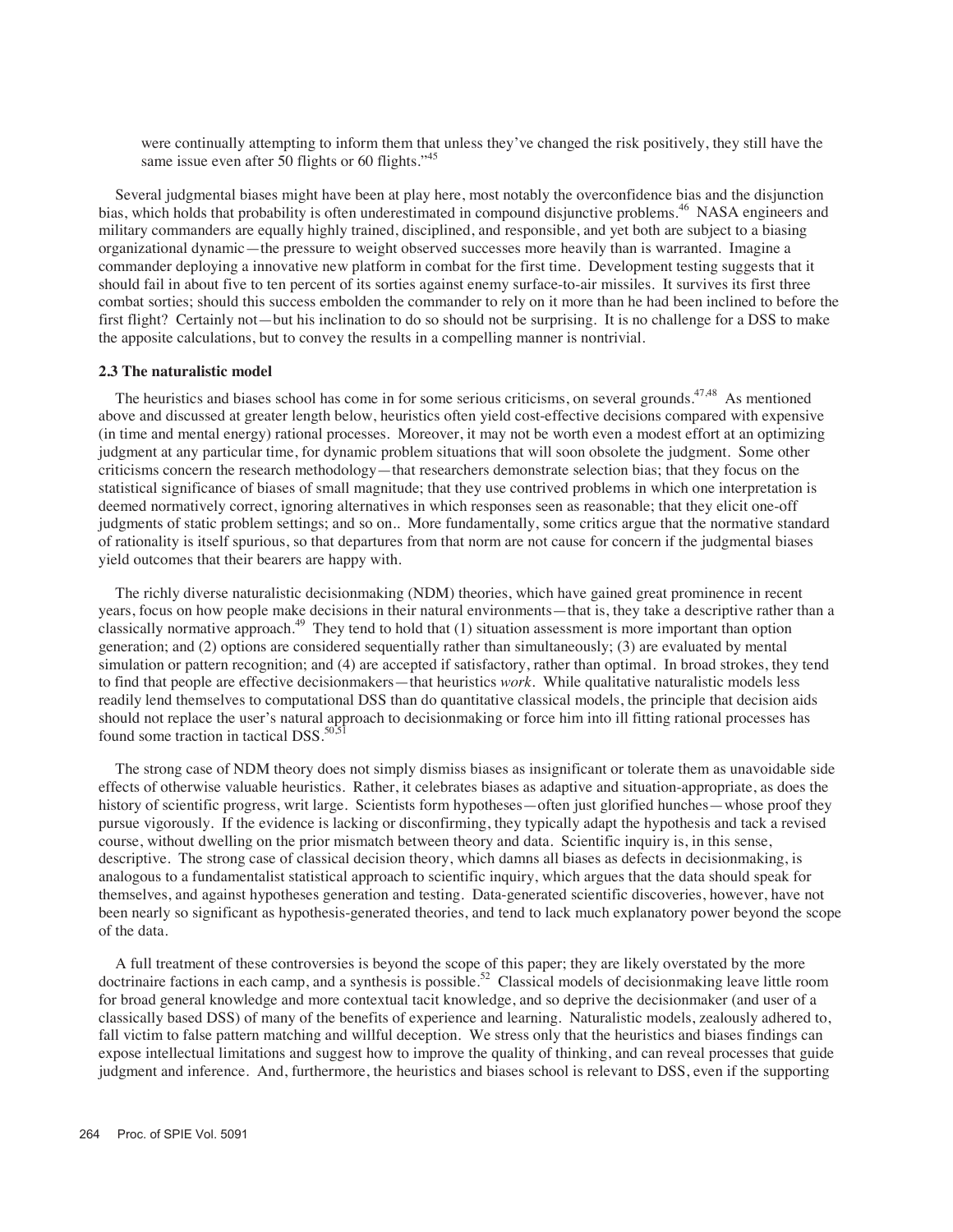were continually attempting to inform them that unless they've changed the risk positively, they still have the same issue even after 50 flights or 60 flights."[45]

Several judgmental biases might have been at play here, most notably the overconfidence bias and the disjunction bias, which holds that probability is often underestimated in compound disjunctive problems.[46] NASA engineers and military commanders are equally highly trained, disciplined, and responsible, and yet both are subject to a biasing organizational dynamic—the pressure to weight observed successes more heavily than is warranted. Imagine a commander deploying a innovative new platform in combat for the first time. Development testing suggests that it should fail in about five to ten percent of its sorties against enemy surface-to-air missiles. It survives its first three combat sorties; should this success embolden the commander to rely on it more than he had been inclined to before the first flight? Certainly not—but his inclination to do so should not be surprising. It is no challenge for a DSS to make the apposite calculations, but to convey the results in a compelling manner is nontrivial.

### 2.3 The naturalistic model

The heuristics and biases school has come in for some serious criticisms, on several grounds.[47,48] As mentioned above and discussed at greater length below, heuristics often yield cost-effective decisions compared with expensive (in time and mental energy) rational processes. Moreover, it may not be worth even a modest effort at an optimizing judgment at any particular time, for dynamic problem situations that will soon obsolete the judgment. Some other criticisms concern the research methodology—that researchers demonstrate selection bias; that they focus on the statistical significance of biases of small magnitude; that they use contrived problems in which one interpretation is deemed normatively correct, ignoring alternatives in which responses seen as reasonable; that they elicit one-off judgments of static problem settings; and so on.. More fundamentally, some critics argue that the normative standard of rationality is itself spurious, so that departures from that norm are not cause for concern if the judgmental biases yield outcomes that their bearers are happy with.

The richly diverse naturalistic decisionmaking (NDM) theories, which have gained great prominence in recent years, focus on how people make decisions in their natural environments—that is, they take a descriptive rather than a classically normative approach.[49] They tend to hold that (1) situation assessment is more important than option generation; and (2) options are considered sequentially rather than simultaneously; (3) are evaluated by mental simulation or pattern recognition; and (4) are accepted if satisfactory, rather than optimal. In broad strokes, they tend to find that people are effective decisionmakers—that heuristics *work*. While qualitative naturalistic models less readily lend themselves to computational DSS than do quantitative classical models, the principle that decision aids should not replace the user's natural approach to decisionmaking or force him into ill fitting rational processes has found some traction in tactical DSS.[50,51]

The strong case of NDM theory does not simply dismiss biases as insignificant or tolerate them as unavoidable side effects of otherwise valuable heuristics. Rather, it celebrates biases as adaptive and situation-appropriate, as does the history of scientific progress, writ large. Scientists form hypotheses—often just glorified hunches—whose proof they pursue vigorously. If the evidence is lacking or disconfirming, they typically adapt the hypothesis and tack a revised course, without dwelling on the prior mismatch between theory and data. Scientific inquiry is, in this sense, descriptive. The strong case of classical decision theory, which damns all biases as defects in decisionmaking, is analogous to a fundamentalist statistical approach to scientific inquiry, which argues that the data should speak for themselves, and against hypotheses generation and testing. Data-generated scientific discoveries, however, have not been nearly so significant as hypothesis-generated theories, and tend to lack much explanatory power beyond the scope of the data.

A full treatment of these controversies is beyond the scope of this paper; they are likely overstated by the more doctrinaire factions in each camp, and a synthesis is possible.[52] Classical models of decisionmaking leave little room for broad general knowledge and more contextual tacit knowledge, and so deprive the decisionmaker (and user of a classically based DSS) of many of the benefits of experience and learning. Naturalistic models, zealously adhered to, fall victim to false pattern matching and willful deception. We stress only that the heuristics and biases findings can expose intellectual limitations and suggest how to improve the quality of thinking, and can reveal processes that guide judgment and inference. And, furthermore, the heuristics and biases school is relevant to DSS, even if the supporting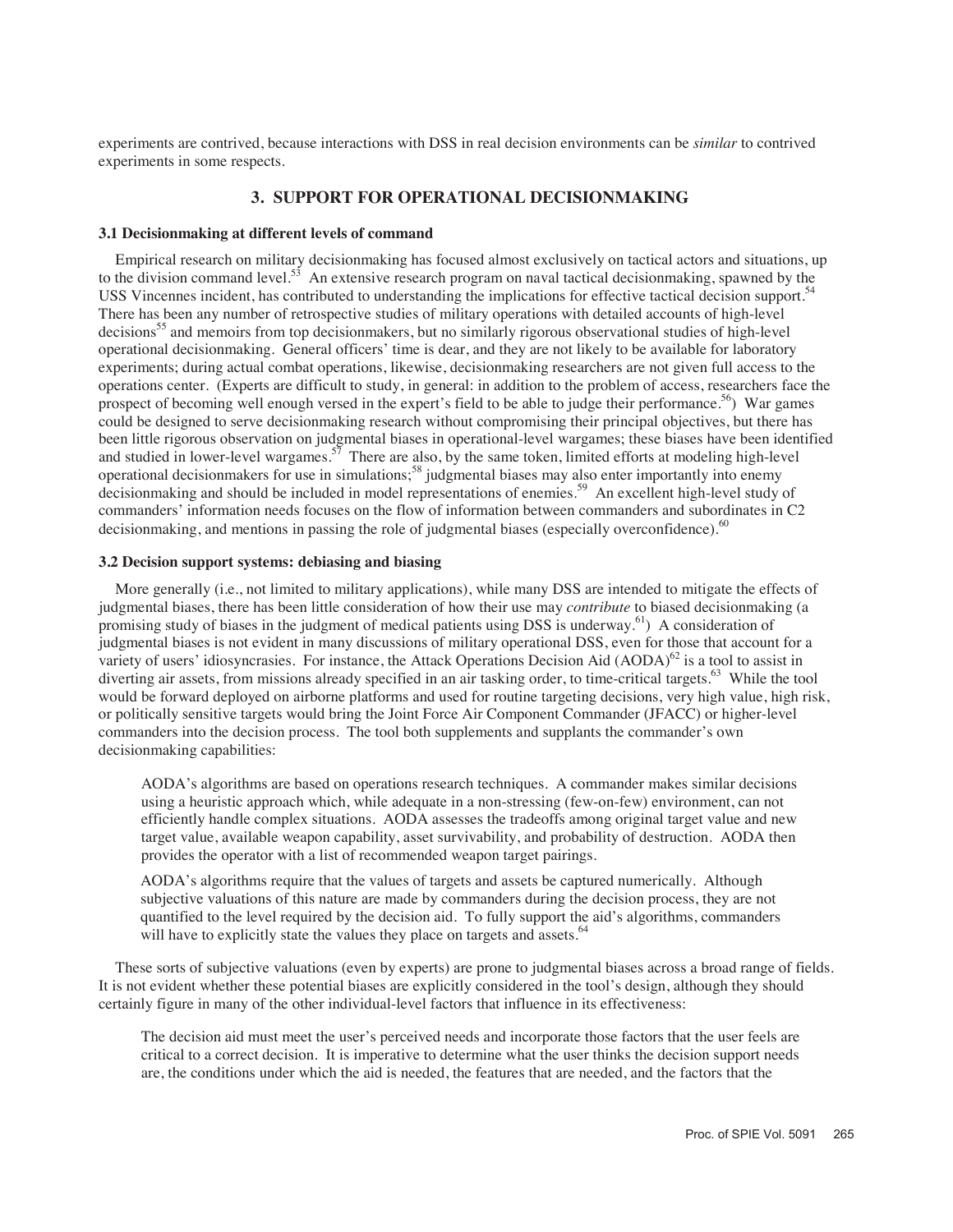experiments are contrived, because interactions with DSS in real decision environments can be *similar* to contrived experiments in some respects.

## 3. SUPPORT FOR OPERATIONAL DECISIONMAKING

### 3.1 Decisionmaking at different levels of command

Empirical research on military decisionmaking has focused almost exclusively on tactical actors and situations, up to the division command level.[53] An extensive research program on naval tactical decisionmaking, spawned by the USS Vincennes incident, has contributed to understanding the implications for effective tactical decision support.[54] There has been any number of retrospective studies of military operations with detailed accounts of high-level decisions[55] and memoirs from top decisionmakers, but no similarly rigorous observational studies of high-level operational decisionmaking. General officers' time is dear, and they are not likely to be available for laboratory experiments; during actual combat operations, likewise, decisionmaking researchers are not given full access to the operations center. (Experts are difficult to study, in general: in addition to the problem of access, researchers face the prospect of becoming well enough versed in the expert's field to be able to judge their performance.[56]) War games could be designed to serve decisionmaking research without compromising their principal objectives, but there has been little rigorous observation on judgmental biases in operational-level wargames; these biases have been identified and studied in lower-level wargames.[57] There are also, by the same token, limited efforts at modeling high-level operational decisionmakers for use in simulations;[58] judgmental biases may also enter importantly into enemy decisionmaking and should be included in model representations of enemies.[59] An excellent high-level study of commanders' information needs focuses on the flow of information between commanders and subordinates in C2 decisionmaking, and mentions in passing the role of judgmental biases (especially overconfidence).[60]

### 3.2 Decision support systems: debiasing and biasing

More generally (i.e., not limited to military applications), while many DSS are intended to mitigate the effects of judgmental biases, there has been little consideration of how their use may *contribute* to biased decisionmaking (a promising study of biases in the judgment of medical patients using DSS is underway.[61]) A consideration of judgmental biases is not evident in many discussions of military operational DSS, even for those that account for a variety of users' idiosyncrasies. For instance, the Attack Operations Decision Aid (AODA)[62] is a tool to assist in diverting air assets, from missions already specified in an air tasking order, to time-critical targets.[63] While the tool would be forward deployed on airborne platforms and used for routine targeting decisions, very high value, high risk, or politically sensitive targets would bring the Joint Force Air Component Commander (JFACC) or higher-level commanders into the decision process. The tool both supplements and supplants the commander's own decisionmaking capabilities:

> AODA's algorithms are based on operations research techniques. A commander makes similar decisions using a heuristic approach which, while adequate in a non-stressing (few-on-few) environment, can not efficiently handle complex situations. AODA assesses the tradeoffs among original target value and new target value, available weapon capability, asset survivability, and probability of destruction. AODA then provides the operator with a list of recommended weapon target pairings.
>
> AODA's algorithms require that the values of targets and assets be captured numerically. Although subjective valuations of this nature are made by commanders during the decision process, they are not quantified to the level required by the decision aid. To fully support the aid's algorithms, commanders will have to explicitly state the values they place on targets and assets.[64]

These sorts of subjective valuations (even by experts) are prone to judgmental biases across a broad range of fields. It is not evident whether these potential biases are explicitly considered in the tool's design, although they should certainly figure in many of the other individual-level factors that influence in its effectiveness:

> The decision aid must meet the user's perceived needs and incorporate those factors that the user feels are critical to a correct decision. It is imperative to determine what the user thinks the decision support needs are, the conditions under which the aid is needed, the features that are needed, and the factors that the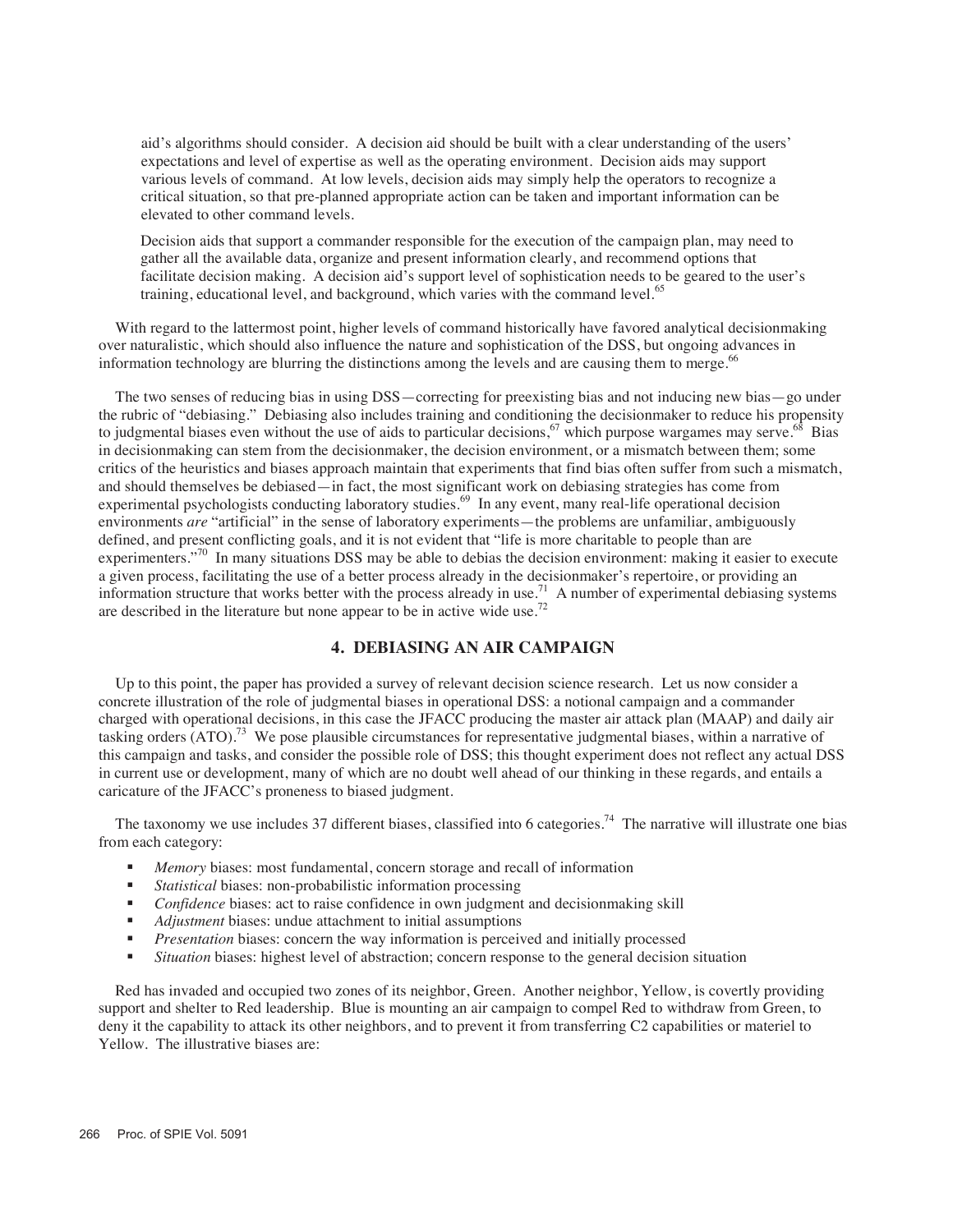aid's algorithms should consider. A decision aid should be built with a clear understanding of the users' expectations and level of expertise as well as the operating environment. Decision aids may support various levels of command. At low levels, decision aids may simply help the operators to recognize a critical situation, so that pre-planned appropriate action can be taken and important information can be elevated to other command levels.

> Decision aids that support a commander responsible for the execution of the campaign plan, may need to gather all the available data, organize and present information clearly, and recommend options that facilitate decision making. A decision aid's support level of sophistication needs to be geared to the user's training, educational level, and background, which varies with the command level.[65]

With regard to the lattermost point, higher levels of command historically have favored analytical decisionmaking over naturalistic, which should also influence the nature and sophistication of the DSS, but ongoing advances in information technology are blurring the distinctions among the levels and are causing them to merge.[66]

The two senses of reducing bias in using DSS—correcting for preexisting bias and not inducing new bias—go under the rubric of "debiasing." Debiasing also includes training and conditioning the decisionmaker to reduce his propensity to judgmental biases even without the use of aids to particular decisions,[67] which purpose wargames may serve.[68] Bias in decisionmaking can stem from the decisionmaker, the decision environment, or a mismatch between them; some critics of the heuristics and biases approach maintain that experiments that find bias often suffer from such a mismatch, and should themselves be debiased—in fact, the most significant work on debiasing strategies has come from experimental psychologists conducting laboratory studies.[69] In any event, many real-life operational decision environments *are* "artificial" in the sense of laboratory experiments—the problems are unfamiliar, ambiguously defined, and present conflicting goals, and it is not evident that "life is more charitable to people than are experimenters."[70] In many situations DSS may be able to debias the decision environment: making it easier to execute a given process, facilitating the use of a better process already in the decisionmaker's repertoire, or providing an information structure that works better with the process already in use.[71] A number of experimental debiasing systems are described in the literature but none appear to be in active wide use.[72]

## 4. DEBIASING AN AIR CAMPAIGN

Up to this point, the paper has provided a survey of relevant decision science research. Let us now consider a concrete illustration of the role of judgmental biases in operational DSS: a notional campaign and a commander charged with operational decisions, in this case the JFACC producing the master air attack plan (MAAP) and daily air tasking orders (ATO).[73] We pose plausible circumstances for representative judgmental biases, within a narrative of this campaign and tasks, and consider the possible role of DSS; this thought experiment does not reflect any actual DSS in current use or development, many of which are no doubt well ahead of our thinking in these regards, and entails a caricature of the JFACC's proneness to biased judgment.

The taxonomy we use includes 37 different biases, classified into 6 categories.[74] The narrative will illustrate one bias from each category:

- *Memory* biases: most fundamental, concern storage and recall of information
- *Statistical* biases: non-probabilistic information processing
- *Confidence* biases: act to raise confidence in own judgment and decisionmaking skill
- *Adjustment* biases: undue attachment to initial assumptions
- *Presentation* biases: concern the way information is perceived and initially processed
- *Situation* biases: highest level of abstraction; concern response to the general decision situation

Red has invaded and occupied two zones of its neighbor, Green. Another neighbor, Yellow, is covertly providing support and shelter to Red leadership. Blue is mounting an air campaign to compel Red to withdraw from Green, to deny it the capability to attack its other neighbors, and to prevent it from transferring C2 capabilities or materiel to Yellow. The illustrative biases are: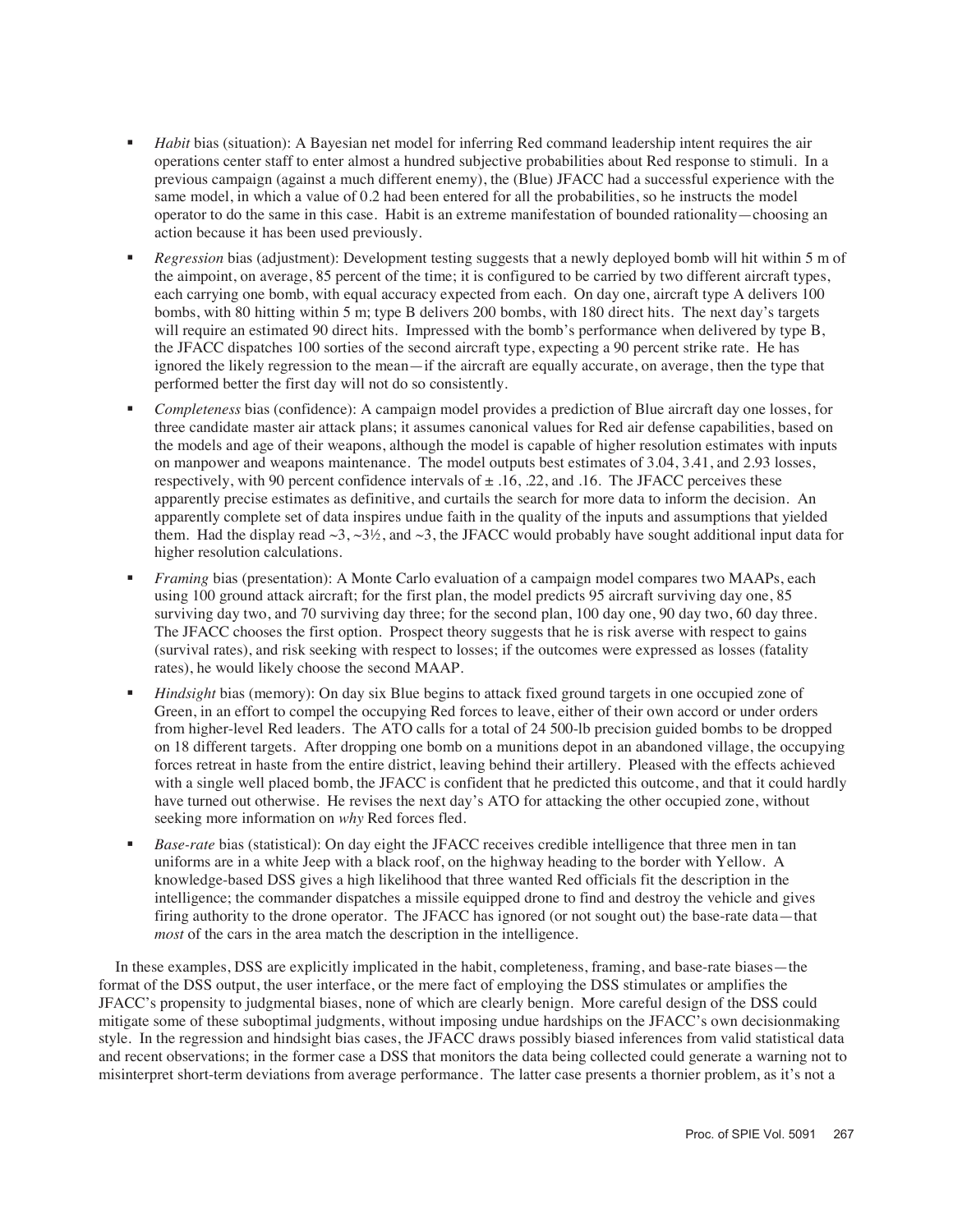- *Habit* bias (situation): A Bayesian net model for inferring Red command leadership intent requires the air operations center staff to enter almost a hundred subjective probabilities about Red response to stimuli. In a previous campaign (against a much different enemy), the (Blue) JFACC had a successful experience with the same model, in which a value of 0.2 had been entered for all the probabilities, so he instructs the model operator to do the same in this case. Habit is an extreme manifestation of bounded rationality—choosing an action because it has been used previously.
- *Regression* bias (adjustment): Development testing suggests that a newly deployed bomb will hit within 5 m of the aimpoint, on average, 85 percent of the time; it is configured to be carried by two different aircraft types, each carrying one bomb, with equal accuracy expected from each. On day one, aircraft type A delivers 100 bombs, with 80 hitting within 5 m; type B delivers 200 bombs, with 180 direct hits. The next day's targets will require an estimated 90 direct hits. Impressed with the bomb's performance when delivered by type B, the JFACC dispatches 100 sorties of the second aircraft type, expecting a 90 percent strike rate. He has ignored the likely regression to the mean—if the aircraft are equally accurate, on average, then the type that performed better the first day will not do so consistently.
- *Completeness* bias (confidence): A campaign model provides a prediction of Blue aircraft day one losses, for three candidate master air attack plans; it assumes canonical values for Red air defense capabilities, based on the models and age of their weapons, although the model is capable of higher resolution estimates with inputs on manpower and weapons maintenance. The model outputs best estimates of 3.04, 3.41, and 2.93 losses, respectively, with 90 percent confidence intervals of ± .16, .22, and .16. The JFACC perceives these apparently precise estimates as definitive, and curtails the search for more data to inform the decision. An apparently complete set of data inspires undue faith in the quality of the inputs and assumptions that yielded them. Had the display read ~3, ~3½, and ~3, the JFACC would probably have sought additional input data for higher resolution calculations.
- *Framing* bias (presentation): A Monte Carlo evaluation of a campaign model compares two MAAPs, each using 100 ground attack aircraft; for the first plan, the model predicts 95 aircraft surviving day one, 85 surviving day two, and 70 surviving day three; for the second plan, 100 day one, 90 day two, 60 day three. The JFACC chooses the first option. Prospect theory suggests that he is risk averse with respect to gains (survival rates), and risk seeking with respect to losses; if the outcomes were expressed as losses (fatality rates), he would likely choose the second MAAP.
- *Hindsight* bias (memory): On day six Blue begins to attack fixed ground targets in one occupied zone of Green, in an effort to compel the occupying Red forces to leave, either of their own accord or under orders from higher-level Red leaders. The ATO calls for a total of 24 500-lb precision guided bombs to be dropped on 18 different targets. After dropping one bomb on a munitions depot in an abandoned village, the occupying forces retreat in haste from the entire district, leaving behind their artillery. Pleased with the effects achieved with a single well placed bomb, the JFACC is confident that he predicted this outcome, and that it could hardly have turned out otherwise. He revises the next day's ATO for attacking the other occupied zone, without seeking more information on *why* Red forces fled.
- *Base-rate* bias (statistical): On day eight the JFACC receives credible intelligence that three men in tan uniforms are in a white Jeep with a black roof, on the highway heading to the border with Yellow. A knowledge-based DSS gives a high likelihood that three wanted Red officials fit the description in the intelligence; the commander dispatches a missile equipped drone to find and destroy the vehicle and gives firing authority to the drone operator. The JFACC has ignored (or not sought out) the base-rate data—that *most* of the cars in the area match the description in the intelligence.

In these examples, DSS are explicitly implicated in the habit, completeness, framing, and base-rate biases—the format of the DSS output, the user interface, or the mere fact of employing the DSS stimulates or amplifies the JFACC's propensity to judgmental biases, none of which are clearly benign. More careful design of the DSS could mitigate some of these suboptimal judgments, without imposing undue hardships on the JFACC's own decisionmaking style. In the regression and hindsight bias cases, the JFACC draws possibly biased inferences from valid statistical data and recent observations; in the former case a DSS that monitors the data being collected could generate a warning not to misinterpret short-term deviations from average performance. The latter case presents a thornier problem, as it's not a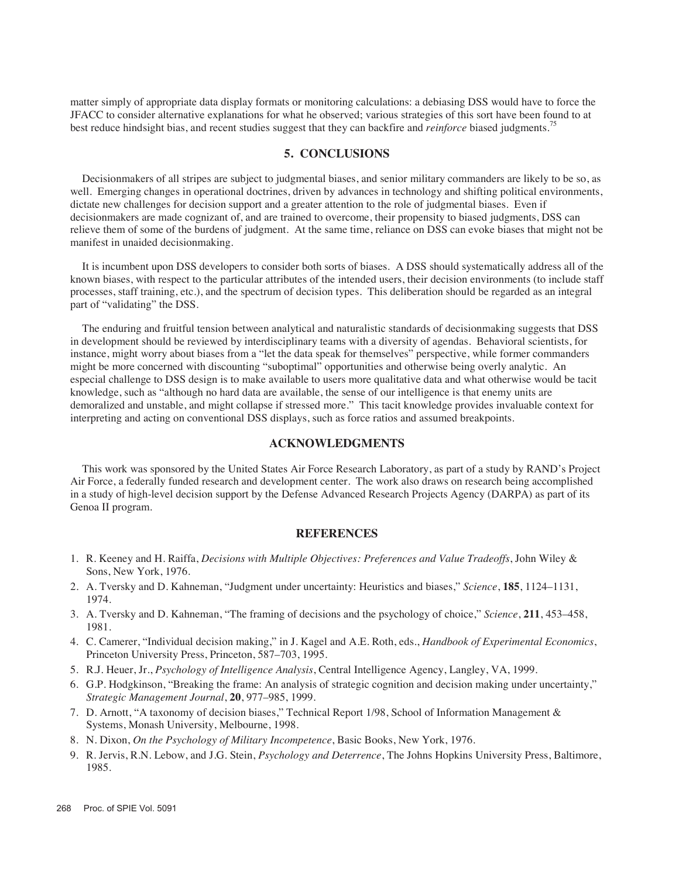matter simply of appropriate data display formats or monitoring calculations: a debiasing DSS would have to force the JFACC to consider alternative explanations for what he observed; various strategies of this sort have been found to at best reduce hindsight bias, and recent studies suggest that they can backfire and *reinforce* biased judgments.[75]

## 5. CONCLUSIONS

Decisionmakers of all stripes are subject to judgmental biases, and senior military commanders are likely to be so, as well. Emerging changes in operational doctrines, driven by advances in technology and shifting political environments, dictate new challenges for decision support and a greater attention to the role of judgmental biases. Even if decisionmakers are made cognizant of, and are trained to overcome, their propensity to biased judgments, DSS can relieve them of some of the burdens of judgment. At the same time, reliance on DSS can evoke biases that might not be manifest in unaided decisionmaking.

It is incumbent upon DSS developers to consider both sorts of biases. A DSS should systematically address all of the known biases, with respect to the particular attributes of the intended users, their decision environments (to include staff processes, staff training, etc.), and the spectrum of decision types. This deliberation should be regarded as an integral part of "validating" the DSS.

The enduring and fruitful tension between analytical and naturalistic standards of decisionmaking suggests that DSS in development should be reviewed by interdisciplinary teams with a diversity of agendas. Behavioral scientists, for instance, might worry about biases from a "let the data speak for themselves" perspective, while former commanders might be more concerned with discounting "suboptimal" opportunities and otherwise being overly analytic. An especial challenge to DSS design is to make available to users more qualitative data and what otherwise would be tacit knowledge, such as "although no hard data are available, the sense of our intelligence is that enemy units are demoralized and unstable, and might collapse if stressed more." This tacit knowledge provides invaluable context for interpreting and acting on conventional DSS displays, such as force ratios and assumed breakpoints.

## ACKNOWLEDGMENTS

This work was sponsored by the United States Air Force Research Laboratory, as part of a study by RAND's Project Air Force, a federally funded research and development center. The work also draws on research being accomplished in a study of high-level decision support by the Defense Advanced Research Projects Agency (DARPA) as part of its Genoa II program.

## REFERENCES

1. R. Keeney and H. Raiffa, *Decisions with Multiple Objectives: Preferences and Value Tradeoffs*, John Wiley & Sons, New York, 1976.
2. A. Tversky and D. Kahneman, "Judgment under uncertainty: Heuristics and biases," *Science*, **185**, 1124–1131, 1974.
3. A. Tversky and D. Kahneman, "The framing of decisions and the psychology of choice," *Science*, **211**, 453–458, 1981.
4. C. Camerer, "Individual decision making," in J. Kagel and A.E. Roth, eds., *Handbook of Experimental Economics*, Princeton University Press, Princeton, 587–703, 1995.
5. R.J. Heuer, Jr., *Psychology of Intelligence Analysis*, Central Intelligence Agency, Langley, VA, 1999.
6. G.P. Hodgkinson, "Breaking the frame: An analysis of strategic cognition and decision making under uncertainty," *Strategic Management Journal*, **20**, 977–985, 1999.
7. D. Arnott, "A taxonomy of decision biases," Technical Report 1/98, School of Information Management & Systems, Monash University, Melbourne, 1998.
8. N. Dixon, *On the Psychology of Military Incompetence*, Basic Books, New York, 1976.
9. R. Jervis, R.N. Lebow, and J.G. Stein, *Psychology and Deterrence*, The Johns Hopkins University Press, Baltimore, 1985.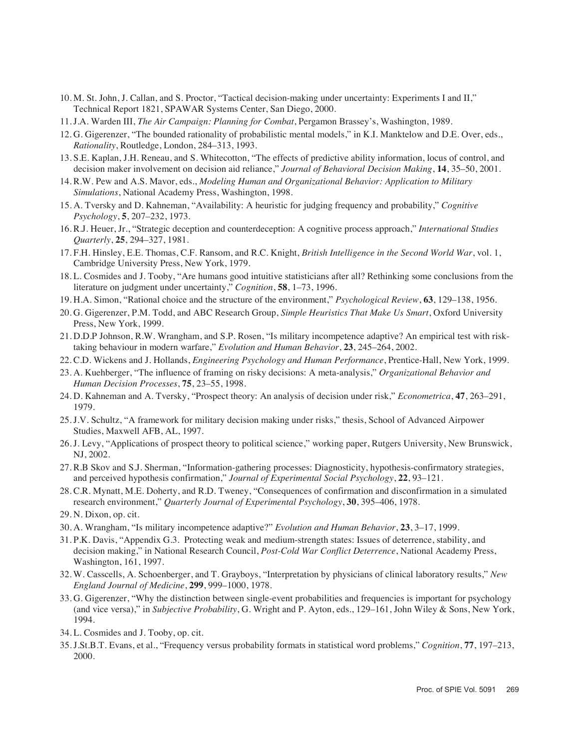10. M. St. John, J. Callan, and S. Proctor, "Tactical decision-making under uncertainty: Experiments I and II," Technical Report 1821, SPAWAR Systems Center, San Diego, 2000.
11. J.A. Warden III, *The Air Campaign: Planning for Combat*, Pergamon Brassey's, Washington, 1989.
12. G. Gigerenzer, "The bounded rationality of probabilistic mental models," in K.I. Manktelow and D.E. Over, eds., *Rationality*, Routledge, London, 284–313, 1993.
13. S.E. Kaplan, J.H. Reneau, and S. Whitecotton, "The effects of predictive ability information, locus of control, and decision maker involvement on decision aid reliance," *Journal of Behavioral Decision Making*, **14**, 35–50, 2001.
14. R.W. Pew and A.S. Mavor, eds., *Modeling Human and Organizational Behavior: Application to Military Simulations*, National Academy Press, Washington, 1998.
15. A. Tversky and D. Kahneman, "Availability: A heuristic for judging frequency and probability," *Cognitive Psychology*, **5**, 207–232, 1973.
16. R.J. Heuer, Jr., "Strategic deception and counterdeception: A cognitive process approach," *International Studies Quarterly*, **25**, 294–327, 1981.
17. F.H. Hinsley, E.E. Thomas, C.F. Ransom, and R.C. Knight, *British Intelligence in the Second World War*, vol. 1, Cambridge University Press, New York, 1979.
18. L. Cosmides and J. Tooby, "Are humans good intuitive statisticians after all? Rethinking some conclusions from the literature on judgment under uncertainty," *Cognition*, **58**, 1–73, 1996.
19. H.A. Simon, "Rational choice and the structure of the environment," *Psychological Review*, **63**, 129–138, 1956.
20. G. Gigerenzer, P.M. Todd, and ABC Research Group, *Simple Heuristics That Make Us Smart*, Oxford University Press, New York, 1999.
21. D.D.P Johnson, R.W. Wrangham, and S.P. Rosen, "Is military incompetence adaptive? An empirical test with risk-taking behaviour in modern warfare," *Evolution and Human Behavior*, **23**, 245–264, 2002.
22. C.D. Wickens and J. Hollands, *Engineering Psychology and Human Performance*, Prentice-Hall, New York, 1999.
23. A. Kuehberger, "The influence of framing on risky decisions: A meta-analysis," *Organizational Behavior and Human Decision Processes*, **75**, 23–55, 1998.
24. D. Kahneman and A. Tversky, "Prospect theory: An analysis of decision under risk," *Econometrica*, **47**, 263–291, 1979.
25. J.V. Schultz, "A framework for military decision making under risks," thesis, School of Advanced Airpower Studies, Maxwell AFB, AL, 1997.
26. J. Levy, "Applications of prospect theory to political science," working paper, Rutgers University, New Brunswick, NJ, 2002.
27. R.B Skov and S.J. Sherman, "Information-gathering processes: Diagnosticity, hypothesis-confirmatory strategies, and perceived hypothesis confirmation," *Journal of Experimental Social Psychology*, **22**, 93–121.
28. C.R. Mynatt, M.E. Doherty, and R.D. Tweney, "Consequences of confirmation and disconfirmation in a simulated research environment," *Quarterly Journal of Experimental Psychology*, **30**, 395–406, 1978.
29. N. Dixon, op. cit.
30. A. Wrangham, "Is military incompetence adaptive?" *Evolution and Human Behavior*, **23**, 3–17, 1999.
31. P.K. Davis, "Appendix G.3. Protecting weak and medium-strength states: Issues of deterrence, stability, and decision making," in National Research Council, *Post-Cold War Conflict Deterrence*, National Academy Press, Washington, 161, 1997.
32. W. Casscells, A. Schoenberger, and T. Grayboys, "Interpretation by physicians of clinical laboratory results," *New England Journal of Medicine*, **299**, 999–1000, 1978.
33. G. Gigerenzer, "Why the distinction between single-event probabilities and frequencies is important for psychology (and vice versa)," in *Subjective Probability*, G. Wright and P. Ayton, eds., 129–161, John Wiley & Sons, New York, 1994.
34. L. Cosmides and J. Tooby, op. cit.
35. J.St.B.T. Evans, et al., "Frequency versus probability formats in statistical word problems," *Cognition*, **77**, 197–213, 2000.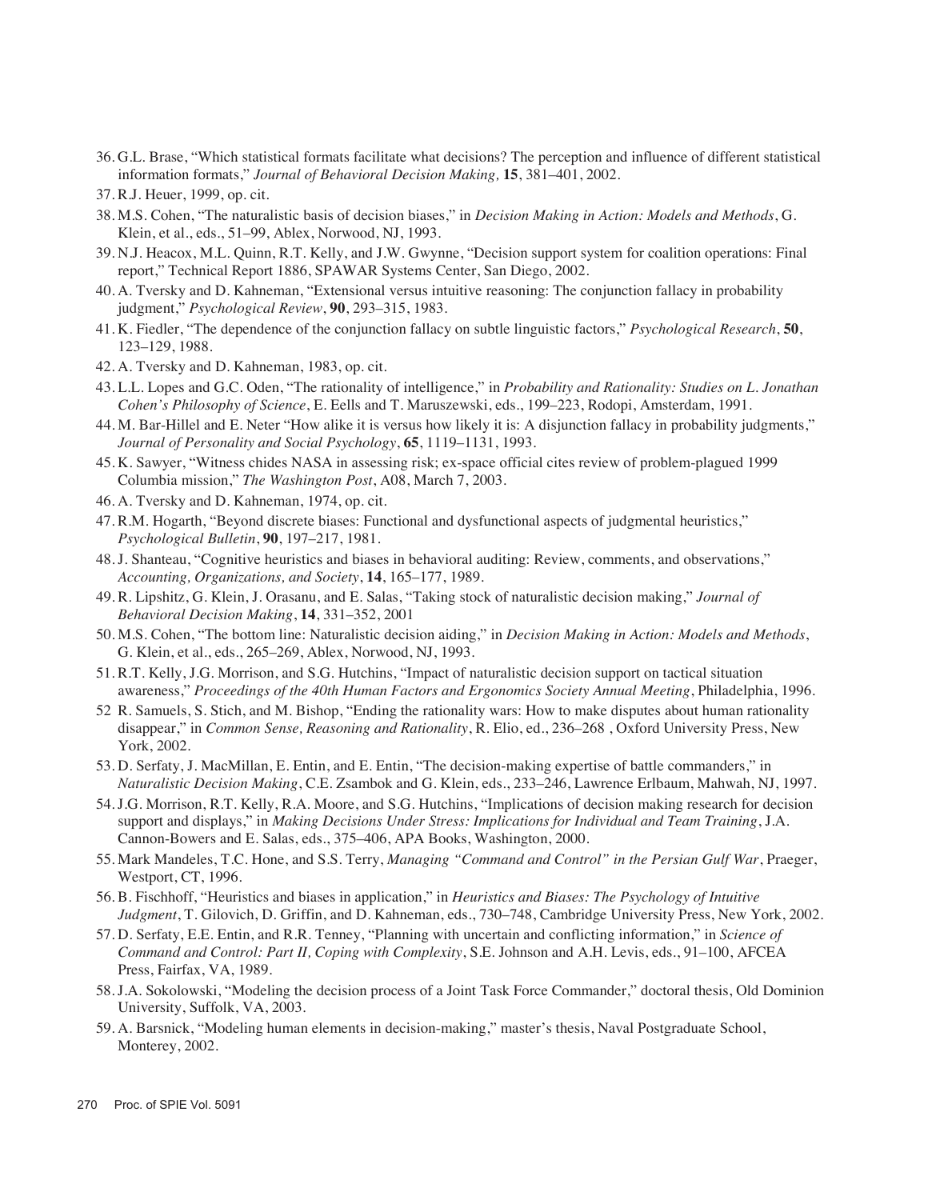36. G.L. Brase, "Which statistical formats facilitate what decisions? The perception and influence of different statistical information formats," *Journal of Behavioral Decision Making,* **15**, 381–401, 2002.
37. R.J. Heuer, 1999, op. cit.
38. M.S. Cohen, "The naturalistic basis of decision biases," in *Decision Making in Action: Models and Methods*, G. Klein, et al., eds., 51–99, Ablex, Norwood, NJ, 1993.
39. N.J. Heacox, M.L. Quinn, R.T. Kelly, and J.W. Gwynne, "Decision support system for coalition operations: Final report," Technical Report 1886, SPAWAR Systems Center, San Diego, 2002.
40. A. Tversky and D. Kahneman, "Extensional versus intuitive reasoning: The conjunction fallacy in probability judgment," *Psychological Review*, **90**, 293–315, 1983.
41. K. Fiedler, "The dependence of the conjunction fallacy on subtle linguistic factors," *Psychological Research*, **50**, 123–129, 1988.
42. A. Tversky and D. Kahneman, 1983, op. cit.
43. L.L. Lopes and G.C. Oden, "The rationality of intelligence," in *Probability and Rationality: Studies on L. Jonathan Cohen's Philosophy of Science*, E. Eells and T. Maruszewski, eds., 199–223, Rodopi, Amsterdam, 1991.
44. M. Bar-Hillel and E. Neter "How alike it is versus how likely it is: A disjunction fallacy in probability judgments," *Journal of Personality and Social Psychology*, **65**, 1119–1131, 1993.
45. K. Sawyer, "Witness chides NASA in assessing risk; ex-space official cites review of problem-plagued 1999 Columbia mission," *The Washington Post*, A08, March 7, 2003.
46. A. Tversky and D. Kahneman, 1974, op. cit.
47. R.M. Hogarth, "Beyond discrete biases: Functional and dysfunctional aspects of judgmental heuristics," *Psychological Bulletin*, **90**, 197–217, 1981.
48. J. Shanteau, "Cognitive heuristics and biases in behavioral auditing: Review, comments, and observations," *Accounting, Organizations, and Society*, **14**, 165–177, 1989.
49. R. Lipshitz, G. Klein, J. Orasanu, and E. Salas, "Taking stock of naturalistic decision making," *Journal of Behavioral Decision Making*, **14**, 331–352, 2001
50. M.S. Cohen, "The bottom line: Naturalistic decision aiding," in *Decision Making in Action: Models and Methods*, G. Klein, et al., eds., 265–269, Ablex, Norwood, NJ, 1993.
51. R.T. Kelly, J.G. Morrison, and S.G. Hutchins, "Impact of naturalistic decision support on tactical situation awareness," *Proceedings of the 40th Human Factors and Ergonomics Society Annual Meeting*, Philadelphia, 1996.
52. R. Samuels, S. Stich, and M. Bishop, "Ending the rationality wars: How to make disputes about human rationality disappear," in *Common Sense, Reasoning and Rationality*, R. Elio, ed., 236–268 , Oxford University Press, New York, 2002.
53. D. Serfaty, J. MacMillan, E. Entin, and E. Entin, "The decision-making expertise of battle commanders," in *Naturalistic Decision Making*, C.E. Zsambok and G. Klein, eds., 233–246, Lawrence Erlbaum, Mahwah, NJ, 1997.
54. J.G. Morrison, R.T. Kelly, R.A. Moore, and S.G. Hutchins, "Implications of decision making research for decision support and displays," in *Making Decisions Under Stress: Implications for Individual and Team Training*, J.A. Cannon-Bowers and E. Salas, eds., 375–406, APA Books, Washington, 2000.
55. Mark Mandeles, T.C. Hone, and S.S. Terry, *Managing "Command and Control" in the Persian Gulf War*, Praeger, Westport, CT, 1996.
56. B. Fischhoff, "Heuristics and biases in application," in *Heuristics and Biases: The Psychology of Intuitive Judgment*, T. Gilovich, D. Griffin, and D. Kahneman, eds., 730–748, Cambridge University Press, New York, 2002.
57. D. Serfaty, E.E. Entin, and R.R. Tenney, "Planning with uncertain and conflicting information," in *Science of Command and Control: Part II, Coping with Complexity*, S.E. Johnson and A.H. Levis, eds., 91–100, AFCEA Press, Fairfax, VA, 1989.
58. J.A. Sokolowski, "Modeling the decision process of a Joint Task Force Commander," doctoral thesis, Old Dominion University, Suffolk, VA, 2003.
59. A. Barsnick, "Modeling human elements in decision-making," master's thesis, Naval Postgraduate School, Monterey, 2002.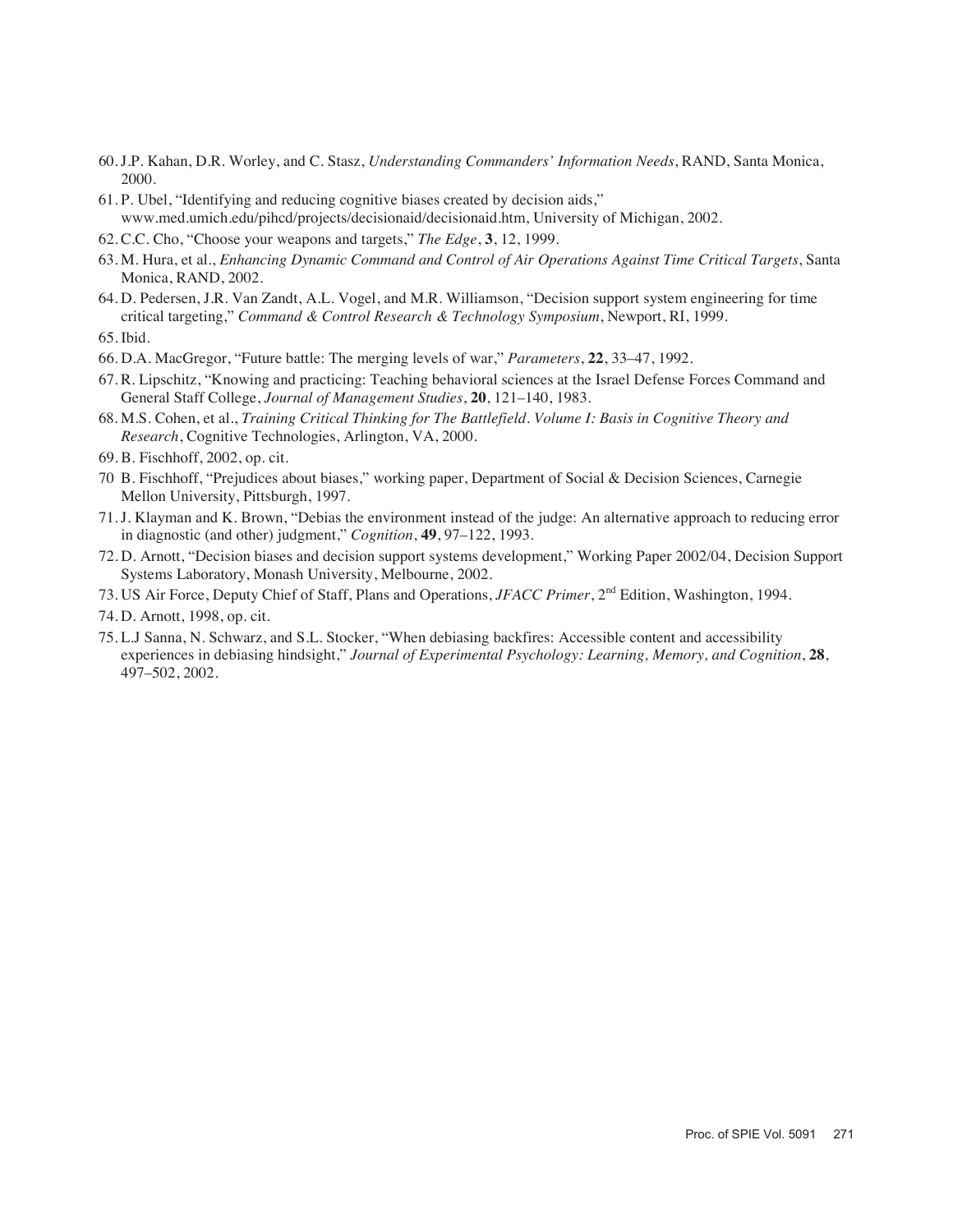60. J.P. Kahan, D.R. Worley, and C. Stasz, *Understanding Commanders' Information Needs*, RAND, Santa Monica, 2000.
61. P. Ubel, "Identifying and reducing cognitive biases created by decision aids," www.med.umich.edu/pihcd/projects/decisionaid/decisionaid.htm, University of Michigan, 2002.
62. C.C. Cho, "Choose your weapons and targets," *The Edge*, **3**, 12, 1999.
63. M. Hura, et al., *Enhancing Dynamic Command and Control of Air Operations Against Time Critical Targets*, Santa Monica, RAND, 2002.
64. D. Pedersen, J.R. Van Zandt, A.L. Vogel, and M.R. Williamson, "Decision support system engineering for time critical targeting," *Command & Control Research & Technology Symposium*, Newport, RI, 1999.
65. Ibid.
66. D.A. MacGregor, "Future battle: The merging levels of war," *Parameters*, **22**, 33–47, 1992.
67. R. Lipschitz, "Knowing and practicing: Teaching behavioral sciences at the Israel Defense Forces Command and General Staff College, *Journal of Management Studies*, **20**, 121–140, 1983.
68. M.S. Cohen, et al., *Training Critical Thinking for The Battlefield. Volume I: Basis in Cognitive Theory and Research*, Cognitive Technologies, Arlington, VA, 2000.
69. B. Fischhoff, 2002, op. cit.
70. B. Fischhoff, "Prejudices about biases," working paper, Department of Social & Decision Sciences, Carnegie Mellon University, Pittsburgh, 1997.
71. J. Klayman and K. Brown, "Debias the environment instead of the judge: An alternative approach to reducing error in diagnostic (and other) judgment," *Cognition*, **49**, 97–122, 1993.
72. D. Arnott, "Decision biases and decision support systems development," Working Paper 2002/04, Decision Support Systems Laboratory, Monash University, Melbourne, 2002.
73. US Air Force, Deputy Chief of Staff, Plans and Operations, *JFACC Primer*, 2nd Edition, Washington, 1994.
74. D. Arnott, 1998, op. cit.
75. L.J Sanna, N. Schwarz, and S.L. Stocker, "When debiasing backfires: Accessible content and accessibility experiences in debiasing hindsight," *Journal of Experimental Psychology: Learning, Memory, and Cognition*, **28**, 497–502, 2002.